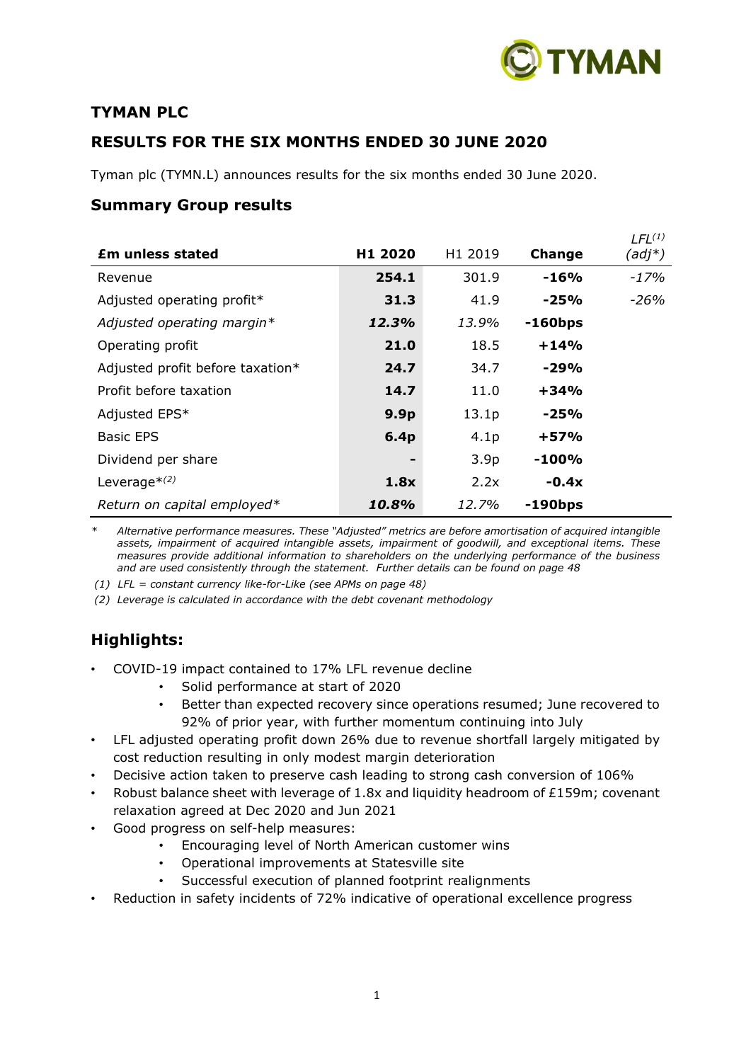# TYMAN PLC

## RESULTS FOR THE SIX MONTHS ENDED 30 JUNE 2020

Tyman plc (TYMN.L) announces results for the six months ended 30 June 2020.

## Summary Group results

| **£m unless stated** | **H1 2020** | H1 2019 | **Change** | *LFL[1] (adj*)* |
|---|---|---|---|---|
| Revenue | **254.1** | 301.9 | **-16%** | *-17%* |
| Adjusted operating profit* | **31.3** | 41.9 | **-25%** | *-26%* |
| *Adjusted operating margin** | ***12.3%*** | *13.9%* | **-160bps** | |
| Operating profit | **21.0** | 18.5 | **+14%** | |
| Adjusted profit before taxation* | **24.7** | 34.7 | **-29%** | |
| Profit before taxation | **14.7** | 11.0 | **+34%** | |
| Adjusted EPS* | **9.9p** | 13.1p | **-25%** | |
| Basic EPS | **6.4p** | 4.1p | **+57%** | |
| Dividend per share | **-** | 3.9p | **-100%** | |
| Leverage*[2] | **1.8x** | 2.2x | **-0.4x** | |
| *Return on capital employed** | ***10.8%*** | *12.7%* | **-190bps** | |

\* *Alternative performance measures. These "Adjusted" metrics are before amortisation of acquired intangible assets, impairment of acquired intangible assets, impairment of goodwill, and exceptional items. These measures provide additional information to shareholders on the underlying performance of the business and are used consistently through the statement. Further details can be found on page 48*

*(1) LFL = constant currency like-for-Like (see APMs on page 48)*

*(2) Leverage is calculated in accordance with the debt covenant methodology*

## Highlights:

- COVID-19 impact contained to 17% LFL revenue decline
  - Solid performance at start of 2020
  - Better than expected recovery since operations resumed; June recovered to 92% of prior year, with further momentum continuing into July
- LFL adjusted operating profit down 26% due to revenue shortfall largely mitigated by cost reduction resulting in only modest margin deterioration
- Decisive action taken to preserve cash leading to strong cash conversion of 106%
- Robust balance sheet with leverage of 1.8x and liquidity headroom of £159m; covenant relaxation agreed at Dec 2020 and Jun 2021
- Good progress on self-help measures:
  - Encouraging level of North American customer wins
  - Operational improvements at Statesville site
  - Successful execution of planned footprint realignments
- Reduction in safety incidents of 72% indicative of operational excellence progress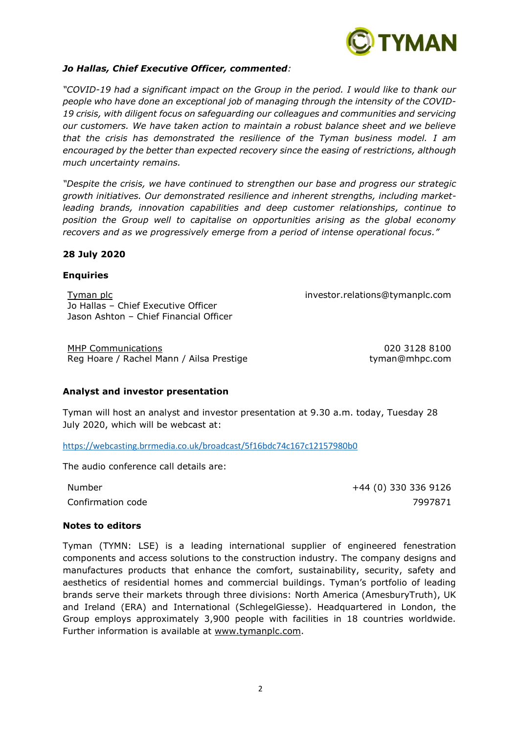***Jo Hallas, Chief Executive Officer, commented**:*

*"COVID-19 had a significant impact on the Group in the period. I would like to thank our people who have done an exceptional job of managing through the intensity of the COVID-19 crisis, with diligent focus on safeguarding our colleagues and communities and servicing our customers. We have taken action to maintain a robust balance sheet and we believe that the crisis has demonstrated the resilience of the Tyman business model. I am encouraged by the better than expected recovery since the easing of restrictions, although much uncertainty remains.*

*"Despite the crisis, we have continued to strengthen our base and progress our strategic growth initiatives. Our demonstrated resilience and inherent strengths, including market-leading brands, innovation capabilities and deep customer relationships, continue to position the Group well to capitalise on opportunities arising as the global economy recovers and as we progressively emerge from a period of intense operational focus."*

**28 July 2020**

**Enquiries**

| | |
|---|---|
| Tyman plc<br>Jo Hallas – Chief Executive Officer<br>Jason Ashton – Chief Financial Officer | investor.relations@tymanplc.com |
| MHP Communications<br>Reg Hoare / Rachel Mann / Ailsa Prestige | 020 3128 8100<br>tyman@mhpc.com |

**Analyst and investor presentation**

Tyman will host an analyst and investor presentation at 9.30 a.m. today, Tuesday 28 July 2020, which will be webcast at:

https://webcasting.brrmedia.co.uk/broadcast/5f16bdc74c167c12157980b0

The audio conference call details are:

| | |
|---|---|
| Number | +44 (0) 330 336 9126 |
| Confirmation code | 7997871 |

**Notes to editors**

Tyman (TYMN: LSE) is a leading international supplier of engineered fenestration components and access solutions to the construction industry. The company designs and manufactures products that enhance the comfort, sustainability, security, safety and aesthetics of residential homes and commercial buildings. Tyman's portfolio of leading brands serve their markets through three divisions: North America (AmesburyTruth), UK and Ireland (ERA) and International (SchlegelGiesse). Headquartered in London, the Group employs approximately 3,900 people with facilities in 18 countries worldwide. Further information is available at www.tymanplc.com.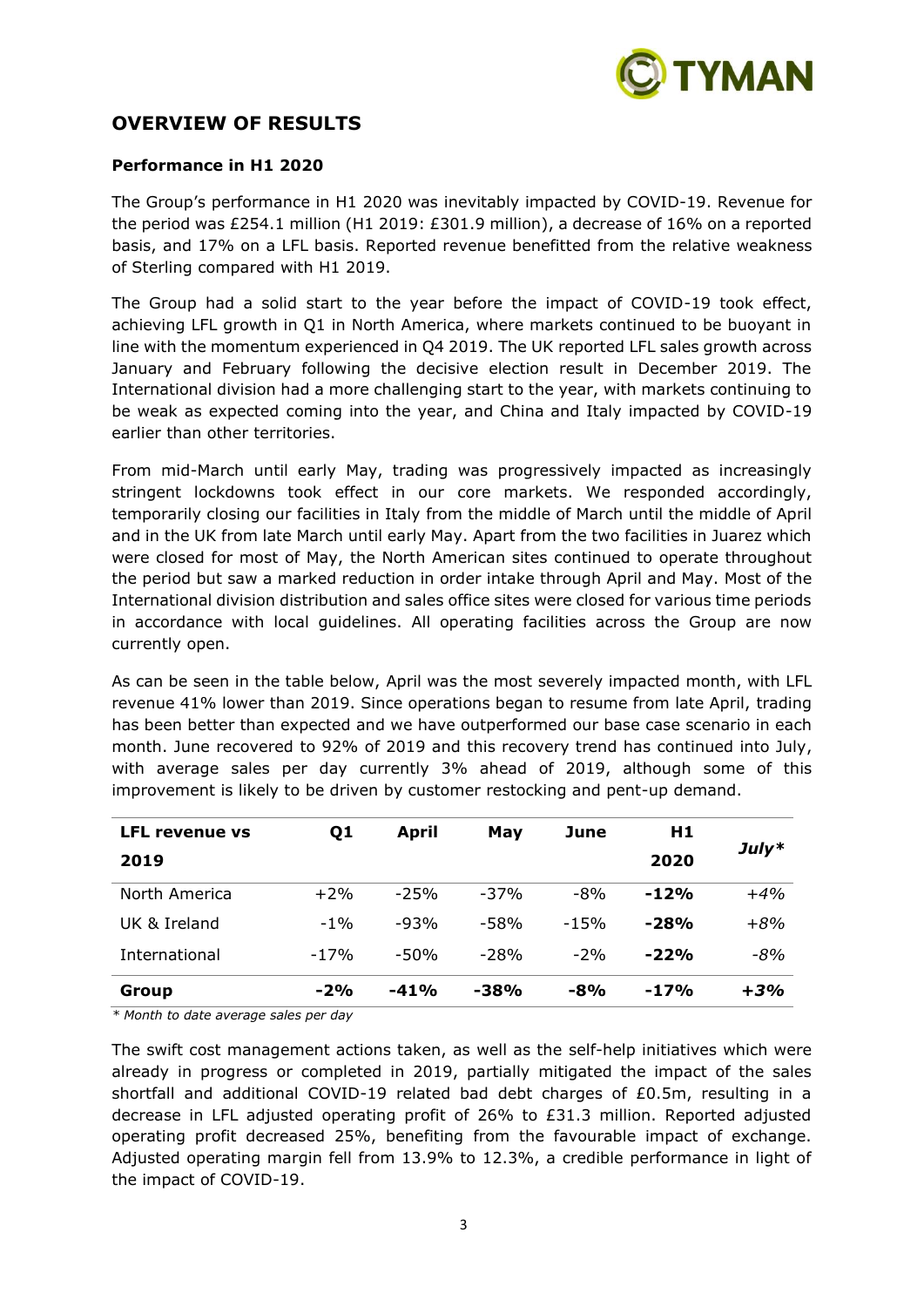## OVERVIEW OF RESULTS

### Performance in H1 2020

The Group's performance in H1 2020 was inevitably impacted by COVID-19. Revenue for the period was £254.1 million (H1 2019: £301.9 million), a decrease of 16% on a reported basis, and 17% on a LFL basis. Reported revenue benefitted from the relative weakness of Sterling compared with H1 2019.

The Group had a solid start to the year before the impact of COVID-19 took effect, achieving LFL growth in Q1 in North America, where markets continued to be buoyant in line with the momentum experienced in Q4 2019. The UK reported LFL sales growth across January and February following the decisive election result in December 2019. The International division had a more challenging start to the year, with markets continuing to be weak as expected coming into the year, and China and Italy impacted by COVID-19 earlier than other territories.

From mid-March until early May, trading was progressively impacted as increasingly stringent lockdowns took effect in our core markets. We responded accordingly, temporarily closing our facilities in Italy from the middle of March until the middle of April and in the UK from late March until early May. Apart from the two facilities in Juarez which were closed for most of May, the North American sites continued to operate throughout the period but saw a marked reduction in order intake through April and May. Most of the International division distribution and sales office sites were closed for various time periods in accordance with local guidelines. All operating facilities across the Group are now currently open.

As can be seen in the table below, April was the most severely impacted month, with LFL revenue 41% lower than 2019. Since operations began to resume from late April, trading has been better than expected and we have outperformed our base case scenario in each month. June recovered to 92% of 2019 and this recovery trend has continued into July, with average sales per day currently 3% ahead of 2019, although some of this improvement is likely to be driven by customer restocking and pent-up demand.

| LFL revenue vs 2019 | Q1 | April | May | June | H1 2020 | *July\** |
|---|---|---|---|---|---|---|
| North America | +2% | -25% | -37% | -8% | **-12%** | *+4%* |
| UK & Ireland | -1% | -93% | -58% | -15% | **-28%** | *+8%* |
| International | -17% | -50% | -28% | -2% | **-22%** | *-8%* |
| **Group** | **-2%** | **-41%** | **-38%** | **-8%** | **-17%** | ***+3%*** |

*\* Month to date average sales per day*

The swift cost management actions taken, as well as the self-help initiatives which were already in progress or completed in 2019, partially mitigated the impact of the sales shortfall and additional COVID-19 related bad debt charges of £0.5m, resulting in a decrease in LFL adjusted operating profit of 26% to £31.3 million. Reported adjusted operating profit decreased 25%, benefiting from the favourable impact of exchange. Adjusted operating margin fell from 13.9% to 12.3%, a credible performance in light of the impact of COVID-19.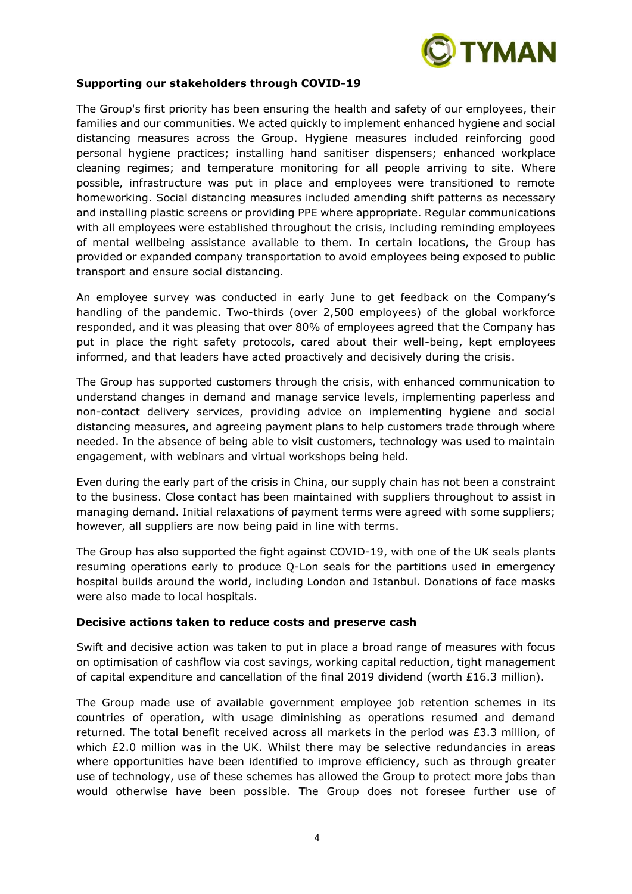**Supporting our stakeholders through COVID-19**

The Group's first priority has been ensuring the health and safety of our employees, their families and our communities. We acted quickly to implement enhanced hygiene and social distancing measures across the Group. Hygiene measures included reinforcing good personal hygiene practices; installing hand sanitiser dispensers; enhanced workplace cleaning regimes; and temperature monitoring for all people arriving to site. Where possible, infrastructure was put in place and employees were transitioned to remote homeworking. Social distancing measures included amending shift patterns as necessary and installing plastic screens or providing PPE where appropriate. Regular communications with all employees were established throughout the crisis, including reminding employees of mental wellbeing assistance available to them. In certain locations, the Group has provided or expanded company transportation to avoid employees being exposed to public transport and ensure social distancing.

An employee survey was conducted in early June to get feedback on the Company's handling of the pandemic. Two-thirds (over 2,500 employees) of the global workforce responded, and it was pleasing that over 80% of employees agreed that the Company has put in place the right safety protocols, cared about their well-being, kept employees informed, and that leaders have acted proactively and decisively during the crisis.

The Group has supported customers through the crisis, with enhanced communication to understand changes in demand and manage service levels, implementing paperless and non-contact delivery services, providing advice on implementing hygiene and social distancing measures, and agreeing payment plans to help customers trade through where needed. In the absence of being able to visit customers, technology was used to maintain engagement, with webinars and virtual workshops being held.

Even during the early part of the crisis in China, our supply chain has not been a constraint to the business. Close contact has been maintained with suppliers throughout to assist in managing demand. Initial relaxations of payment terms were agreed with some suppliers; however, all suppliers are now being paid in line with terms.

The Group has also supported the fight against COVID-19, with one of the UK seals plants resuming operations early to produce Q-Lon seals for the partitions used in emergency hospital builds around the world, including London and Istanbul. Donations of face masks were also made to local hospitals.

**Decisive actions taken to reduce costs and preserve cash**

Swift and decisive action was taken to put in place a broad range of measures with focus on optimisation of cashflow via cost savings, working capital reduction, tight management of capital expenditure and cancellation of the final 2019 dividend (worth £16.3 million).

The Group made use of available government employee job retention schemes in its countries of operation, with usage diminishing as operations resumed and demand returned. The total benefit received across all markets in the period was £3.3 million, of which £2.0 million was in the UK. Whilst there may be selective redundancies in areas where opportunities have been identified to improve efficiency, such as through greater use of technology, use of these schemes has allowed the Group to protect more jobs than would otherwise have been possible. The Group does not foresee further use of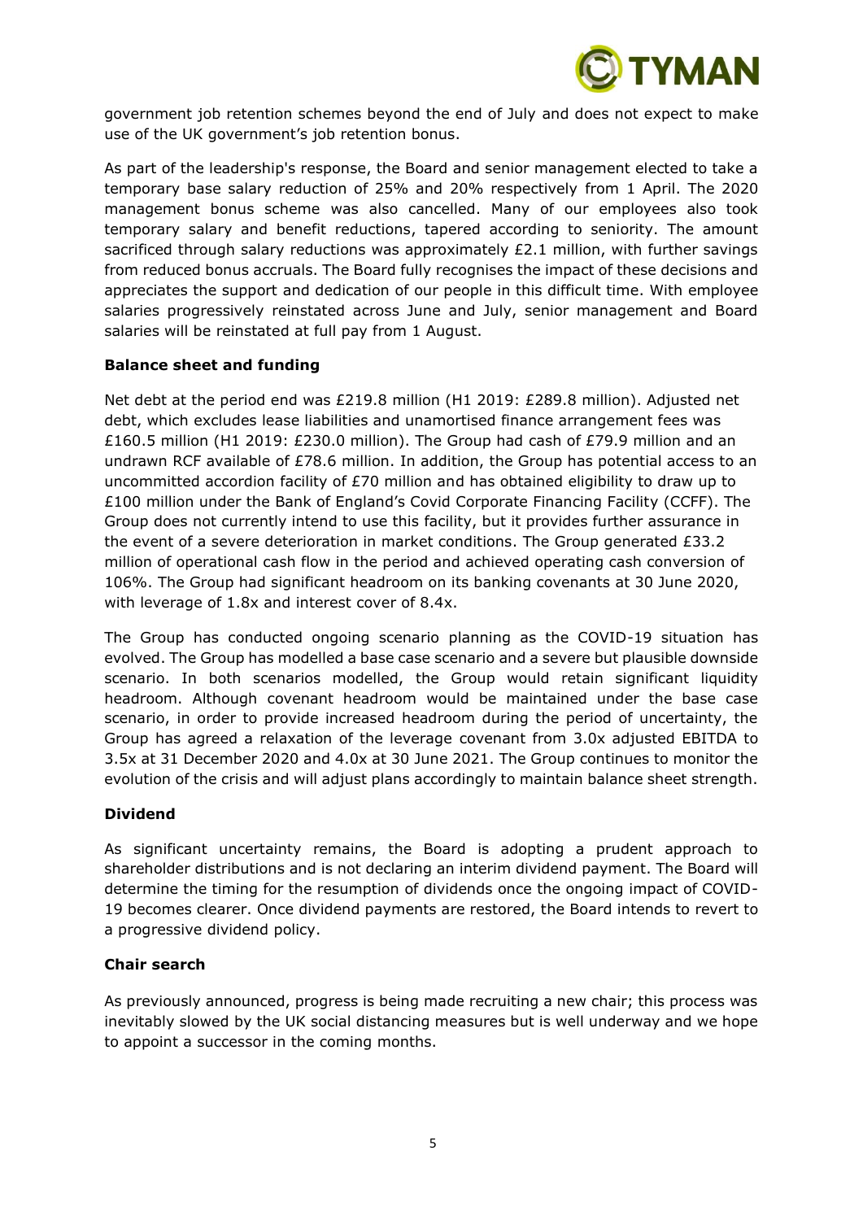government job retention schemes beyond the end of July and does not expect to make use of the UK government's job retention bonus.

As part of the leadership's response, the Board and senior management elected to take a temporary base salary reduction of 25% and 20% respectively from 1 April. The 2020 management bonus scheme was also cancelled. Many of our employees also took temporary salary and benefit reductions, tapered according to seniority. The amount sacrificed through salary reductions was approximately £2.1 million, with further savings from reduced bonus accruals. The Board fully recognises the impact of these decisions and appreciates the support and dedication of our people in this difficult time. With employee salaries progressively reinstated across June and July, senior management and Board salaries will be reinstated at full pay from 1 August.

**Balance sheet and funding**

Net debt at the period end was £219.8 million (H1 2019: £289.8 million). Adjusted net debt, which excludes lease liabilities and unamortised finance arrangement fees was £160.5 million (H1 2019: £230.0 million). The Group had cash of £79.9 million and an undrawn RCF available of £78.6 million. In addition, the Group has potential access to an uncommitted accordion facility of £70 million and has obtained eligibility to draw up to £100 million under the Bank of England's Covid Corporate Financing Facility (CCFF). The Group does not currently intend to use this facility, but it provides further assurance in the event of a severe deterioration in market conditions. The Group generated £33.2 million of operational cash flow in the period and achieved operating cash conversion of 106%. The Group had significant headroom on its banking covenants at 30 June 2020, with leverage of 1.8x and interest cover of 8.4x.

The Group has conducted ongoing scenario planning as the COVID-19 situation has evolved. The Group has modelled a base case scenario and a severe but plausible downside scenario. In both scenarios modelled, the Group would retain significant liquidity headroom. Although covenant headroom would be maintained under the base case scenario, in order to provide increased headroom during the period of uncertainty, the Group has agreed a relaxation of the leverage covenant from 3.0x adjusted EBITDA to 3.5x at 31 December 2020 and 4.0x at 30 June 2021. The Group continues to monitor the evolution of the crisis and will adjust plans accordingly to maintain balance sheet strength.

**Dividend**

As significant uncertainty remains, the Board is adopting a prudent approach to shareholder distributions and is not declaring an interim dividend payment. The Board will determine the timing for the resumption of dividends once the ongoing impact of COVID-19 becomes clearer. Once dividend payments are restored, the Board intends to revert to a progressive dividend policy.

**Chair search**

As previously announced, progress is being made recruiting a new chair; this process was inevitably slowed by the UK social distancing measures but is well underway and we hope to appoint a successor in the coming months.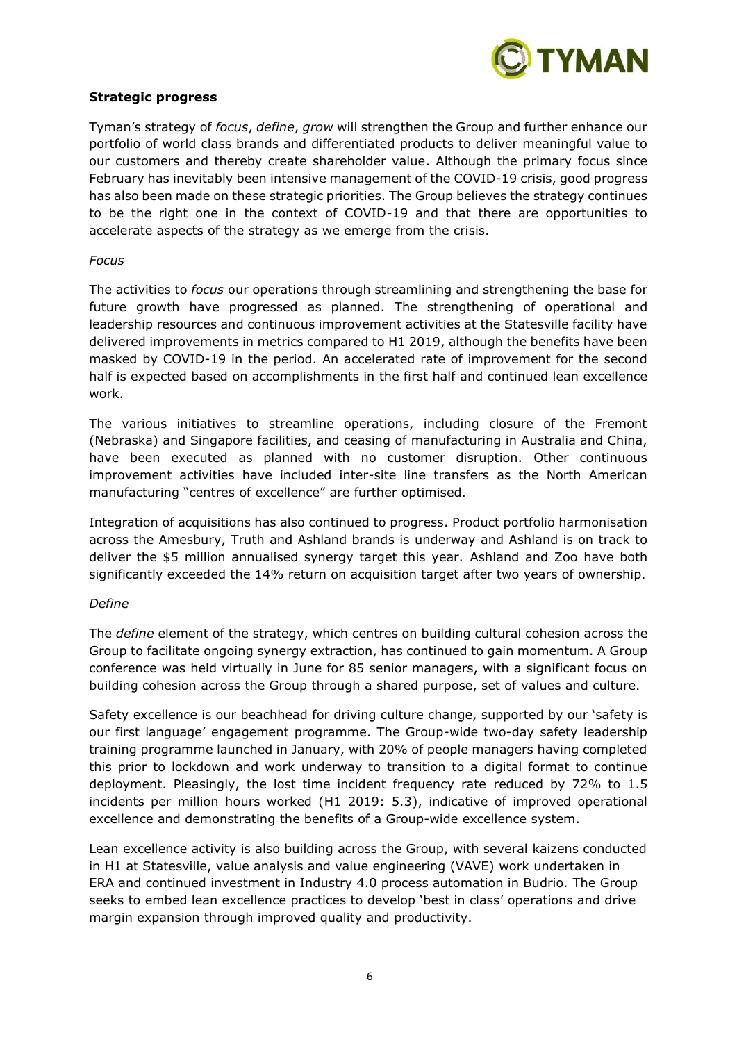**Strategic progress**

Tyman's strategy of *focus*, *define*, *grow* will strengthen the Group and further enhance our portfolio of world class brands and differentiated products to deliver meaningful value to our customers and thereby create shareholder value. Although the primary focus since February has inevitably been intensive management of the COVID-19 crisis, good progress has also been made on these strategic priorities. The Group believes the strategy continues to be the right one in the context of COVID-19 and that there are opportunities to accelerate aspects of the strategy as we emerge from the crisis.

*Focus*

The activities to *focus* our operations through streamlining and strengthening the base for future growth have progressed as planned. The strengthening of operational and leadership resources and continuous improvement activities at the Statesville facility have delivered improvements in metrics compared to H1 2019, although the benefits have been masked by COVID-19 in the period. An accelerated rate of improvement for the second half is expected based on accomplishments in the first half and continued lean excellence work.

The various initiatives to streamline operations, including closure of the Fremont (Nebraska) and Singapore facilities, and ceasing of manufacturing in Australia and China, have been executed as planned with no customer disruption. Other continuous improvement activities have included inter-site line transfers as the North American manufacturing "centres of excellence" are further optimised.

Integration of acquisitions has also continued to progress. Product portfolio harmonisation across the Amesbury, Truth and Ashland brands is underway and Ashland is on track to deliver the $5 million annualised synergy target this year. Ashland and Zoo have both significantly exceeded the 14% return on acquisition target after two years of ownership.

*Define*

The *define* element of the strategy, which centres on building cultural cohesion across the Group to facilitate ongoing synergy extraction, has continued to gain momentum. A Group conference was held virtually in June for 85 senior managers, with a significant focus on building cohesion across the Group through a shared purpose, set of values and culture.

Safety excellence is our beachhead for driving culture change, supported by our 'safety is our first language' engagement programme. The Group-wide two-day safety leadership training programme launched in January, with 20% of people managers having completed this prior to lockdown and work underway to transition to a digital format to continue deployment. Pleasingly, the lost time incident frequency rate reduced by 72% to 1.5 incidents per million hours worked (H1 2019: 5.3), indicative of improved operational excellence and demonstrating the benefits of a Group-wide excellence system.

Lean excellence activity is also building across the Group, with several kaizens conducted in H1 at Statesville, value analysis and value engineering (VAVE) work undertaken in ERA and continued investment in Industry 4.0 process automation in Budrio. The Group seeks to embed lean excellence practices to develop 'best in class' operations and drive margin expansion through improved quality and productivity.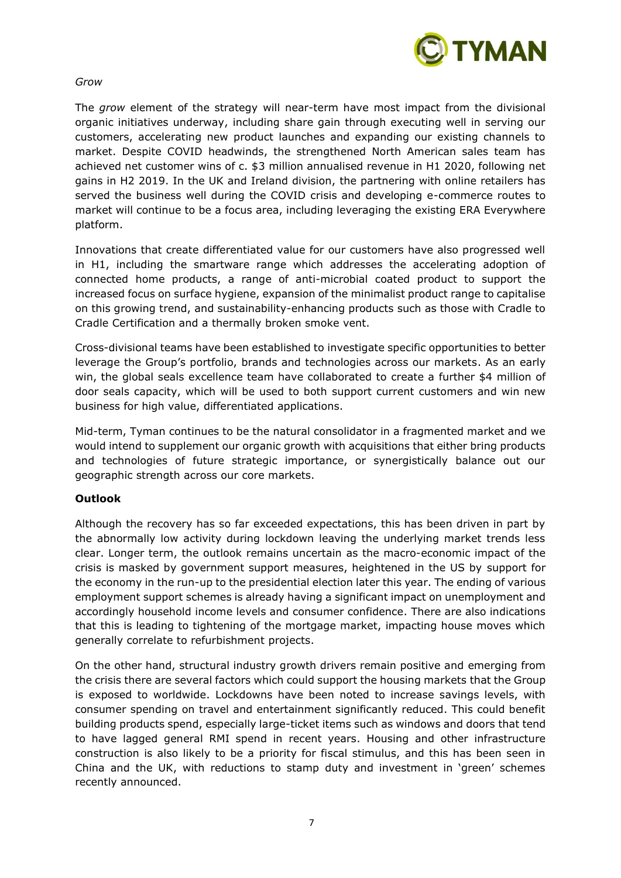*Grow*

The *grow* element of the strategy will near-term have most impact from the divisional organic initiatives underway, including share gain through executing well in serving our customers, accelerating new product launches and expanding our existing channels to market. Despite COVID headwinds, the strengthened North American sales team has achieved net customer wins of c. $3 million annualised revenue in H1 2020, following net gains in H2 2019. In the UK and Ireland division, the partnering with online retailers has served the business well during the COVID crisis and developing e-commerce routes to market will continue to be a focus area, including leveraging the existing ERA Everywhere platform.

Innovations that create differentiated value for our customers have also progressed well in H1, including the smartware range which addresses the accelerating adoption of connected home products, a range of anti-microbial coated product to support the increased focus on surface hygiene, expansion of the minimalist product range to capitalise on this growing trend, and sustainability-enhancing products such as those with Cradle to Cradle Certification and a thermally broken smoke vent.

Cross-divisional teams have been established to investigate specific opportunities to better leverage the Group's portfolio, brands and technologies across our markets. As an early win, the global seals excellence team have collaborated to create a further $4 million of door seals capacity, which will be used to both support current customers and win new business for high value, differentiated applications.

Mid-term, Tyman continues to be the natural consolidator in a fragmented market and we would intend to supplement our organic growth with acquisitions that either bring products and technologies of future strategic importance, or synergistically balance out our geographic strength across our core markets.

**Outlook**

Although the recovery has so far exceeded expectations, this has been driven in part by the abnormally low activity during lockdown leaving the underlying market trends less clear. Longer term, the outlook remains uncertain as the macro-economic impact of the crisis is masked by government support measures, heightened in the US by support for the economy in the run-up to the presidential election later this year. The ending of various employment support schemes is already having a significant impact on unemployment and accordingly household income levels and consumer confidence. There are also indications that this is leading to tightening of the mortgage market, impacting house moves which generally correlate to refurbishment projects.

On the other hand, structural industry growth drivers remain positive and emerging from the crisis there are several factors which could support the housing markets that the Group is exposed to worldwide. Lockdowns have been noted to increase savings levels, with consumer spending on travel and entertainment significantly reduced. This could benefit building products spend, especially large-ticket items such as windows and doors that tend to have lagged general RMI spend in recent years. Housing and other infrastructure construction is also likely to be a priority for fiscal stimulus, and this has been seen in China and the UK, with reductions to stamp duty and investment in 'green' schemes recently announced.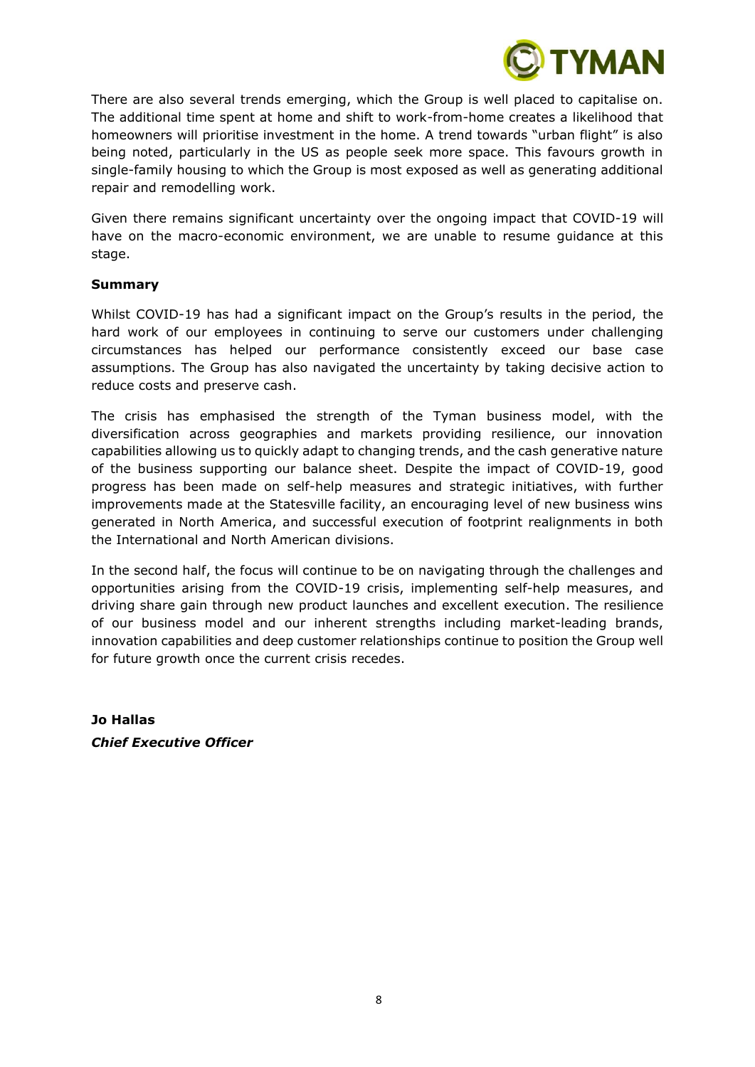There are also several trends emerging, which the Group is well placed to capitalise on. The additional time spent at home and shift to work-from-home creates a likelihood that homeowners will prioritise investment in the home. A trend towards "urban flight" is also being noted, particularly in the US as people seek more space. This favours growth in single-family housing to which the Group is most exposed as well as generating additional repair and remodelling work.

Given there remains significant uncertainty over the ongoing impact that COVID-19 will have on the macro-economic environment, we are unable to resume guidance at this stage.

**Summary**

Whilst COVID-19 has had a significant impact on the Group's results in the period, the hard work of our employees in continuing to serve our customers under challenging circumstances has helped our performance consistently exceed our base case assumptions. The Group has also navigated the uncertainty by taking decisive action to reduce costs and preserve cash.

The crisis has emphasised the strength of the Tyman business model, with the diversification across geographies and markets providing resilience, our innovation capabilities allowing us to quickly adapt to changing trends, and the cash generative nature of the business supporting our balance sheet. Despite the impact of COVID-19, good progress has been made on self-help measures and strategic initiatives, with further improvements made at the Statesville facility, an encouraging level of new business wins generated in North America, and successful execution of footprint realignments in both the International and North American divisions.

In the second half, the focus will continue to be on navigating through the challenges and opportunities arising from the COVID-19 crisis, implementing self-help measures, and driving share gain through new product launches and excellent execution. The resilience of our business model and our inherent strengths including market-leading brands, innovation capabilities and deep customer relationships continue to position the Group well for future growth once the current crisis recedes.

**Jo Hallas**
***Chief Executive Officer***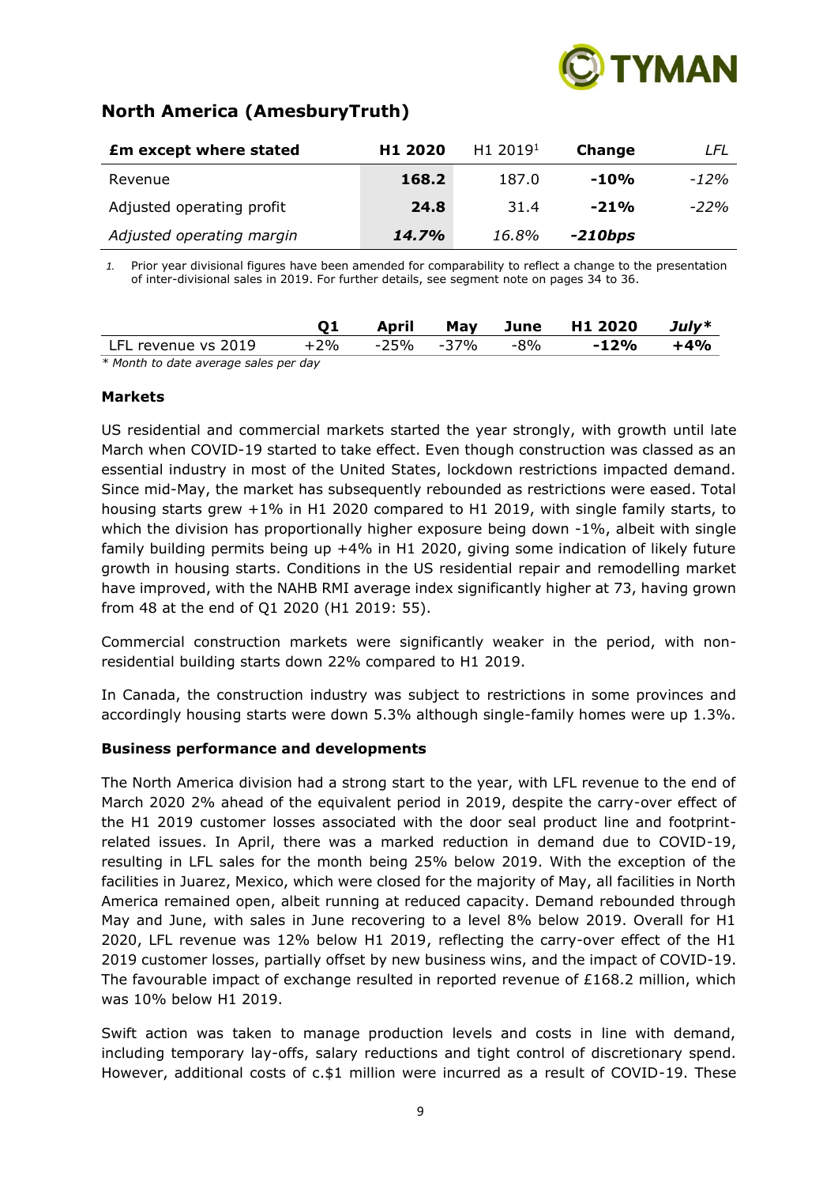## North America (AmesburyTruth)

| £m except where stated | H1 2020 | H1 2019[1] | Change | LFL |
|---|---|---|---|---|
| Revenue | **168.2** | 187.0 | **-10%** | *-12%* |
| Adjusted operating profit | **24.8** | 31.4 | **-21%** | *-22%* |
| *Adjusted operating margin* | ***14.7%*** | *16.8%* | ***-210bps*** | |

*1.* Prior year divisional figures have been amended for comparability to reflect a change to the presentation of inter-divisional sales in 2019. For further details, see segment note on pages 34 to 36.

| | Q1 | April | May | June | H1 2020 | July* |
|---|---|---|---|---|---|---|
| LFL revenue vs 2019 | +2% | -25% | -37% | -8% | **-12%** | **+4%** |

*\* Month to date average sales per day*

**Markets**

US residential and commercial markets started the year strongly, with growth until late March when COVID-19 started to take effect. Even though construction was classed as an essential industry in most of the United States, lockdown restrictions impacted demand. Since mid-May, the market has subsequently rebounded as restrictions were eased. Total housing starts grew +1% in H1 2020 compared to H1 2019, with single family starts, to which the division has proportionally higher exposure being down -1%, albeit with single family building permits being up +4% in H1 2020, giving some indication of likely future growth in housing starts. Conditions in the US residential repair and remodelling market have improved, with the NAHB RMI average index significantly higher at 73, having grown from 48 at the end of Q1 2020 (H1 2019: 55).

Commercial construction markets were significantly weaker in the period, with non-residential building starts down 22% compared to H1 2019.

In Canada, the construction industry was subject to restrictions in some provinces and accordingly housing starts were down 5.3% although single-family homes were up 1.3%.

**Business performance and developments**

The North America division had a strong start to the year, with LFL revenue to the end of March 2020 2% ahead of the equivalent period in 2019, despite the carry-over effect of the H1 2019 customer losses associated with the door seal product line and footprint-related issues. In April, there was a marked reduction in demand due to COVID-19, resulting in LFL sales for the month being 25% below 2019. With the exception of the facilities in Juarez, Mexico, which were closed for the majority of May, all facilities in North America remained open, albeit running at reduced capacity. Demand rebounded through May and June, with sales in June recovering to a level 8% below 2019. Overall for H1 2020, LFL revenue was 12% below H1 2019, reflecting the carry-over effect of the H1 2019 customer losses, partially offset by new business wins, and the impact of COVID-19. The favourable impact of exchange resulted in reported revenue of £168.2 million, which was 10% below H1 2019.

Swift action was taken to manage production levels and costs in line with demand, including temporary lay-offs, salary reductions and tight control of discretionary spend. However, additional costs of c.$1 million were incurred as a result of COVID-19. These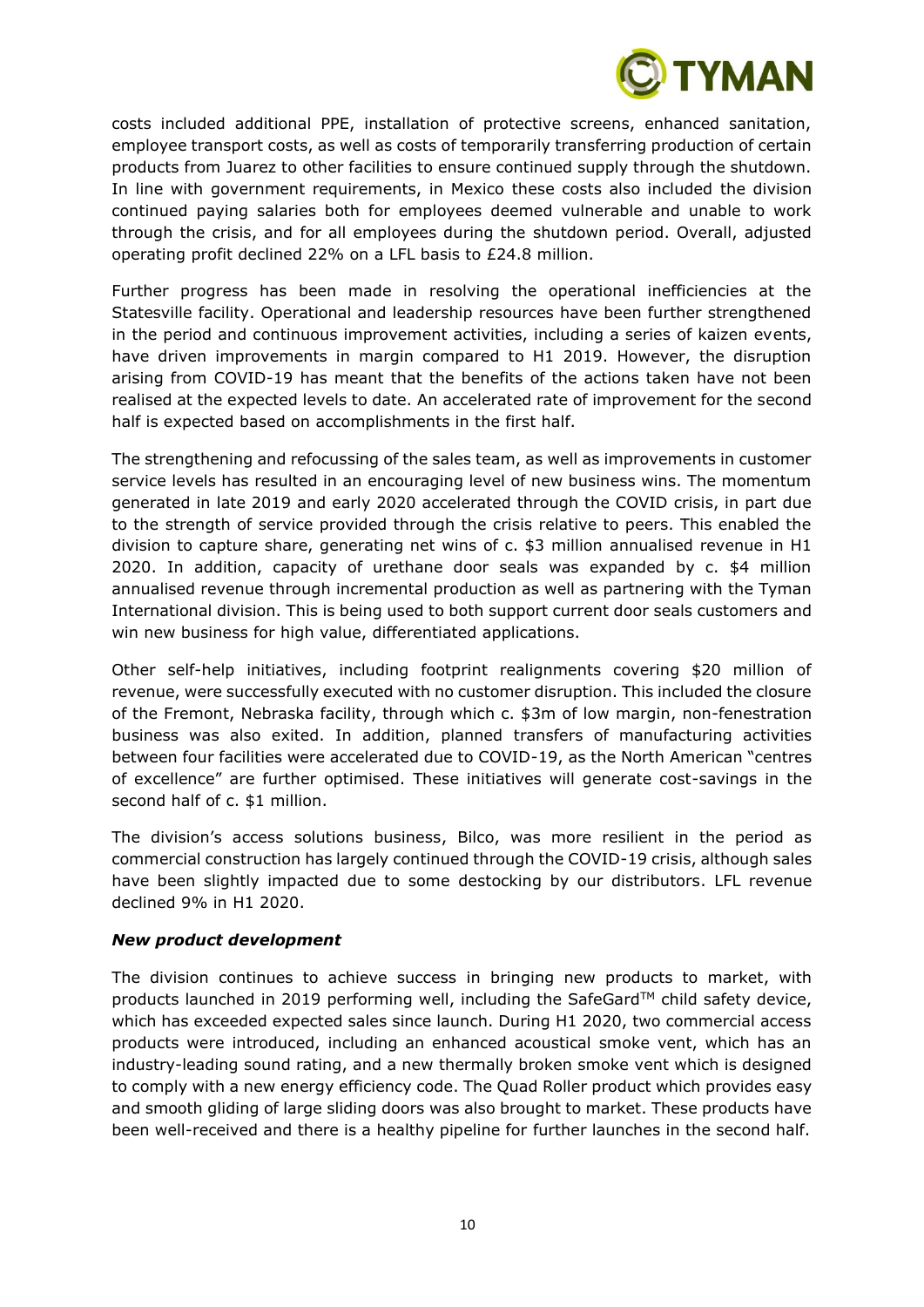costs included additional PPE, installation of protective screens, enhanced sanitation, employee transport costs, as well as costs of temporarily transferring production of certain products from Juarez to other facilities to ensure continued supply through the shutdown. In line with government requirements, in Mexico these costs also included the division continued paying salaries both for employees deemed vulnerable and unable to work through the crisis, and for all employees during the shutdown period. Overall, adjusted operating profit declined 22% on a LFL basis to £24.8 million.

Further progress has been made in resolving the operational inefficiencies at the Statesville facility. Operational and leadership resources have been further strengthened in the period and continuous improvement activities, including a series of kaizen events, have driven improvements in margin compared to H1 2019. However, the disruption arising from COVID-19 has meant that the benefits of the actions taken have not been realised at the expected levels to date. An accelerated rate of improvement for the second half is expected based on accomplishments in the first half.

The strengthening and refocussing of the sales team, as well as improvements in customer service levels has resulted in an encouraging level of new business wins. The momentum generated in late 2019 and early 2020 accelerated through the COVID crisis, in part due to the strength of service provided through the crisis relative to peers. This enabled the division to capture share, generating net wins of c. $3 million annualised revenue in H1 2020. In addition, capacity of urethane door seals was expanded by c. $4 million annualised revenue through incremental production as well as partnering with the Tyman International division. This is being used to both support current door seals customers and win new business for high value, differentiated applications.

Other self-help initiatives, including footprint realignments covering $20 million of revenue, were successfully executed with no customer disruption. This included the closure of the Fremont, Nebraska facility, through which c. $3m of low margin, non-fenestration business was also exited. In addition, planned transfers of manufacturing activities between four facilities were accelerated due to COVID-19, as the North American "centres of excellence" are further optimised. These initiatives will generate cost-savings in the second half of c. $1 million.

The division's access solutions business, Bilco, was more resilient in the period as commercial construction has largely continued through the COVID-19 crisis, although sales have been slightly impacted due to some destocking by our distributors. LFL revenue declined 9% in H1 2020.

***New product development***

The division continues to achieve success in bringing new products to market, with products launched in 2019 performing well, including the SafeGard™ child safety device, which has exceeded expected sales since launch. During H1 2020, two commercial access products were introduced, including an enhanced acoustical smoke vent, which has an industry-leading sound rating, and a new thermally broken smoke vent which is designed to comply with a new energy efficiency code. The Quad Roller product which provides easy and smooth gliding of large sliding doors was also brought to market. These products have been well-received and there is a healthy pipeline for further launches in the second half.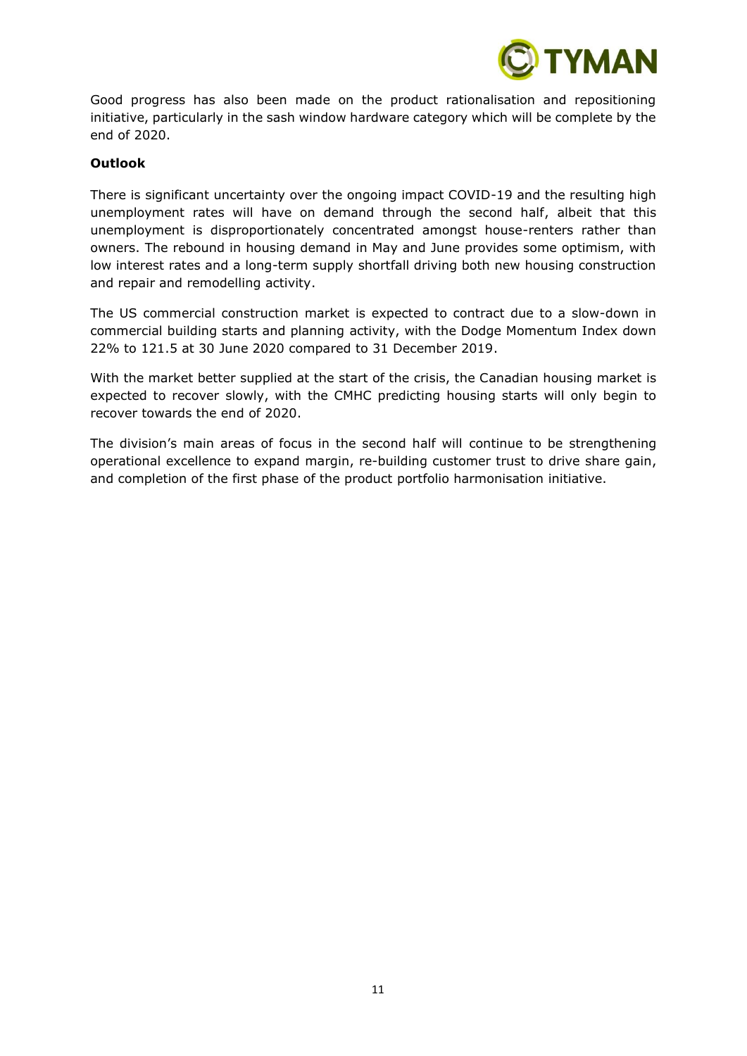Good progress has also been made on the product rationalisation and repositioning initiative, particularly in the sash window hardware category which will be complete by the end of 2020.

**Outlook**

There is significant uncertainty over the ongoing impact COVID-19 and the resulting high unemployment rates will have on demand through the second half, albeit that this unemployment is disproportionately concentrated amongst house-renters rather than owners. The rebound in housing demand in May and June provides some optimism, with low interest rates and a long-term supply shortfall driving both new housing construction and repair and remodelling activity.

The US commercial construction market is expected to contract due to a slow-down in commercial building starts and planning activity, with the Dodge Momentum Index down 22% to 121.5 at 30 June 2020 compared to 31 December 2019.

With the market better supplied at the start of the crisis, the Canadian housing market is expected to recover slowly, with the CMHC predicting housing starts will only begin to recover towards the end of 2020.

The division's main areas of focus in the second half will continue to be strengthening operational excellence to expand margin, re-building customer trust to drive share gain, and completion of the first phase of the product portfolio harmonisation initiative.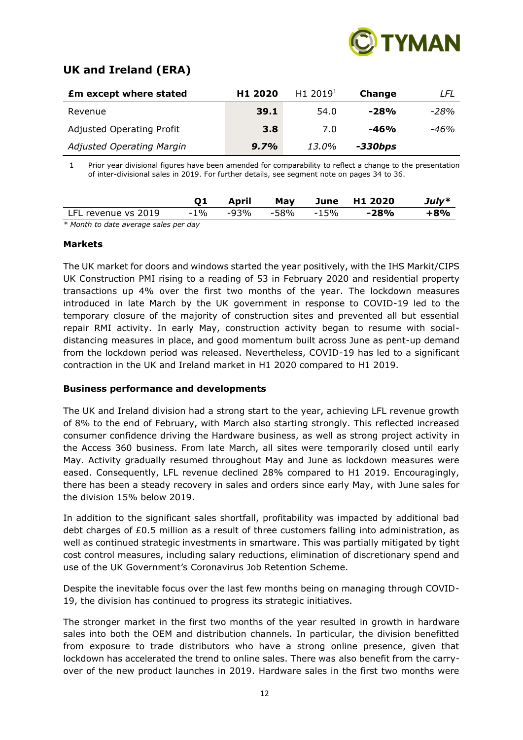## UK and Ireland (ERA)

| **£m except where stated** | **H1 2020** | H1 2019[1] | **Change** | *LFL* |
|---|---|---|---|---|
| Revenue | **39.1** | 54.0 | **-28%** | *-28%* |
| Adjusted Operating Profit | **3.8** | 7.0 | **-46%** | *-46%* |
| *Adjusted Operating Margin* | ***9.7%*** | *13.0%* | ***-330bps*** | |

1 Prior year divisional figures have been amended for comparability to reflect a change to the presentation of inter-divisional sales in 2019. For further details, see segment note on pages 34 to 36.

| | **Q1** | **April** | **May** | **June** | **H1 2020** | ***July**** |
|---|---|---|---|---|---|---|
| LFL revenue vs 2019 | -1% | -93% | -58% | -15% | **-28%** | **+8%** |

*\* Month to date average sales per day*

### Markets

The UK market for doors and windows started the year positively, with the IHS Markit/CIPS UK Construction PMI rising to a reading of 53 in February 2020 and residential property transactions up 4% over the first two months of the year. The lockdown measures introduced in late March by the UK government in response to COVID-19 led to the temporary closure of the majority of construction sites and prevented all but essential repair RMI activity. In early May, construction activity began to resume with social-distancing measures in place, and good momentum built across June as pent-up demand from the lockdown period was released. Nevertheless, COVID-19 has led to a significant contraction in the UK and Ireland market in H1 2020 compared to H1 2019.

### Business performance and developments

The UK and Ireland division had a strong start to the year, achieving LFL revenue growth of 8% to the end of February, with March also starting strongly. This reflected increased consumer confidence driving the Hardware business, as well as strong project activity in the Access 360 business. From late March, all sites were temporarily closed until early May. Activity gradually resumed throughout May and June as lockdown measures were eased. Consequently, LFL revenue declined 28% compared to H1 2019. Encouragingly, there has been a steady recovery in sales and orders since early May, with June sales for the division 15% below 2019.

In addition to the significant sales shortfall, profitability was impacted by additional bad debt charges of £0.5 million as a result of three customers falling into administration, as well as continued strategic investments in smartware. This was partially mitigated by tight cost control measures, including salary reductions, elimination of discretionary spend and use of the UK Government's Coronavirus Job Retention Scheme.

Despite the inevitable focus over the last few months being on managing through COVID-19, the division has continued to progress its strategic initiatives.

The stronger market in the first two months of the year resulted in growth in hardware sales into both the OEM and distribution channels. In particular, the division benefitted from exposure to trade distributors who have a strong online presence, given that lockdown has accelerated the trend to online sales. There was also benefit from the carry-over of the new product launches in 2019. Hardware sales in the first two months were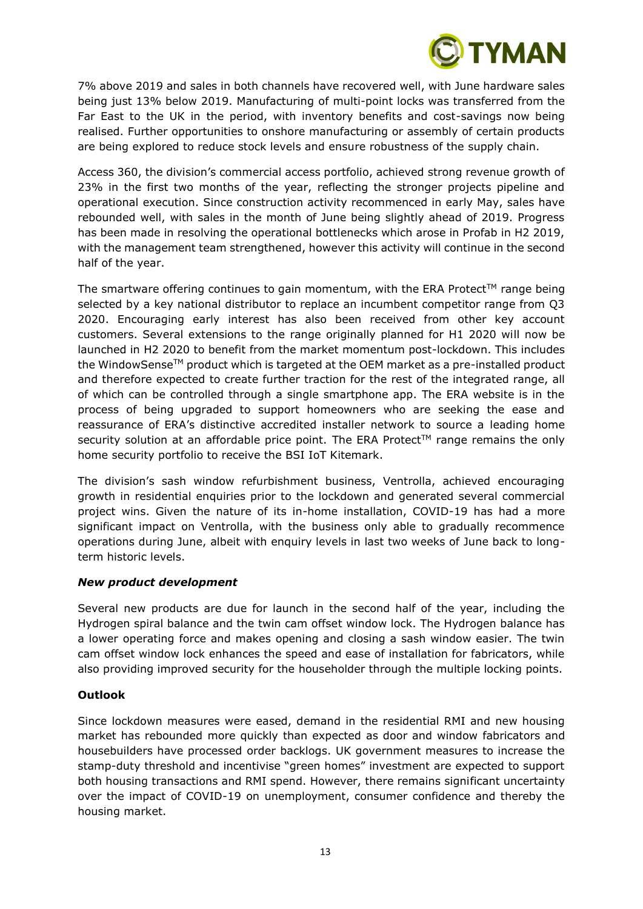7% above 2019 and sales in both channels have recovered well, with June hardware sales being just 13% below 2019. Manufacturing of multi-point locks was transferred from the Far East to the UK in the period, with inventory benefits and cost-savings now being realised. Further opportunities to onshore manufacturing or assembly of certain products are being explored to reduce stock levels and ensure robustness of the supply chain.

Access 360, the division's commercial access portfolio, achieved strong revenue growth of 23% in the first two months of the year, reflecting the stronger projects pipeline and operational execution. Since construction activity recommenced in early May, sales have rebounded well, with sales in the month of June being slightly ahead of 2019. Progress has been made in resolving the operational bottlenecks which arose in Profab in H2 2019, with the management team strengthened, however this activity will continue in the second half of the year.

The smartware offering continues to gain momentum, with the ERA Protect™ range being selected by a key national distributor to replace an incumbent competitor range from Q3 2020. Encouraging early interest has also been received from other key account customers. Several extensions to the range originally planned for H1 2020 will now be launched in H2 2020 to benefit from the market momentum post-lockdown. This includes the WindowSense™ product which is targeted at the OEM market as a pre-installed product and therefore expected to create further traction for the rest of the integrated range, all of which can be controlled through a single smartphone app. The ERA website is in the process of being upgraded to support homeowners who are seeking the ease and reassurance of ERA's distinctive accredited installer network to source a leading home security solution at an affordable price point. The ERA Protect™ range remains the only home security portfolio to receive the BSI IoT Kitemark.

The division's sash window refurbishment business, Ventrolla, achieved encouraging growth in residential enquiries prior to the lockdown and generated several commercial project wins. Given the nature of its in-home installation, COVID-19 has had a more significant impact on Ventrolla, with the business only able to gradually recommence operations during June, albeit with enquiry levels in last two weeks of June back to long-term historic levels.

***New product development***

Several new products are due for launch in the second half of the year, including the Hydrogen spiral balance and the twin cam offset window lock. The Hydrogen balance has a lower operating force and makes opening and closing a sash window easier. The twin cam offset window lock enhances the speed and ease of installation for fabricators, while also providing improved security for the householder through the multiple locking points.

**Outlook**

Since lockdown measures were eased, demand in the residential RMI and new housing market has rebounded more quickly than expected as door and window fabricators and housebuilders have processed order backlogs. UK government measures to increase the stamp-duty threshold and incentivise "green homes" investment are expected to support both housing transactions and RMI spend. However, there remains significant uncertainty over the impact of COVID-19 on unemployment, consumer confidence and thereby the housing market.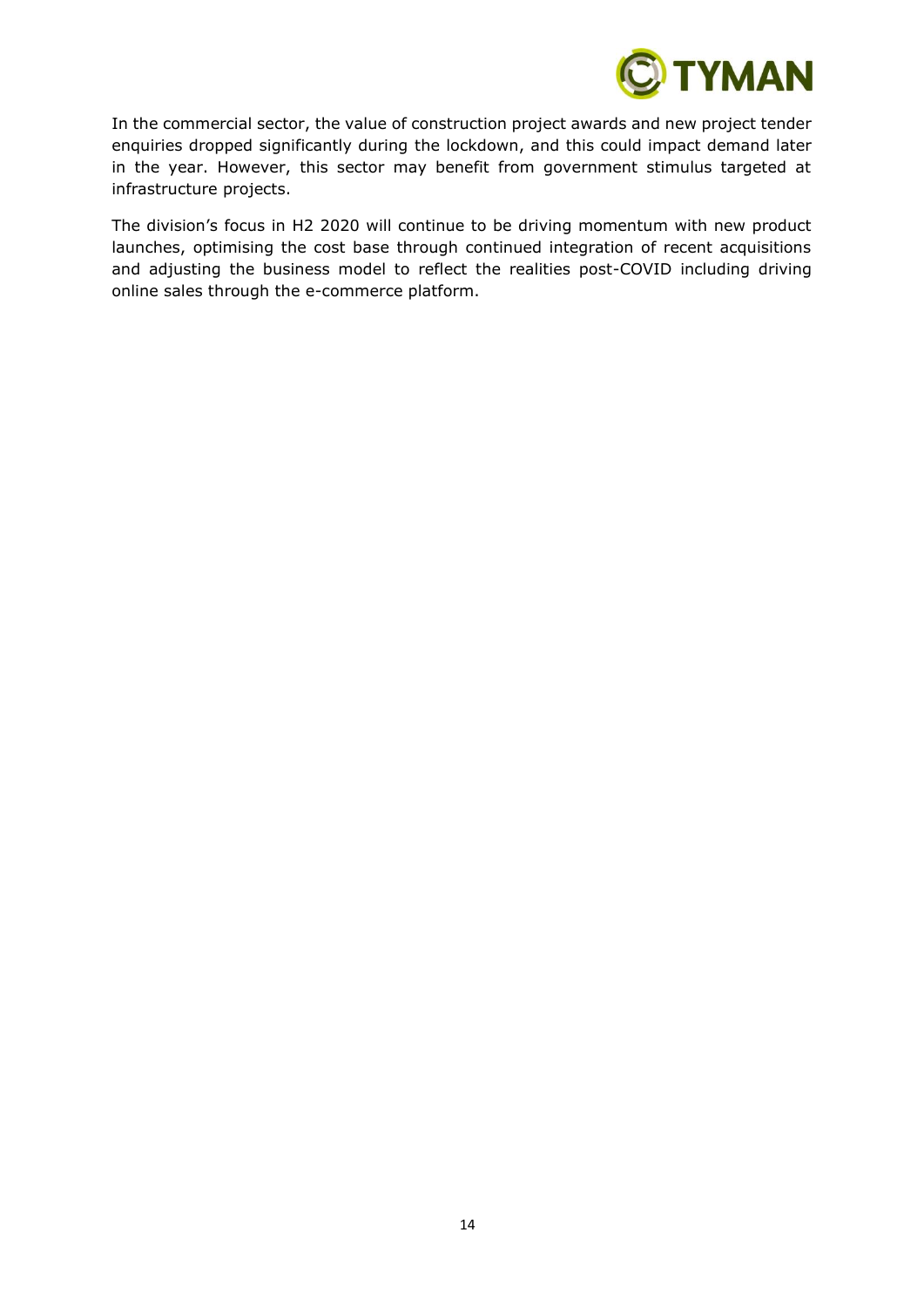In the commercial sector, the value of construction project awards and new project tender enquiries dropped significantly during the lockdown, and this could impact demand later in the year. However, this sector may benefit from government stimulus targeted at infrastructure projects.

The division's focus in H2 2020 will continue to be driving momentum with new product launches, optimising the cost base through continued integration of recent acquisitions and adjusting the business model to reflect the realities post-COVID including driving online sales through the e-commerce platform.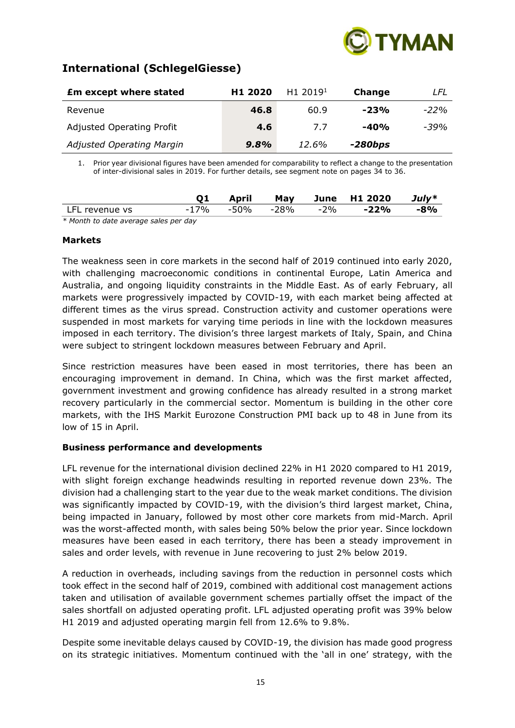## International (SchlegelGiesse)

| **£m except where stated** | **H1 2020** | H1 2019[1] | **Change** | *LFL* |
|---|---|---|---|---|
| Revenue | **46.8** | 60.9 | **-23%** | *-22%* |
| Adjusted Operating Profit | **4.6** | 7.7 | **-40%** | *-39%* |
| *Adjusted Operating Margin* | ***9.8%*** | *12.6%* | ***-280bps*** | |

1. Prior year divisional figures have been amended for comparability to reflect a change to the presentation of inter-divisional sales in 2019. For further details, see segment note on pages 34 to 36.

| | **Q1** | **April** | **May** | **June** | **H1 2020** | ***July**** |
|---|---|---|---|---|---|---|
| LFL revenue vs | -17% | -50% | -28% | -2% | **-22%** | **-8%** |

*\* Month to date average sales per day*

**Markets**

The weakness seen in core markets in the second half of 2019 continued into early 2020, with challenging macroeconomic conditions in continental Europe, Latin America and Australia, and ongoing liquidity constraints in the Middle East. As of early February, all markets were progressively impacted by COVID-19, with each market being affected at different times as the virus spread. Construction activity and customer operations were suspended in most markets for varying time periods in line with the lockdown measures imposed in each territory. The division's three largest markets of Italy, Spain, and China were subject to stringent lockdown measures between February and April.

Since restriction measures have been eased in most territories, there has been an encouraging improvement in demand. In China, which was the first market affected, government investment and growing confidence has already resulted in a strong market recovery particularly in the commercial sector. Momentum is building in the other core markets, with the IHS Markit Eurozone Construction PMI back up to 48 in June from its low of 15 in April.

**Business performance and developments**

LFL revenue for the international division declined 22% in H1 2020 compared to H1 2019, with slight foreign exchange headwinds resulting in reported revenue down 23%. The division had a challenging start to the year due to the weak market conditions. The division was significantly impacted by COVID-19, with the division's third largest market, China, being impacted in January, followed by most other core markets from mid-March. April was the worst-affected month, with sales being 50% below the prior year. Since lockdown measures have been eased in each territory, there has been a steady improvement in sales and order levels, with revenue in June recovering to just 2% below 2019.

A reduction in overheads, including savings from the reduction in personnel costs which took effect in the second half of 2019, combined with additional cost management actions taken and utilisation of available government schemes partially offset the impact of the sales shortfall on adjusted operating profit. LFL adjusted operating profit was 39% below H1 2019 and adjusted operating margin fell from 12.6% to 9.8%.

Despite some inevitable delays caused by COVID-19, the division has made good progress on its strategic initiatives. Momentum continued with the 'all in one' strategy, with the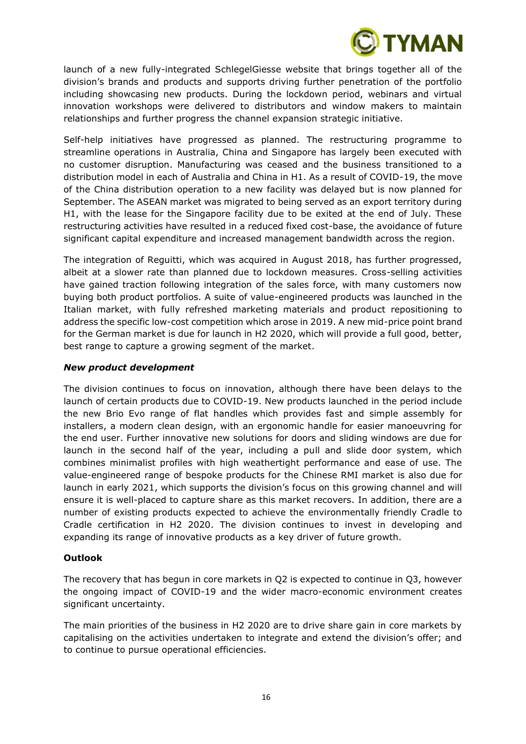launch of a new fully-integrated SchlegelGiesse website that brings together all of the division's brands and products and supports driving further penetration of the portfolio including showcasing new products. During the lockdown period, webinars and virtual innovation workshops were delivered to distributors and window makers to maintain relationships and further progress the channel expansion strategic initiative.

Self-help initiatives have progressed as planned. The restructuring programme to streamline operations in Australia, China and Singapore has largely been executed with no customer disruption. Manufacturing was ceased and the business transitioned to a distribution model in each of Australia and China in H1. As a result of COVID-19, the move of the China distribution operation to a new facility was delayed but is now planned for September. The ASEAN market was migrated to being served as an export territory during H1, with the lease for the Singapore facility due to be exited at the end of July. These restructuring activities have resulted in a reduced fixed cost-base, the avoidance of future significant capital expenditure and increased management bandwidth across the region.

The integration of Reguitti, which was acquired in August 2018, has further progressed, albeit at a slower rate than planned due to lockdown measures. Cross-selling activities have gained traction following integration of the sales force, with many customers now buying both product portfolios. A suite of value-engineered products was launched in the Italian market, with fully refreshed marketing materials and product repositioning to address the specific low-cost competition which arose in 2019. A new mid-price point brand for the German market is due for launch in H2 2020, which will provide a full good, better, best range to capture a growing segment of the market.

### *New product development*

The division continues to focus on innovation, although there have been delays to the launch of certain products due to COVID-19. New products launched in the period include the new Brio Evo range of flat handles which provides fast and simple assembly for installers, a modern clean design, with an ergonomic handle for easier manoeuvring for the end user. Further innovative new solutions for doors and sliding windows are due for launch in the second half of the year, including a pull and slide door system, which combines minimalist profiles with high weathertight performance and ease of use. The value-engineered range of bespoke products for the Chinese RMI market is also due for launch in early 2021, which supports the division's focus on this growing channel and will ensure it is well-placed to capture share as this market recovers. In addition, there are a number of existing products expected to achieve the environmentally friendly Cradle to Cradle certification in H2 2020. The division continues to invest in developing and expanding its range of innovative products as a key driver of future growth.

### **Outlook**

The recovery that has begun in core markets in Q2 is expected to continue in Q3, however the ongoing impact of COVID-19 and the wider macro-economic environment creates significant uncertainty.

The main priorities of the business in H2 2020 are to drive share gain in core markets by capitalising on the activities undertaken to integrate and extend the division's offer; and to continue to pursue operational efficiencies.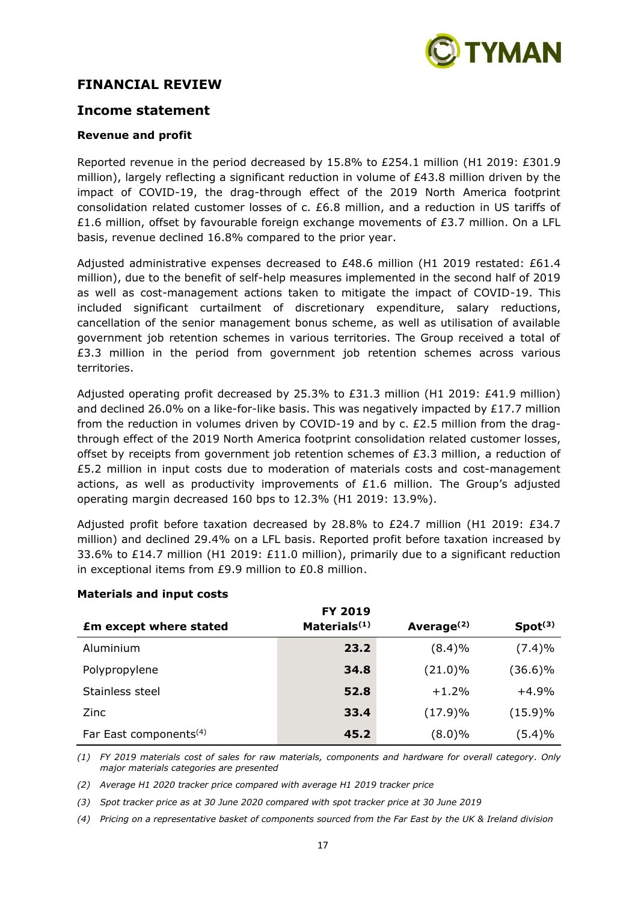## FINANCIAL REVIEW

## Income statement

### Revenue and profit

Reported revenue in the period decreased by 15.8% to £254.1 million (H1 2019: £301.9 million), largely reflecting a significant reduction in volume of £43.8 million driven by the impact of COVID-19, the drag-through effect of the 2019 North America footprint consolidation related customer losses of c. £6.8 million, and a reduction in US tariffs of £1.6 million, offset by favourable foreign exchange movements of £3.7 million. On a LFL basis, revenue declined 16.8% compared to the prior year.

Adjusted administrative expenses decreased to £48.6 million (H1 2019 restated: £61.4 million), due to the benefit of self-help measures implemented in the second half of 2019 as well as cost-management actions taken to mitigate the impact of COVID-19. This included significant curtailment of discretionary expenditure, salary reductions, cancellation of the senior management bonus scheme, as well as utilisation of available government job retention schemes in various territories. The Group received a total of £3.3 million in the period from government job retention schemes across various territories.

Adjusted operating profit decreased by 25.3% to £31.3 million (H1 2019: £41.9 million) and declined 26.0% on a like-for-like basis. This was negatively impacted by £17.7 million from the reduction in volumes driven by COVID-19 and by c. £2.5 million from the drag-through effect of the 2019 North America footprint consolidation related customer losses, offset by receipts from government job retention schemes of £3.3 million, a reduction of £5.2 million in input costs due to moderation of materials costs and cost-management actions, as well as productivity improvements of £1.6 million. The Group's adjusted operating margin decreased 160 bps to 12.3% (H1 2019: 13.9%).

Adjusted profit before taxation decreased by 28.8% to £24.7 million (H1 2019: £34.7 million) and declined 29.4% on a LFL basis. Reported profit before taxation increased by 33.6% to £14.7 million (H1 2019: £11.0 million), primarily due to a significant reduction in exceptional items from £9.9 million to £0.8 million.

### Materials and input costs

| £m except where stated | FY 2019 Materials[1] | Average[2] | Spot[3] |
|---|---|---|---|
| Aluminium | **23.2** | (8.4)% | (7.4)% |
| Polypropylene | **34.8** | (21.0)% | (36.6)% |
| Stainless steel | **52.8** | +1.2% | +4.9% |
| Zinc | **33.4** | (17.9)% | (15.9)% |
| Far East components[4] | **45.2** | (8.0)% | (5.4)% |

*(1) FY 2019 materials cost of sales for raw materials, components and hardware for overall category. Only major materials categories are presented*

*(2) Average H1 2020 tracker price compared with average H1 2019 tracker price*

*(3) Spot tracker price as at 30 June 2020 compared with spot tracker price at 30 June 2019*

*(4) Pricing on a representative basket of components sourced from the Far East by the UK & Ireland division*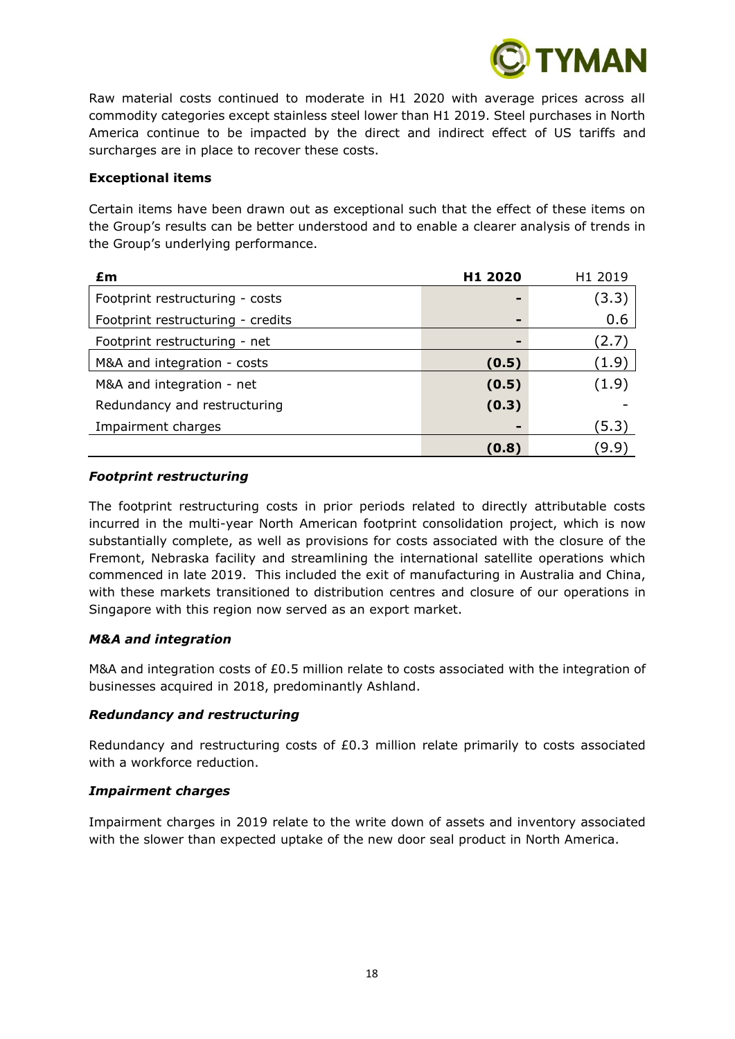Raw material costs continued to moderate in H1 2020 with average prices across all commodity categories except stainless steel lower than H1 2019. Steel purchases in North America continue to be impacted by the direct and indirect effect of US tariffs and surcharges are in place to recover these costs.

**Exceptional items**

Certain items have been drawn out as exceptional such that the effect of these items on the Group's results can be better understood and to enable a clearer analysis of trends in the Group's underlying performance.

| **£m** | **H1 2020** | H1 2019 |
|---|---|---|
| Footprint restructuring - costs | **-** | (3.3) |
| Footprint restructuring - credits | **-** | 0.6 |
| Footprint restructuring - net | **-** | (2.7) |
| M&A and integration - costs | **(0.5)** | (1.9) |
| M&A and integration - net | **(0.5)** | (1.9) |
| Redundancy and restructuring | **(0.3)** | - |
| Impairment charges | **-** | (5.3) |
| | **(0.8)** | (9.9) |

***Footprint restructuring***

The footprint restructuring costs in prior periods related to directly attributable costs incurred in the multi-year North American footprint consolidation project, which is now substantially complete, as well as provisions for costs associated with the closure of the Fremont, Nebraska facility and streamlining the international satellite operations which commenced in late 2019. This included the exit of manufacturing in Australia and China, with these markets transitioned to distribution centres and closure of our operations in Singapore with this region now served as an export market.

***M&A and integration***

M&A and integration costs of £0.5 million relate to costs associated with the integration of businesses acquired in 2018, predominantly Ashland.

***Redundancy and restructuring***

Redundancy and restructuring costs of £0.3 million relate primarily to costs associated with a workforce reduction.

***Impairment charges***

Impairment charges in 2019 relate to the write down of assets and inventory associated with the slower than expected uptake of the new door seal product in North America.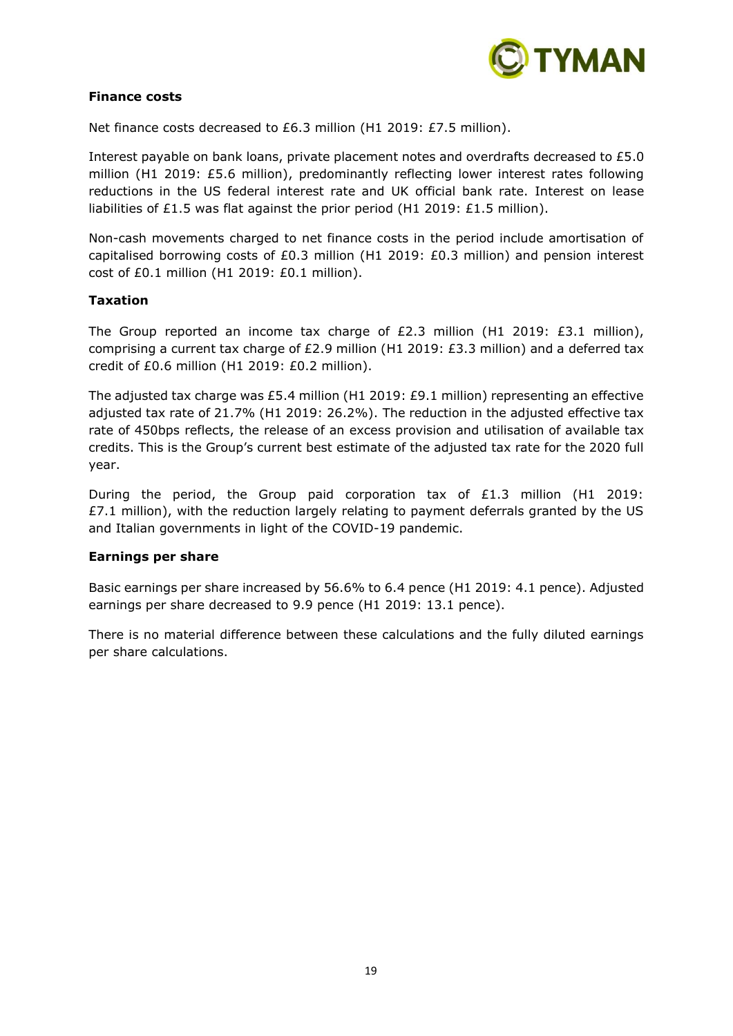**Finance costs**

Net finance costs decreased to £6.3 million (H1 2019: £7.5 million).

Interest payable on bank loans, private placement notes and overdrafts decreased to £5.0 million (H1 2019: £5.6 million), predominantly reflecting lower interest rates following reductions in the US federal interest rate and UK official bank rate. Interest on lease liabilities of £1.5 was flat against the prior period (H1 2019: £1.5 million).

Non-cash movements charged to net finance costs in the period include amortisation of capitalised borrowing costs of £0.3 million (H1 2019: £0.3 million) and pension interest cost of £0.1 million (H1 2019: £0.1 million).

**Taxation**

The Group reported an income tax charge of £2.3 million (H1 2019: £3.1 million), comprising a current tax charge of £2.9 million (H1 2019: £3.3 million) and a deferred tax credit of £0.6 million (H1 2019: £0.2 million).

The adjusted tax charge was £5.4 million (H1 2019: £9.1 million) representing an effective adjusted tax rate of 21.7% (H1 2019: 26.2%). The reduction in the adjusted effective tax rate of 450bps reflects, the release of an excess provision and utilisation of available tax credits. This is the Group's current best estimate of the adjusted tax rate for the 2020 full year.

During the period, the Group paid corporation tax of £1.3 million (H1 2019: £7.1 million), with the reduction largely relating to payment deferrals granted by the US and Italian governments in light of the COVID-19 pandemic.

**Earnings per share**

Basic earnings per share increased by 56.6% to 6.4 pence (H1 2019: 4.1 pence). Adjusted earnings per share decreased to 9.9 pence (H1 2019: 13.1 pence).

There is no material difference between these calculations and the fully diluted earnings per share calculations.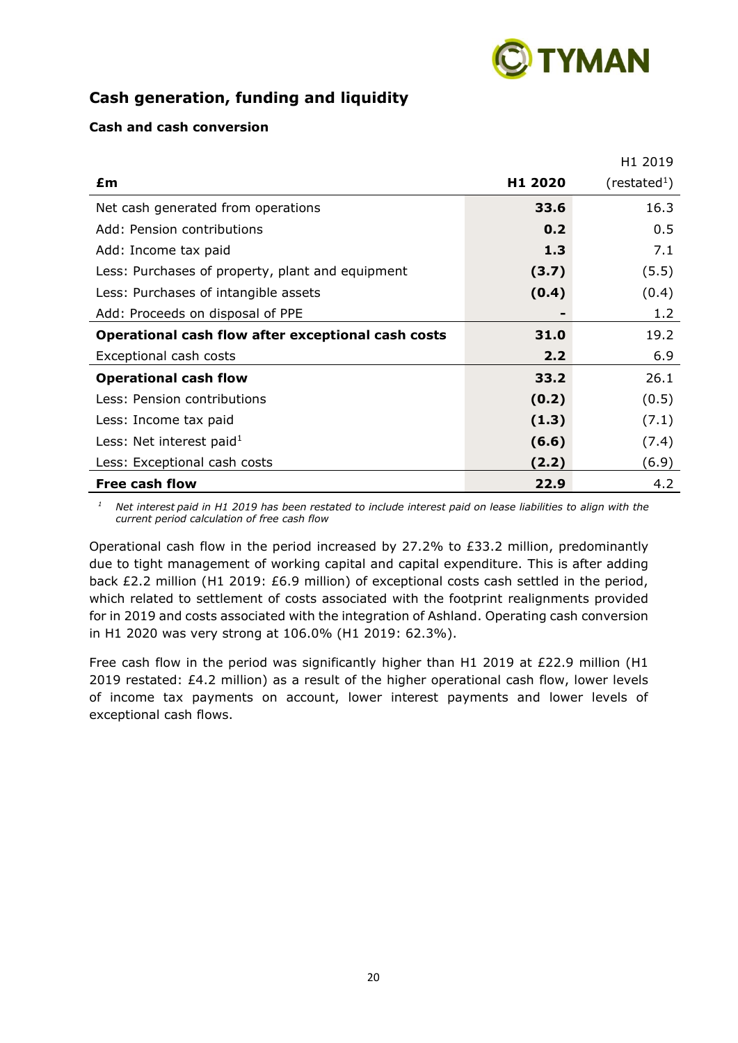## Cash generation, funding and liquidity

### Cash and cash conversion

| £m | H1 2020 | H1 2019 (restated[1]) |
|---|---|---|
| Net cash generated from operations | **33.6** | 16.3 |
| Add: Pension contributions | **0.2** | 0.5 |
| Add: Income tax paid | **1.3** | 7.1 |
| Less: Purchases of property, plant and equipment | **(3.7)** | (5.5) |
| Less: Purchases of intangible assets | **(0.4)** | (0.4) |
| Add: Proceeds on disposal of PPE | **-** | 1.2 |
| **Operational cash flow after exceptional cash costs** | **31.0** | 19.2 |
| Exceptional cash costs | **2.2** | 6.9 |
| **Operational cash flow** | **33.2** | 26.1 |
| Less: Pension contributions | **(0.2)** | (0.5) |
| Less: Income tax paid | **(1.3)** | (7.1) |
| Less: Net interest paid[1] | **(6.6)** | (7.4) |
| Less: Exceptional cash costs | **(2.2)** | (6.9) |
| **Free cash flow** | **22.9** | 4.2 |

[1] *Net interest paid in H1 2019 has been restated to include interest paid on lease liabilities to align with the current period calculation of free cash flow*

Operational cash flow in the period increased by 27.2% to £33.2 million, predominantly due to tight management of working capital and capital expenditure. This is after adding back £2.2 million (H1 2019: £6.9 million) of exceptional costs cash settled in the period, which related to settlement of costs associated with the footprint realignments provided for in 2019 and costs associated with the integration of Ashland. Operating cash conversion in H1 2020 was very strong at 106.0% (H1 2019: 62.3%).

Free cash flow in the period was significantly higher than H1 2019 at £22.9 million (H1 2019 restated: £4.2 million) as a result of the higher operational cash flow, lower levels of income tax payments on account, lower interest payments and lower levels of exceptional cash flows.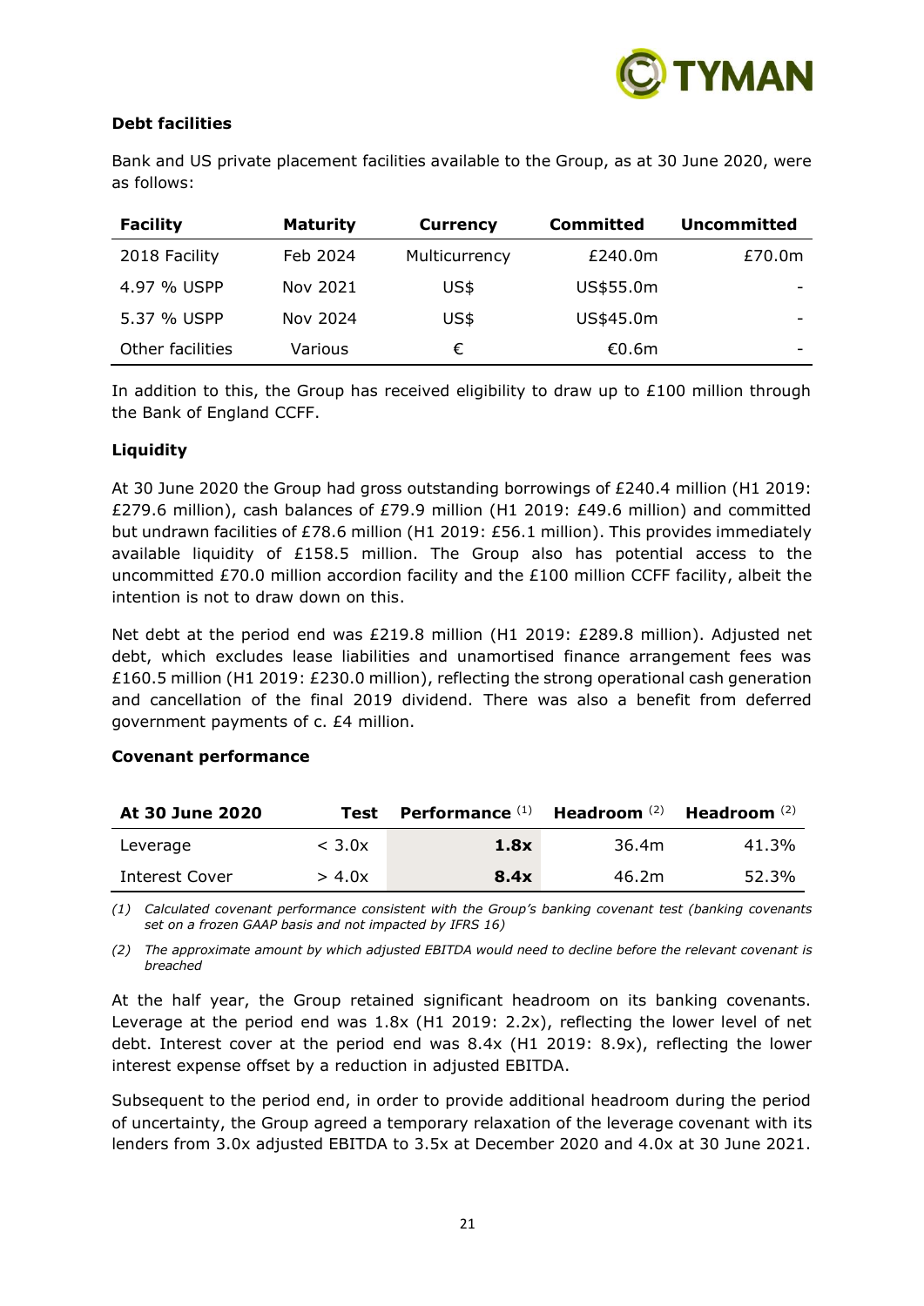### Debt facilities

Bank and US private placement facilities available to the Group, as at 30 June 2020, were as follows:

| Facility | Maturity | Currency | Committed | Uncommitted |
|---|---|---|---|---|
| 2018 Facility | Feb 2024 | Multicurrency | £240.0m | £70.0m |
| 4.97 % USPP | Nov 2021 | US$ | US$55.0m | - |
| 5.37 % USPP | Nov 2024 | US$ | US$45.0m | - |
| Other facilities | Various | € | €0.6m | - |

In addition to this, the Group has received eligibility to draw up to £100 million through the Bank of England CCFF.

### Liquidity

At 30 June 2020 the Group had gross outstanding borrowings of £240.4 million (H1 2019: £279.6 million), cash balances of £79.9 million (H1 2019: £49.6 million) and committed but undrawn facilities of £78.6 million (H1 2019: £56.1 million). This provides immediately available liquidity of £158.5 million. The Group also has potential access to the uncommitted £70.0 million accordion facility and the £100 million CCFF facility, albeit the intention is not to draw down on this.

Net debt at the period end was £219.8 million (H1 2019: £289.8 million). Adjusted net debt, which excludes lease liabilities and unamortised finance arrangement fees was £160.5 million (H1 2019: £230.0 million), reflecting the strong operational cash generation and cancellation of the final 2019 dividend. There was also a benefit from deferred government payments of c. £4 million.

### Covenant performance

| At 30 June 2020 | Test | Performance (1) | Headroom (2) | Headroom (2) |
|---|---|---|---|---|
| Leverage | < 3.0x | **1.8x** | 36.4m | 41.3% |
| Interest Cover | > 4.0x | **8.4x** | 46.2m | 52.3% |

*(1) Calculated covenant performance consistent with the Group's banking covenant test (banking covenants set on a frozen GAAP basis and not impacted by IFRS 16)*

*(2) The approximate amount by which adjusted EBITDA would need to decline before the relevant covenant is breached*

At the half year, the Group retained significant headroom on its banking covenants. Leverage at the period end was 1.8x (H1 2019: 2.2x), reflecting the lower level of net debt. Interest cover at the period end was 8.4x (H1 2019: 8.9x), reflecting the lower interest expense offset by a reduction in adjusted EBITDA.

Subsequent to the period end, in order to provide additional headroom during the period of uncertainty, the Group agreed a temporary relaxation of the leverage covenant with its lenders from 3.0x adjusted EBITDA to 3.5x at December 2020 and 4.0x at 30 June 2021.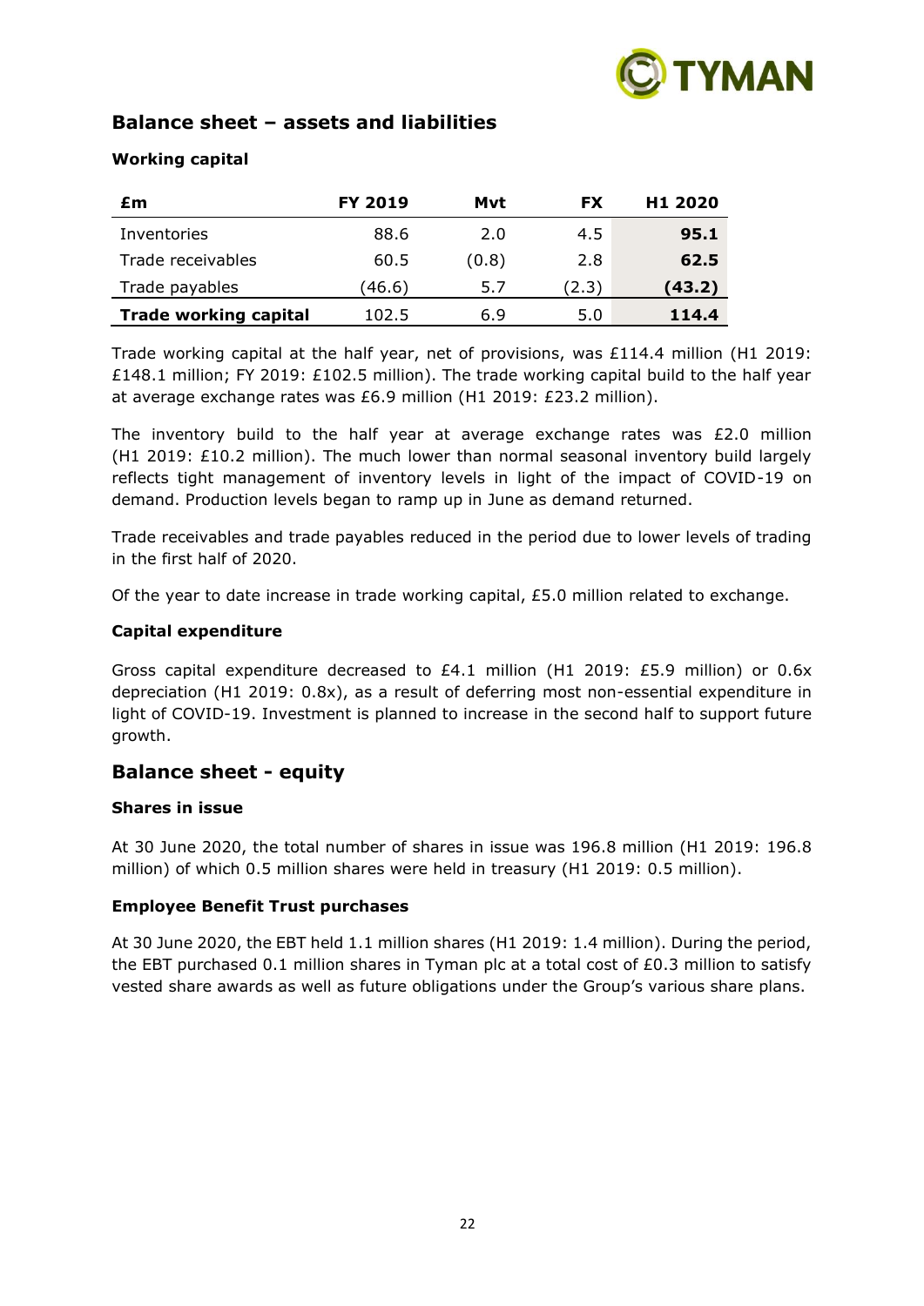## Balance sheet – assets and liabilities

### Working capital

| £m | FY 2019 | Mvt | FX | H1 2020 |
|---|---|---|---|---|
| Inventories | 88.6 | 2.0 | 4.5 | **95.1** |
| Trade receivables | 60.5 | (0.8) | 2.8 | **62.5** |
| Trade payables | (46.6) | 5.7 | (2.3) | **(43.2)** |
| **Trade working capital** | 102.5 | 6.9 | 5.0 | **114.4** |

Trade working capital at the half year, net of provisions, was £114.4 million (H1 2019: £148.1 million; FY 2019: £102.5 million). The trade working capital build to the half year at average exchange rates was £6.9 million (H1 2019: £23.2 million).

The inventory build to the half year at average exchange rates was £2.0 million (H1 2019: £10.2 million). The much lower than normal seasonal inventory build largely reflects tight management of inventory levels in light of the impact of COVID-19 on demand. Production levels began to ramp up in June as demand returned.

Trade receivables and trade payables reduced in the period due to lower levels of trading in the first half of 2020.

Of the year to date increase in trade working capital, £5.0 million related to exchange.

### Capital expenditure

Gross capital expenditure decreased to £4.1 million (H1 2019: £5.9 million) or 0.6x depreciation (H1 2019: 0.8x), as a result of deferring most non-essential expenditure in light of COVID-19. Investment is planned to increase in the second half to support future growth.

## Balance sheet - equity

### Shares in issue

At 30 June 2020, the total number of shares in issue was 196.8 million (H1 2019: 196.8 million) of which 0.5 million shares were held in treasury (H1 2019: 0.5 million).

### Employee Benefit Trust purchases

At 30 June 2020, the EBT held 1.1 million shares (H1 2019: 1.4 million). During the period, the EBT purchased 0.1 million shares in Tyman plc at a total cost of £0.3 million to satisfy vested share awards as well as future obligations under the Group's various share plans.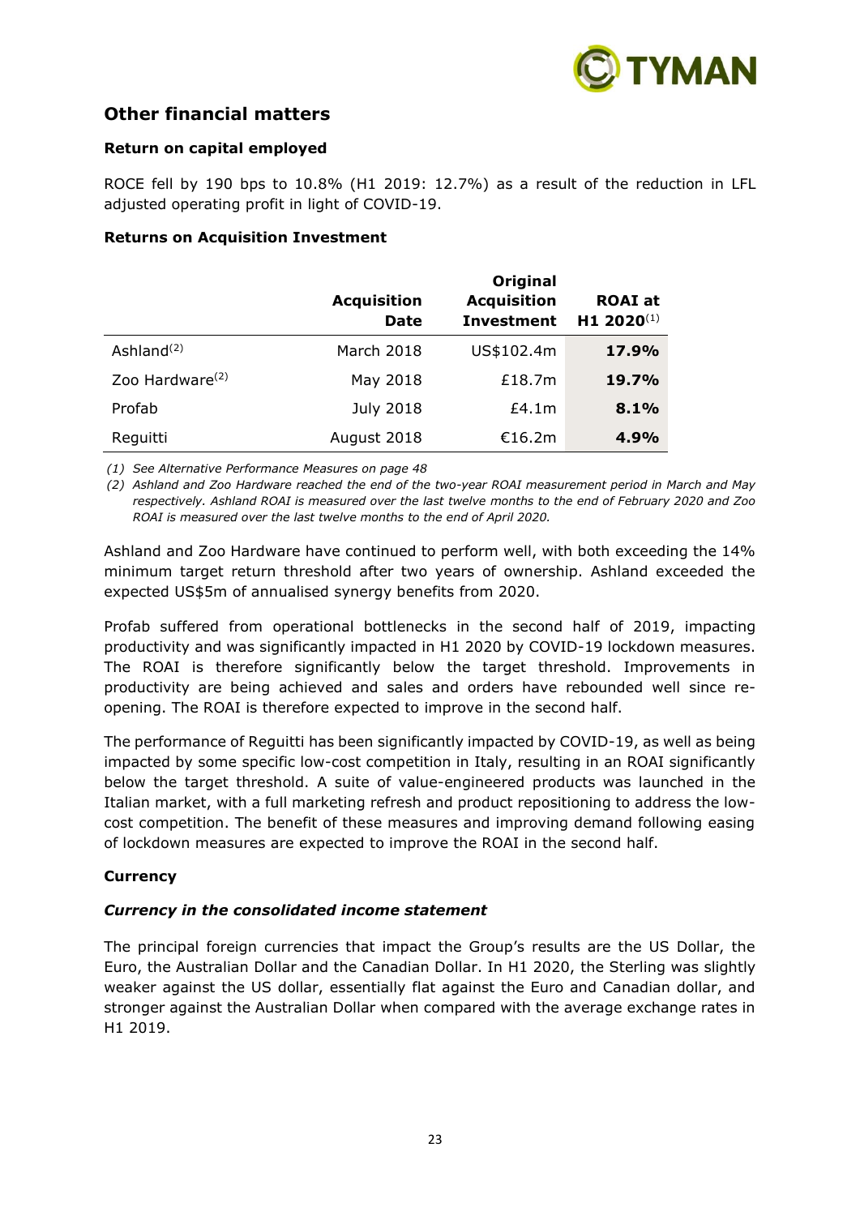## Other financial matters

### Return on capital employed

ROCE fell by 190 bps to 10.8% (H1 2019: 12.7%) as a result of the reduction in LFL adjusted operating profit in light of COVID-19.

### Returns on Acquisition Investment

| | Acquisition Date | Original Acquisition Investment | ROAI at H1 2020[1] |
|---|---|---|---|
| Ashland[2] | March 2018 | US$102.4m | **17.9%** |
| Zoo Hardware[2] | May 2018 | £18.7m | **19.7%** |
| Profab | July 2018 | £4.1m | **8.1%** |
| Reguitti | August 2018 | €16.2m | **4.9%** |

*(1) See Alternative Performance Measures on page 48*

*(2) Ashland and Zoo Hardware reached the end of the two-year ROAI measurement period in March and May respectively. Ashland ROAI is measured over the last twelve months to the end of February 2020 and Zoo ROAI is measured over the last twelve months to the end of April 2020.*

Ashland and Zoo Hardware have continued to perform well, with both exceeding the 14% minimum target return threshold after two years of ownership. Ashland exceeded the expected US$5m of annualised synergy benefits from 2020.

Profab suffered from operational bottlenecks in the second half of 2019, impacting productivity and was significantly impacted in H1 2020 by COVID-19 lockdown measures. The ROAI is therefore significantly below the target threshold. Improvements in productivity are being achieved and sales and orders have rebounded well since re-opening. The ROAI is therefore expected to improve in the second half.

The performance of Reguitti has been significantly impacted by COVID-19, as well as being impacted by some specific low-cost competition in Italy, resulting in an ROAI significantly below the target threshold. A suite of value-engineered products was launched in the Italian market, with a full marketing refresh and product repositioning to address the low-cost competition. The benefit of these measures and improving demand following easing of lockdown measures are expected to improve the ROAI in the second half.

### Currency

#### *Currency in the consolidated income statement*

The principal foreign currencies that impact the Group's results are the US Dollar, the Euro, the Australian Dollar and the Canadian Dollar. In H1 2020, the Sterling was slightly weaker against the US dollar, essentially flat against the Euro and Canadian dollar, and stronger against the Australian Dollar when compared with the average exchange rates in H1 2019.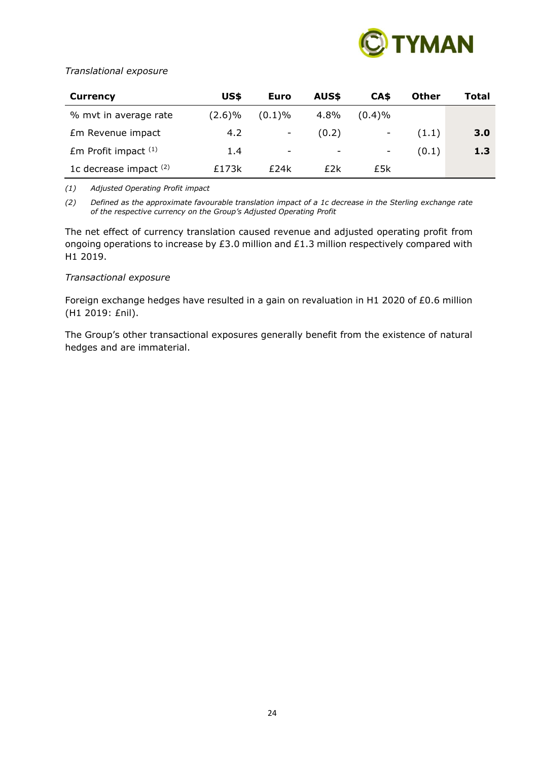*Translational exposure*

| Currency | US$ | Euro | AUS$ | CA$ | Other | Total |
|---|---|---|---|---|---|---|
| % mvt in average rate | (2.6)% | (0.1)% | 4.8% | (0.4)% | | |
| £m Revenue impact | 4.2 | - | (0.2) | - | (1.1) | **3.0** |
| £m Profit impact [(1)] | 1.4 | - | - | - | (0.1) | **1.3** |
| 1c decrease impact [(2)] | £173k | £24k | £2k | £5k | | |

*(1) Adjusted Operating Profit impact*

*(2) Defined as the approximate favourable translation impact of a 1c decrease in the Sterling exchange rate of the respective currency on the Group's Adjusted Operating Profit*

The net effect of currency translation caused revenue and adjusted operating profit from ongoing operations to increase by £3.0 million and £1.3 million respectively compared with H1 2019.

*Transactional exposure*

Foreign exchange hedges have resulted in a gain on revaluation in H1 2020 of £0.6 million (H1 2019: £nil).

The Group's other transactional exposures generally benefit from the existence of natural hedges and are immaterial.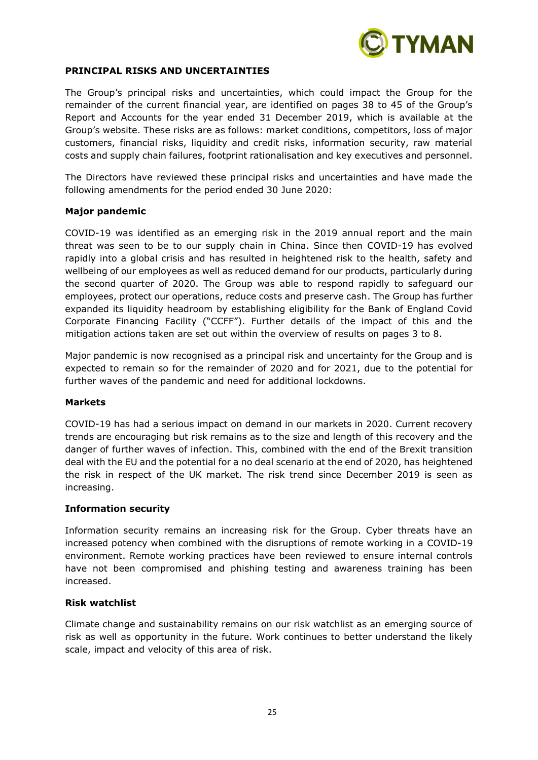## PRINCIPAL RISKS AND UNCERTAINTIES

The Group's principal risks and uncertainties, which could impact the Group for the remainder of the current financial year, are identified on pages 38 to 45 of the Group's Report and Accounts for the year ended 31 December 2019, which is available at the Group's website. These risks are as follows: market conditions, competitors, loss of major customers, financial risks, liquidity and credit risks, information security, raw material costs and supply chain failures, footprint rationalisation and key executives and personnel.

The Directors have reviewed these principal risks and uncertainties and have made the following amendments for the period ended 30 June 2020:

### Major pandemic

COVID-19 was identified as an emerging risk in the 2019 annual report and the main threat was seen to be to our supply chain in China. Since then COVID-19 has evolved rapidly into a global crisis and has resulted in heightened risk to the health, safety and wellbeing of our employees as well as reduced demand for our products, particularly during the second quarter of 2020. The Group was able to respond rapidly to safeguard our employees, protect our operations, reduce costs and preserve cash. The Group has further expanded its liquidity headroom by establishing eligibility for the Bank of England Covid Corporate Financing Facility ("CCFF"). Further details of the impact of this and the mitigation actions taken are set out within the overview of results on pages 3 to 8.

Major pandemic is now recognised as a principal risk and uncertainty for the Group and is expected to remain so for the remainder of 2020 and for 2021, due to the potential for further waves of the pandemic and need for additional lockdowns.

### Markets

COVID-19 has had a serious impact on demand in our markets in 2020. Current recovery trends are encouraging but risk remains as to the size and length of this recovery and the danger of further waves of infection. This, combined with the end of the Brexit transition deal with the EU and the potential for a no deal scenario at the end of 2020, has heightened the risk in respect of the UK market. The risk trend since December 2019 is seen as increasing.

### Information security

Information security remains an increasing risk for the Group. Cyber threats have an increased potency when combined with the disruptions of remote working in a COVID-19 environment. Remote working practices have been reviewed to ensure internal controls have not been compromised and phishing testing and awareness training has been increased.

### Risk watchlist

Climate change and sustainability remains on our risk watchlist as an emerging source of risk as well as opportunity in the future. Work continues to better understand the likely scale, impact and velocity of this area of risk.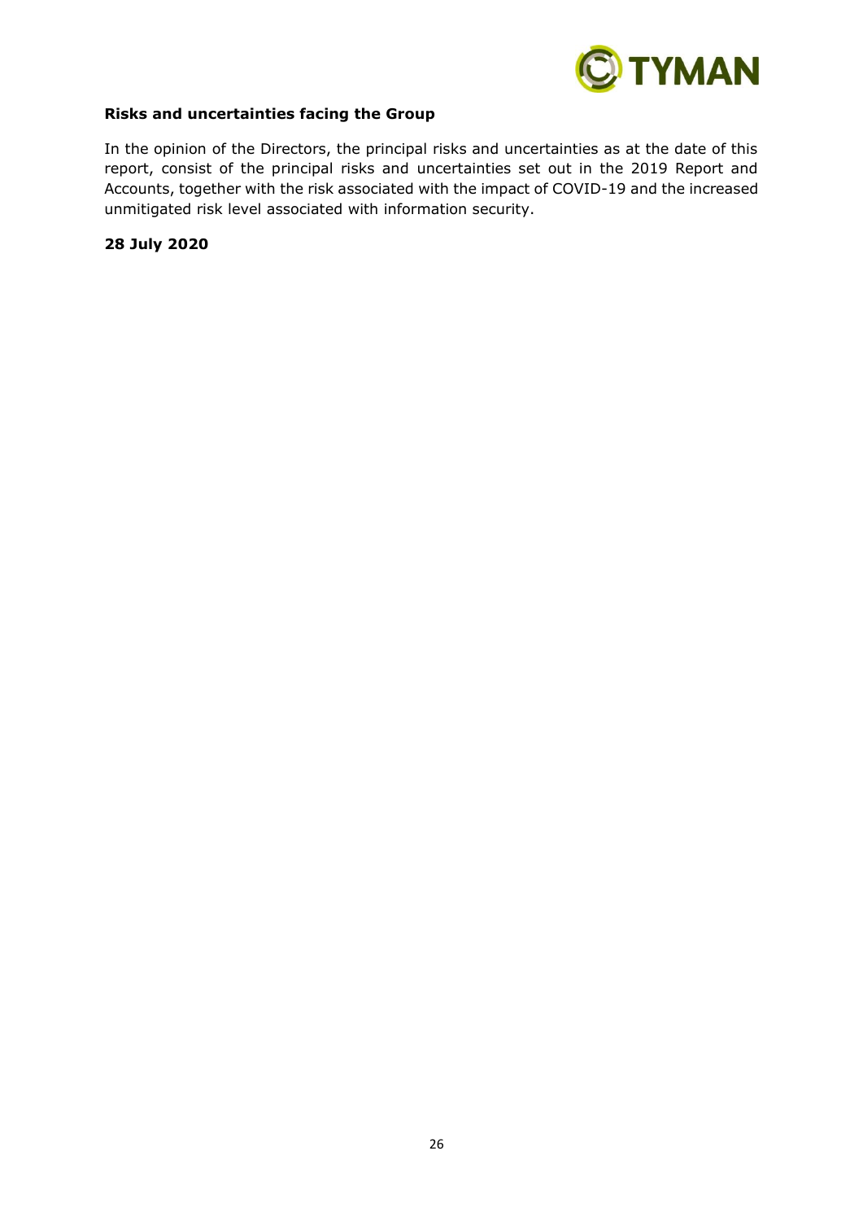**Risks and uncertainties facing the Group**

In the opinion of the Directors, the principal risks and uncertainties as at the date of this report, consist of the principal risks and uncertainties set out in the 2019 Report and Accounts, together with the risk associated with the impact of COVID-19 and the increased unmitigated risk level associated with information security.

**28 July 2020**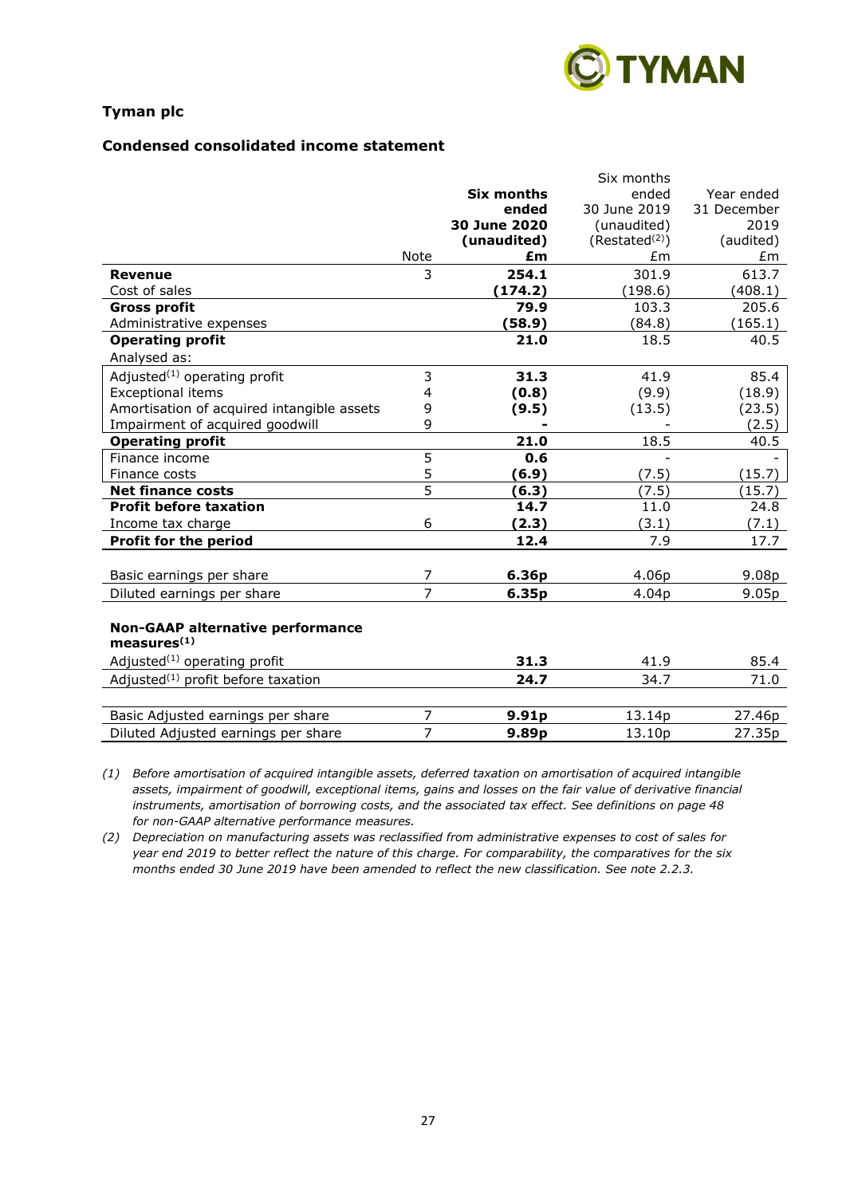## Tyman plc

### Condensed consolidated income statement

| | Note | **Six months ended 30 June 2020 (unaudited) £m** | Six months ended 30 June 2019 (unaudited) (Restated[2]) £m | Year ended 31 December 2019 (audited) £m |
|---|---|---|---|---|
| **Revenue** | 3 | **254.1** | 301.9 | 613.7 |
| Cost of sales | | **(174.2)** | (198.6) | (408.1) |
| **Gross profit** | | **79.9** | 103.3 | 205.6 |
| Administrative expenses | | **(58.9)** | (84.8) | (165.1) |
| **Operating profit** | | **21.0** | 18.5 | 40.5 |
| Analysed as: | | | | |
| Adjusted[1] operating profit | 3 | **31.3** | 41.9 | 85.4 |
| Exceptional items | 4 | **(0.8)** | (9.9) | (18.9) |
| Amortisation of acquired intangible assets | 9 | **(9.5)** | (13.5) | (23.5) |
| Impairment of acquired goodwill | 9 | **-** | - | (2.5) |
| **Operating profit** | | **21.0** | 18.5 | 40.5 |
| Finance income | 5 | **0.6** | - | - |
| Finance costs | 5 | **(6.9)** | (7.5) | (15.7) |
| **Net finance costs** | 5 | **(6.3)** | (7.5) | (15.7) |
| **Profit before taxation** | | **14.7** | 11.0 | 24.8 |
| Income tax charge | 6 | **(2.3)** | (3.1) | (7.1) |
| **Profit for the period** | | **12.4** | 7.9 | 17.7 |
| | | | | |
| Basic earnings per share | 7 | **6.36p** | 4.06p | 9.08p |
| Diluted earnings per share | 7 | **6.35p** | 4.04p | 9.05p |
| | | | | |
| **Non-GAAP alternative performance measures[1]** | | | | |
| Adjusted[1] operating profit | | **31.3** | 41.9 | 85.4 |
| Adjusted[1] profit before taxation | | **24.7** | 34.7 | 71.0 |
| | | | | |
| Basic Adjusted earnings per share | 7 | **9.91p** | 13.14p | 27.46p |
| Diluted Adjusted earnings per share | 7 | **9.89p** | 13.10p | 27.35p |

*(1) Before amortisation of acquired intangible assets, deferred taxation on amortisation of acquired intangible assets, impairment of goodwill, exceptional items, gains and losses on the fair value of derivative financial instruments, amortisation of borrowing costs, and the associated tax effect. See definitions on page 48 for non-GAAP alternative performance measures.*

*(2) Depreciation on manufacturing assets was reclassified from administrative expenses to cost of sales for year end 2019 to better reflect the nature of this charge. For comparability, the comparatives for the six months ended 30 June 2019 have been amended to reflect the new classification. See note 2.2.3.*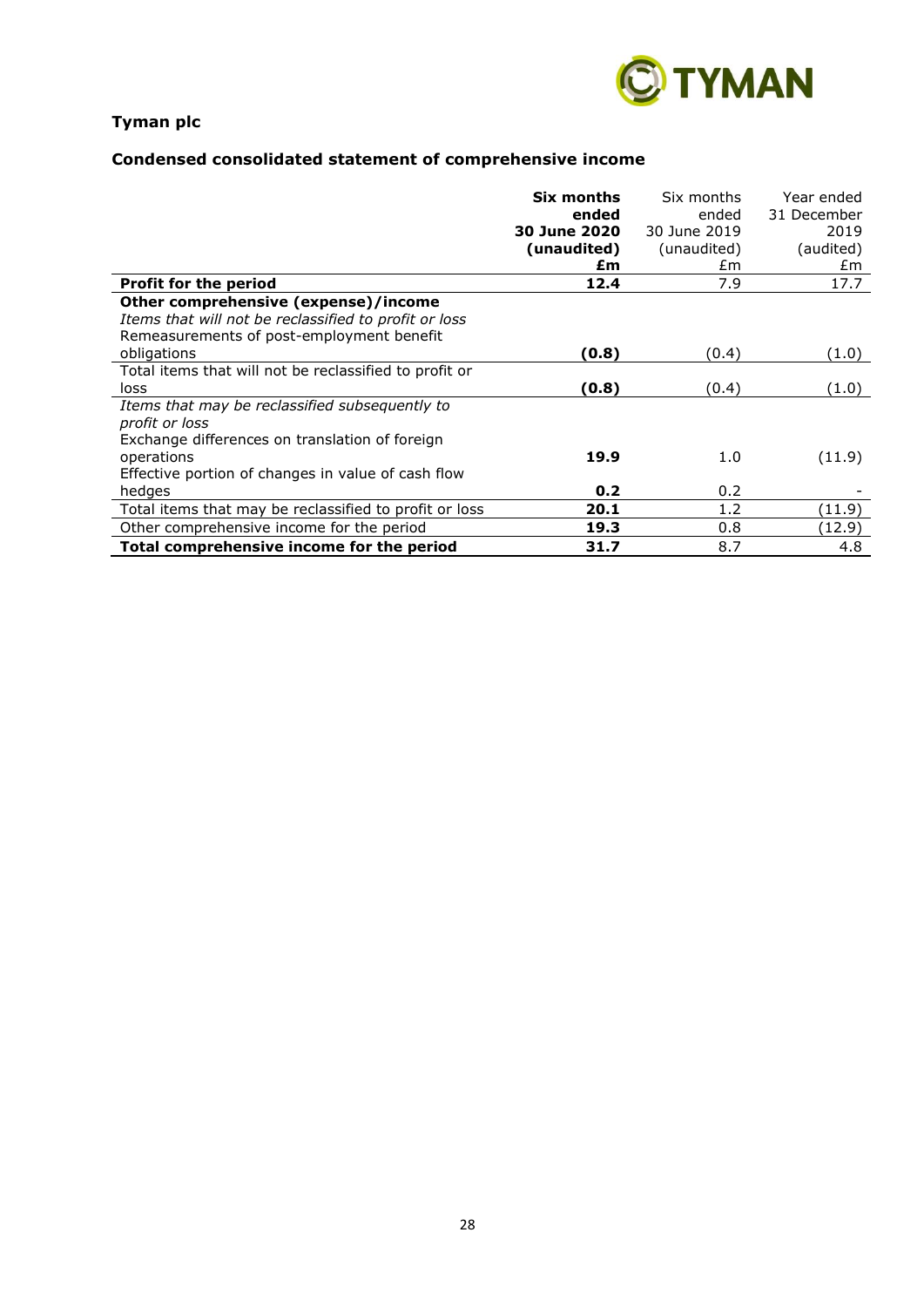**Tyman plc**

## Condensed consolidated statement of comprehensive income

| | **Six months ended 30 June 2020 (unaudited) £m** | Six months ended 30 June 2019 (unaudited) £m | Year ended 31 December 2019 (audited) £m |
|---|---|---|---|
| **Profit for the period** | **12.4** | 7.9 | 17.7 |
| **Other comprehensive (expense)/income** | | | |
| *Items that will not be reclassified to profit or loss* | | | |
| Remeasurements of post-employment benefit obligations | **(0.8)** | (0.4) | (1.0) |
| Total items that will not be reclassified to profit or loss | **(0.8)** | (0.4) | (1.0) |
| *Items that may be reclassified subsequently to profit or loss* | | | |
| Exchange differences on translation of foreign operations | **19.9** | 1.0 | (11.9) |
| Effective portion of changes in value of cash flow hedges | **0.2** | 0.2 | - |
| Total items that may be reclassified to profit or loss | **20.1** | 1.2 | (11.9) |
| Other comprehensive income for the period | **19.3** | 0.8 | (12.9) |
| **Total comprehensive income for the period** | **31.7** | 8.7 | 4.8 |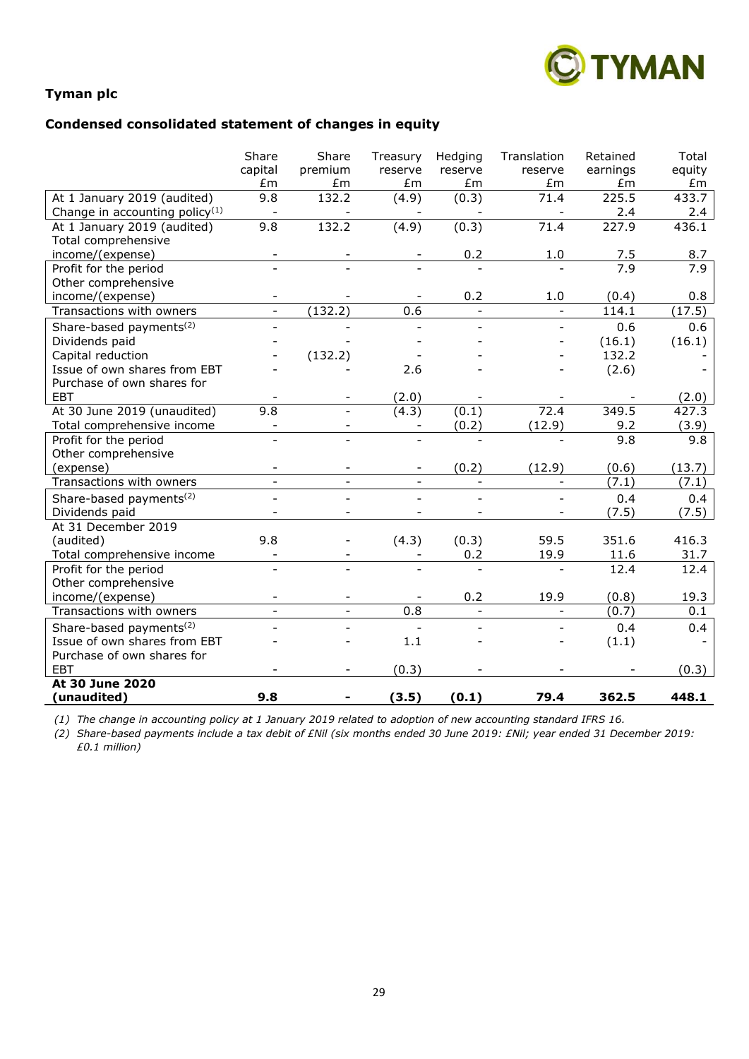**Tyman plc**

## Condensed consolidated statement of changes in equity

| | Share capital £m | Share premium £m | Treasury reserve £m | Hedging reserve £m | Translation reserve £m | Retained earnings £m | Total equity £m |
|---|---|---|---|---|---|---|---|
| At 1 January 2019 (audited) | 9.8 | 132.2 | (4.9) | (0.3) | 71.4 | 225.5 | 433.7 |
| Change in accounting policy[1] | - | - | - | - | - | 2.4 | 2.4 |
| At 1 January 2019 (audited) | 9.8 | 132.2 | (4.9) | (0.3) | 71.4 | 227.9 | 436.1 |
| Total comprehensive income/(expense) | - | - | - | 0.2 | 1.0 | 7.5 | 8.7 |
| Profit for the period | - | - | - | - | - | 7.9 | 7.9 |
| Other comprehensive income/(expense) | - | - | - | 0.2 | 1.0 | (0.4) | 0.8 |
| Transactions with owners | - | (132.2) | 0.6 | - | - | 114.1 | (17.5) |
| Share-based payments[2] | - | - | - | - | - | 0.6 | 0.6 |
| Dividends paid | - | - | - | - | - | (16.1) | (16.1) |
| Capital reduction | - | (132.2) | - | - | - | 132.2 | - |
| Issue of own shares from EBT | - | - | 2.6 | - | - | (2.6) | - |
| Purchase of own shares for EBT | - | - | (2.0) | - | - | - | (2.0) |
| At 30 June 2019 (unaudited) | 9.8 | - | (4.3) | (0.1) | 72.4 | 349.5 | 427.3 |
| Total comprehensive income | - | - | - | (0.2) | (12.9) | 9.2 | (3.9) |
| Profit for the period | - | - | - | - | - | 9.8 | 9.8 |
| Other comprehensive (expense) | - | - | - | (0.2) | (12.9) | (0.6) | (13.7) |
| Transactions with owners | - | - | - | - | - | (7.1) | (7.1) |
| Share-based payments[2] | - | - | - | - | - | 0.4 | 0.4 |
| Dividends paid | - | - | - | - | - | (7.5) | (7.5) |
| At 31 December 2019 (audited) | 9.8 | - | (4.3) | (0.3) | 59.5 | 351.6 | 416.3 |
| Total comprehensive income | - | - | - | 0.2 | 19.9 | 11.6 | 31.7 |
| Profit for the period | - | - | - | - | - | 12.4 | 12.4 |
| Other comprehensive income/(expense) | - | - | - | 0.2 | 19.9 | (0.8) | 19.3 |
| Transactions with owners | - | - | 0.8 | - | - | (0.7) | 0.1 |
| Share-based payments[2] | - | - | - | - | - | 0.4 | 0.4 |
| Issue of own shares from EBT | - | - | 1.1 | - | - | (1.1) | - |
| Purchase of own shares for EBT | - | - | (0.3) | - | - | - | (0.3) |
| **At 30 June 2020 (unaudited)** | **9.8** | **-** | **(3.5)** | **(0.1)** | **79.4** | **362.5** | **448.1** |

*(1) The change in accounting policy at 1 January 2019 related to adoption of new accounting standard IFRS 16.*

*(2) Share-based payments include a tax debit of £Nil (six months ended 30 June 2019: £Nil; year ended 31 December 2019: £0.1 million)*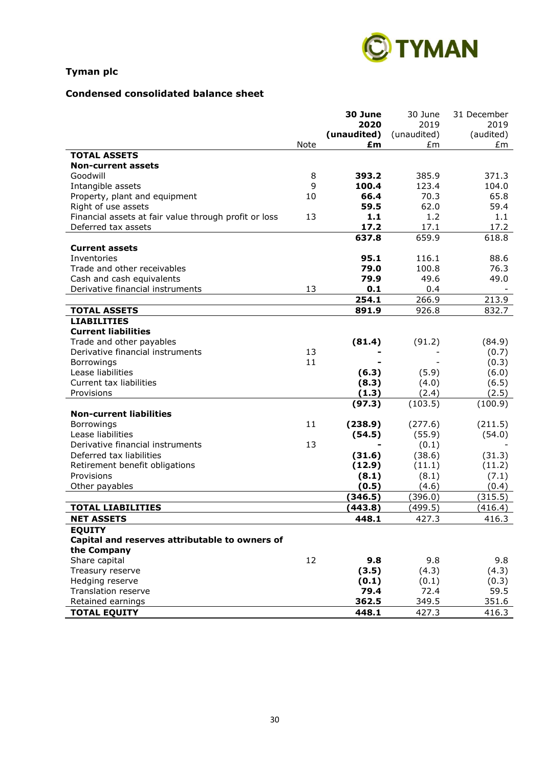**Tyman plc**

**Condensed consolidated balance sheet**

| | Note | **30 June 2020 (unaudited) £m** | 30 June 2019 (unaudited) £m | 31 December 2019 (audited) £m |
|---|---|---|---|---|
| **TOTAL ASSETS** | | | | |
| **Non-current assets** | | | | |
| Goodwill | 8 | **393.2** | 385.9 | 371.3 |
| Intangible assets | 9 | **100.4** | 123.4 | 104.0 |
| Property, plant and equipment | 10 | **66.4** | 70.3 | 65.8 |
| Right of use assets | | **59.5** | 62.0 | 59.4 |
| Financial assets at fair value through profit or loss | 13 | **1.1** | 1.2 | 1.1 |
| Deferred tax assets | | **17.2** | 17.1 | 17.2 |
| | | **637.8** | 659.9 | 618.8 |
| **Current assets** | | | | |
| Inventories | | **95.1** | 116.1 | 88.6 |
| Trade and other receivables | | **79.0** | 100.8 | 76.3 |
| Cash and cash equivalents | | **79.9** | 49.6 | 49.0 |
| Derivative financial instruments | 13 | **0.1** | 0.4 | - |
| | | **254.1** | 266.9 | 213.9 |
| **TOTAL ASSETS** | | **891.9** | 926.8 | 832.7 |
| **LIABILITIES** | | | | |
| **Current liabilities** | | | | |
| Trade and other payables | | **(81.4)** | (91.2) | (84.9) |
| Derivative financial instruments | 13 | **-** | - | (0.7) |
| Borrowings | 11 | **-** | - | (0.3) |
| Lease liabilities | | **(6.3)** | (5.9) | (6.0) |
| Current tax liabilities | | **(8.3)** | (4.0) | (6.5) |
| Provisions | | **(1.3)** | (2.4) | (2.5) |
| | | **(97.3)** | (103.5) | (100.9) |
| **Non-current liabilities** | | | | |
| Borrowings | 11 | **(238.9)** | (277.6) | (211.5) |
| Lease liabilities | | **(54.5)** | (55.9) | (54.0) |
| Derivative financial instruments | 13 | **-** | (0.1) | - |
| Deferred tax liabilities | | **(31.6)** | (38.6) | (31.3) |
| Retirement benefit obligations | | **(12.9)** | (11.1) | (11.2) |
| Provisions | | **(8.1)** | (8.1) | (7.1) |
| Other payables | | **(0.5)** | (4.6) | (0.4) |
| | | **(346.5)** | (396.0) | (315.5) |
| **TOTAL LIABILITIES** | | **(443.8)** | (499.5) | (416.4) |
| **NET ASSETS** | | **448.1** | 427.3 | 416.3 |
| **EQUITY** | | | | |
| **Capital and reserves attributable to owners of the Company** | | | | |
| Share capital | 12 | **9.8** | 9.8 | 9.8 |
| Treasury reserve | | **(3.5)** | (4.3) | (4.3) |
| Hedging reserve | | **(0.1)** | (0.1) | (0.3) |
| Translation reserve | | **79.4** | 72.4 | 59.5 |
| Retained earnings | | **362.5** | 349.5 | 351.6 |
| **TOTAL EQUITY** | | **448.1** | 427.3 | 416.3 |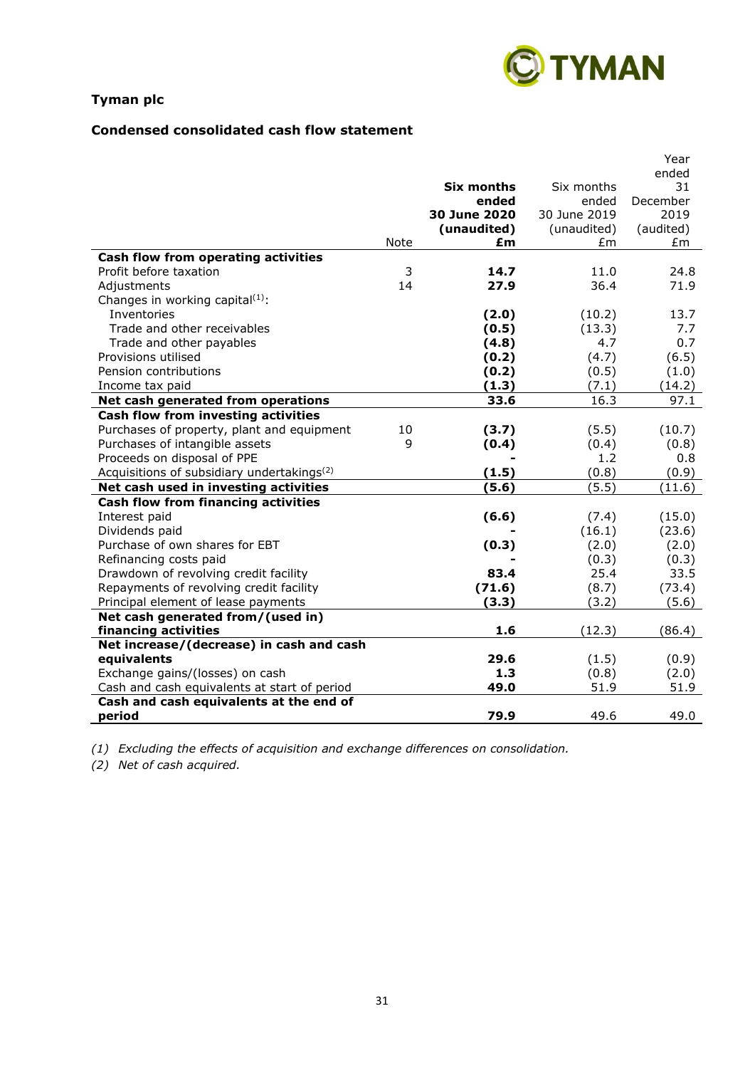**Tyman plc**

**Condensed consolidated cash flow statement**

| | Note | **Six months ended 30 June 2020 (unaudited) £m** | Six months ended 30 June 2019 (unaudited) £m | Year ended 31 December 2019 (audited) £m |
|---|---|---|---|---|
| **Cash flow from operating activities** | | | | |
| Profit before taxation | 3 | **14.7** | 11.0 | 24.8 |
| Adjustments | 14 | **27.9** | 36.4 | 71.9 |
| Changes in working capital[(1)]: | | | | |
| Inventories | | **(2.0)** | (10.2) | 13.7 |
| Trade and other receivables | | **(0.5)** | (13.3) | 7.7 |
| Trade and other payables | | **(4.8)** | 4.7 | 0.7 |
| Provisions utilised | | **(0.2)** | (4.7) | (6.5) |
| Pension contributions | | **(0.2)** | (0.5) | (1.0) |
| Income tax paid | | **(1.3)** | (7.1) | (14.2) |
| **Net cash generated from operations** | | **33.6** | 16.3 | 97.1 |
| **Cash flow from investing activities** | | | | |
| Purchases of property, plant and equipment | 10 | **(3.7)** | (5.5) | (10.7) |
| Purchases of intangible assets | 9 | **(0.4)** | (0.4) | (0.8) |
| Proceeds on disposal of PPE | | **-** | 1.2 | 0.8 |
| Acquisitions of subsidiary undertakings[(2)] | | **(1.5)** | (0.8) | (0.9) |
| **Net cash used in investing activities** | | **(5.6)** | (5.5) | (11.6) |
| **Cash flow from financing activities** | | | | |
| Interest paid | | **(6.6)** | (7.4) | (15.0) |
| Dividends paid | | **-** | (16.1) | (23.6) |
| Purchase of own shares for EBT | | **(0.3)** | (2.0) | (2.0) |
| Refinancing costs paid | | **-** | (0.3) | (0.3) |
| Drawdown of revolving credit facility | | **83.4** | 25.4 | 33.5 |
| Repayments of revolving credit facility | | **(71.6)** | (8.7) | (73.4) |
| Principal element of lease payments | | **(3.3)** | (3.2) | (5.6) |
| **Net cash generated from/(used in) financing activities** | | **1.6** | (12.3) | (86.4) |
| **Net increase/(decrease) in cash and cash equivalents** | | **29.6** | (1.5) | (0.9) |
| Exchange gains/(losses) on cash | | **1.3** | (0.8) | (2.0) |
| Cash and cash equivalents at start of period | | **49.0** | 51.9 | 51.9 |
| **Cash and cash equivalents at the end of period** | | **79.9** | 49.6 | 49.0 |

*(1) Excluding the effects of acquisition and exchange differences on consolidation.*

*(2) Net of cash acquired.*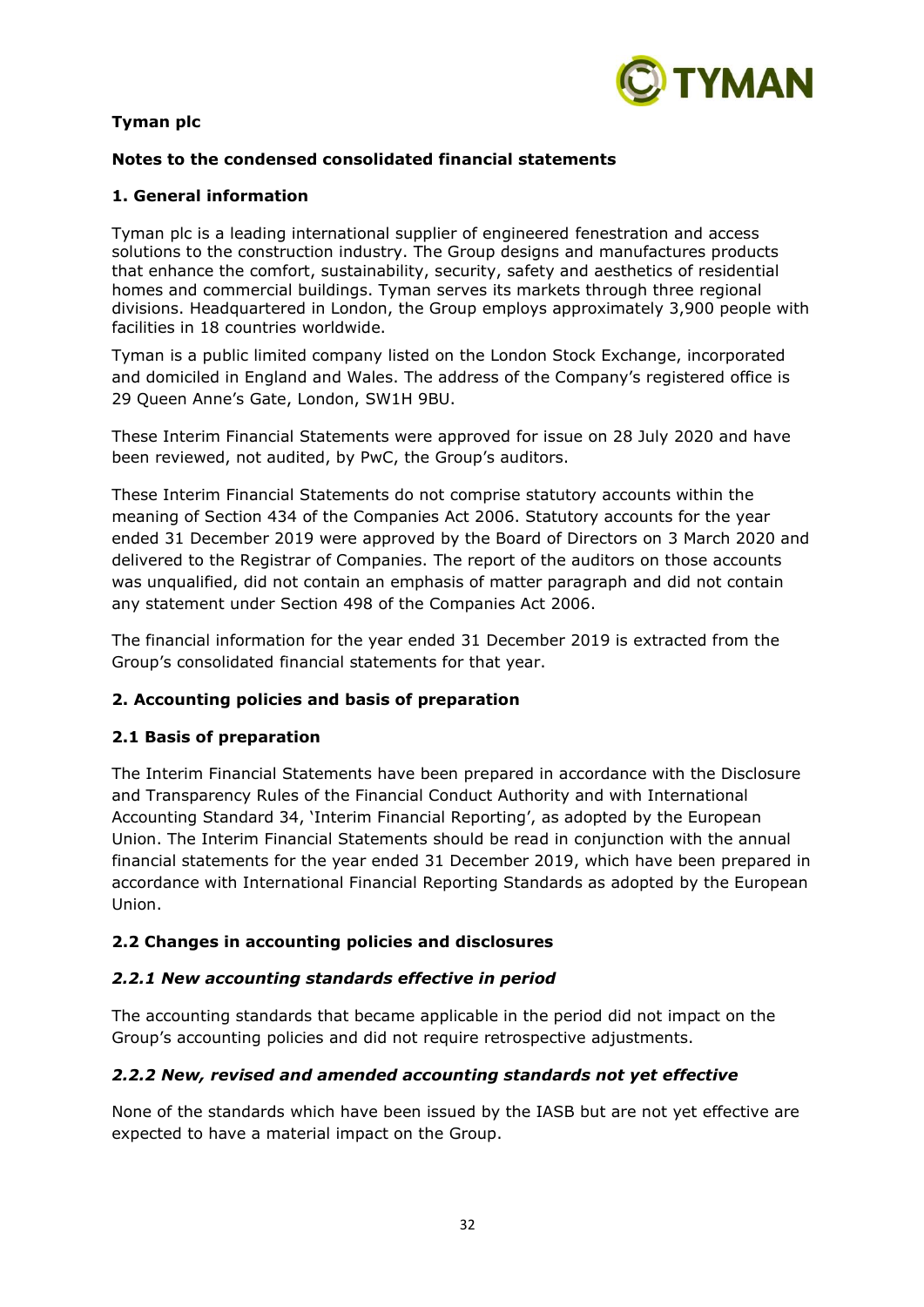**Tyman plc**

**Notes to the condensed consolidated financial statements**

## 1. General information

Tyman plc is a leading international supplier of engineered fenestration and access solutions to the construction industry. The Group designs and manufactures products that enhance the comfort, sustainability, security, safety and aesthetics of residential homes and commercial buildings. Tyman serves its markets through three regional divisions. Headquartered in London, the Group employs approximately 3,900 people with facilities in 18 countries worldwide.

Tyman is a public limited company listed on the London Stock Exchange, incorporated and domiciled in England and Wales. The address of the Company's registered office is 29 Queen Anne's Gate, London, SW1H 9BU.

These Interim Financial Statements were approved for issue on 28 July 2020 and have been reviewed, not audited, by PwC, the Group's auditors.

These Interim Financial Statements do not comprise statutory accounts within the meaning of Section 434 of the Companies Act 2006. Statutory accounts for the year ended 31 December 2019 were approved by the Board of Directors on 3 March 2020 and delivered to the Registrar of Companies. The report of the auditors on those accounts was unqualified, did not contain an emphasis of matter paragraph and did not contain any statement under Section 498 of the Companies Act 2006.

The financial information for the year ended 31 December 2019 is extracted from the Group's consolidated financial statements for that year.

## 2. Accounting policies and basis of preparation

### 2.1 Basis of preparation

The Interim Financial Statements have been prepared in accordance with the Disclosure and Transparency Rules of the Financial Conduct Authority and with International Accounting Standard 34, 'Interim Financial Reporting', as adopted by the European Union. The Interim Financial Statements should be read in conjunction with the annual financial statements for the year ended 31 December 2019, which have been prepared in accordance with International Financial Reporting Standards as adopted by the European Union.

### 2.2 Changes in accounting policies and disclosures

#### *2.2.1 New accounting standards effective in period*

The accounting standards that became applicable in the period did not impact on the Group's accounting policies and did not require retrospective adjustments.

#### *2.2.2 New, revised and amended accounting standards not yet effective*

None of the standards which have been issued by the IASB but are not yet effective are expected to have a material impact on the Group.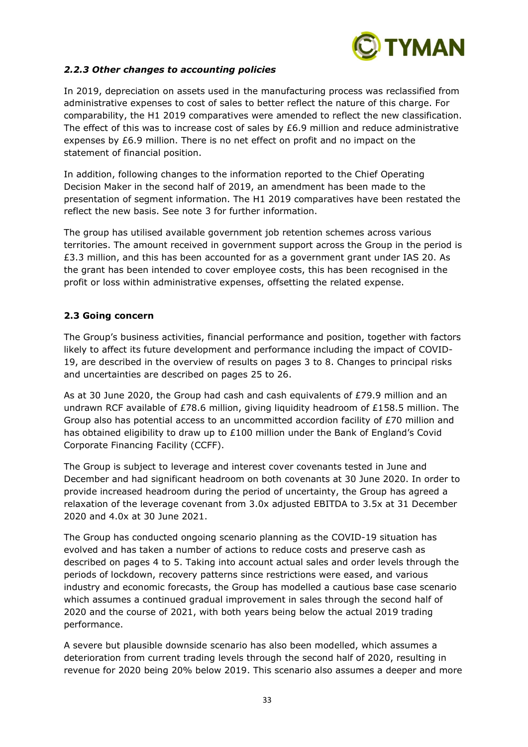### *2.2.3 Other changes to accounting policies*

In 2019, depreciation on assets used in the manufacturing process was reclassified from administrative expenses to cost of sales to better reflect the nature of this charge. For comparability, the H1 2019 comparatives were amended to reflect the new classification. The effect of this was to increase cost of sales by £6.9 million and reduce administrative expenses by £6.9 million. There is no net effect on profit and no impact on the statement of financial position.

In addition, following changes to the information reported to the Chief Operating Decision Maker in the second half of 2019, an amendment has been made to the presentation of segment information. The H1 2019 comparatives have been restated the reflect the new basis. See note 3 for further information.

The group has utilised available government job retention schemes across various territories. The amount received in government support across the Group in the period is £3.3 million, and this has been accounted for as a government grant under IAS 20. As the grant has been intended to cover employee costs, this has been recognised in the profit or loss within administrative expenses, offsetting the related expense.

### **2.3 Going concern**

The Group's business activities, financial performance and position, together with factors likely to affect its future development and performance including the impact of COVID-19, are described in the overview of results on pages 3 to 8. Changes to principal risks and uncertainties are described on pages 25 to 26.

As at 30 June 2020, the Group had cash and cash equivalents of £79.9 million and an undrawn RCF available of £78.6 million, giving liquidity headroom of £158.5 million. The Group also has potential access to an uncommitted accordion facility of £70 million and has obtained eligibility to draw up to £100 million under the Bank of England's Covid Corporate Financing Facility (CCFF).

The Group is subject to leverage and interest cover covenants tested in June and December and had significant headroom on both covenants at 30 June 2020. In order to provide increased headroom during the period of uncertainty, the Group has agreed a relaxation of the leverage covenant from 3.0x adjusted EBITDA to 3.5x at 31 December 2020 and 4.0x at 30 June 2021.

The Group has conducted ongoing scenario planning as the COVID-19 situation has evolved and has taken a number of actions to reduce costs and preserve cash as described on pages 4 to 5. Taking into account actual sales and order levels through the periods of lockdown, recovery patterns since restrictions were eased, and various industry and economic forecasts, the Group has modelled a cautious base case scenario which assumes a continued gradual improvement in sales through the second half of 2020 and the course of 2021, with both years being below the actual 2019 trading performance.

A severe but plausible downside scenario has also been modelled, which assumes a deterioration from current trading levels through the second half of 2020, resulting in revenue for 2020 being 20% below 2019. This scenario also assumes a deeper and more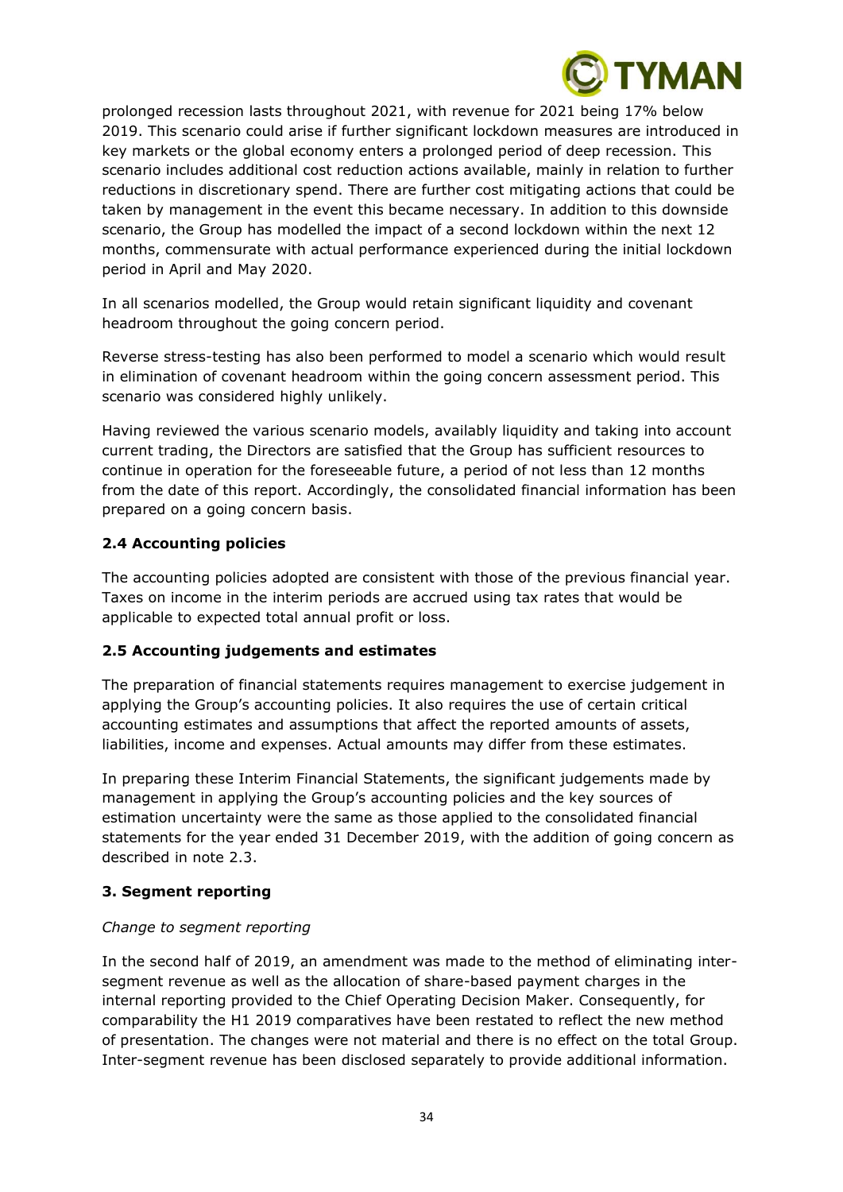prolonged recession lasts throughout 2021, with revenue for 2021 being 17% below 2019. This scenario could arise if further significant lockdown measures are introduced in key markets or the global economy enters a prolonged period of deep recession. This scenario includes additional cost reduction actions available, mainly in relation to further reductions in discretionary spend. There are further cost mitigating actions that could be taken by management in the event this became necessary. In addition to this downside scenario, the Group has modelled the impact of a second lockdown within the next 12 months, commensurate with actual performance experienced during the initial lockdown period in April and May 2020.

In all scenarios modelled, the Group would retain significant liquidity and covenant headroom throughout the going concern period.

Reverse stress-testing has also been performed to model a scenario which would result in elimination of covenant headroom within the going concern assessment period. This scenario was considered highly unlikely.

Having reviewed the various scenario models, availably liquidity and taking into account current trading, the Directors are satisfied that the Group has sufficient resources to continue in operation for the foreseeable future, a period of not less than 12 months from the date of this report. Accordingly, the consolidated financial information has been prepared on a going concern basis.

### 2.4 Accounting policies

The accounting policies adopted are consistent with those of the previous financial year. Taxes on income in the interim periods are accrued using tax rates that would be applicable to expected total annual profit or loss.

### 2.5 Accounting judgements and estimates

The preparation of financial statements requires management to exercise judgement in applying the Group's accounting policies. It also requires the use of certain critical accounting estimates and assumptions that affect the reported amounts of assets, liabilities, income and expenses. Actual amounts may differ from these estimates.

In preparing these Interim Financial Statements, the significant judgements made by management in applying the Group's accounting policies and the key sources of estimation uncertainty were the same as those applied to the consolidated financial statements for the year ended 31 December 2019, with the addition of going concern as described in note 2.3.

## 3. Segment reporting

*Change to segment reporting*

In the second half of 2019, an amendment was made to the method of eliminating inter-segment revenue as well as the allocation of share-based payment charges in the internal reporting provided to the Chief Operating Decision Maker. Consequently, for comparability the H1 2019 comparatives have been restated to reflect the new method of presentation. The changes were not material and there is no effect on the total Group. Inter-segment revenue has been disclosed separately to provide additional information.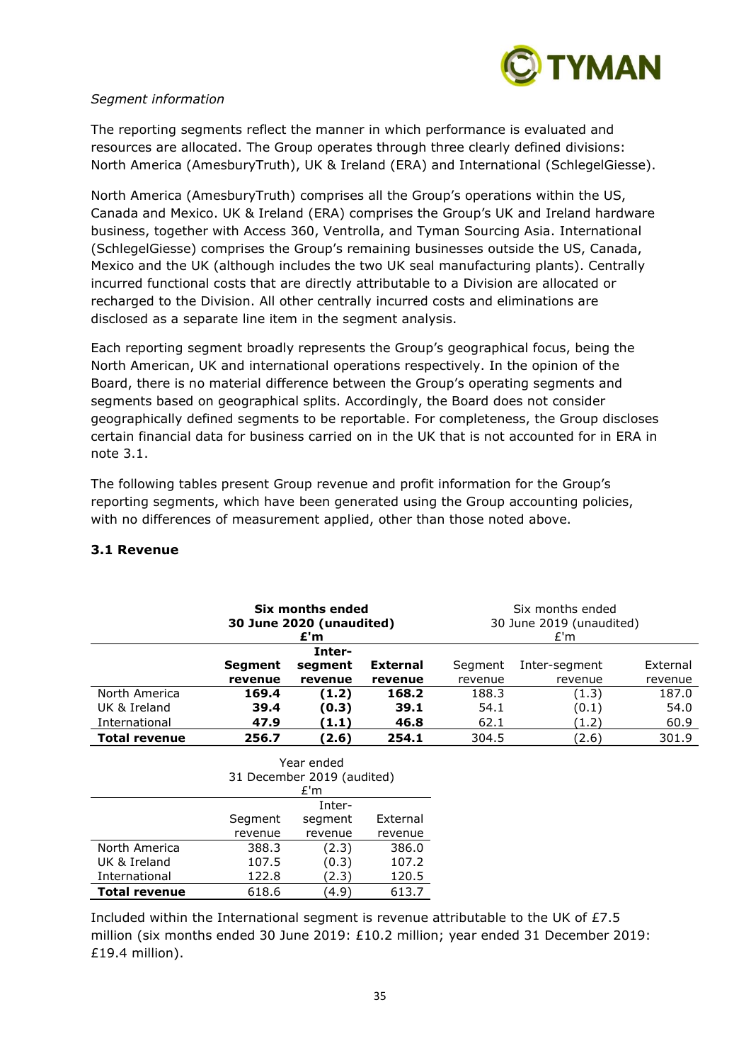*Segment information*

The reporting segments reflect the manner in which performance is evaluated and resources are allocated. The Group operates through three clearly defined divisions: North America (AmesburyTruth), UK & Ireland (ERA) and International (SchlegelGiesse).

North America (AmesburyTruth) comprises all the Group's operations within the US, Canada and Mexico. UK & Ireland (ERA) comprises the Group's UK and Ireland hardware business, together with Access 360, Ventrolla, and Tyman Sourcing Asia. International (SchlegelGiesse) comprises the Group's remaining businesses outside the US, Canada, Mexico and the UK (although includes the two UK seal manufacturing plants). Centrally incurred functional costs that are directly attributable to a Division are allocated or recharged to the Division. All other centrally incurred costs and eliminations are disclosed as a separate line item in the segment analysis.

Each reporting segment broadly represents the Group's geographical focus, being the North American, UK and international operations respectively. In the opinion of the Board, there is no material difference between the Group's operating segments and segments based on geographical splits. Accordingly, the Board does not consider geographically defined segments to be reportable. For completeness, the Group discloses certain financial data for business carried on in the UK that is not accounted for in ERA in note 3.1.

The following tables present Group revenue and profit information for the Group's reporting segments, which have been generated using the Group accounting policies, with no differences of measurement applied, other than those noted above.

### 3.1 Revenue

| | **Six months ended 30 June 2020 (unaudited) £'m** | | | Six months ended 30 June 2019 (unaudited) £'m | | |
|---|---|---|---|---|---|---|
| | **Segment revenue** | **Inter-segment revenue** | **External revenue** | Segment revenue | Inter-segment revenue | External revenue |
| North America | **169.4** | **(1.2)** | **168.2** | 188.3 | (1.3) | 187.0 |
| UK & Ireland | **39.4** | **(0.3)** | **39.1** | 54.1 | (0.1) | 54.0 |
| International | **47.9** | **(1.1)** | **46.8** | 62.1 | (1.2) | 60.9 |
| **Total revenue** | **256.7** | **(2.6)** | **254.1** | 304.5 | (2.6) | 301.9 |

| | Year ended 31 December 2019 (audited) £'m | | |
|---|---|---|---|
| | Segment revenue | Inter-segment revenue | External revenue |
| North America | 388.3 | (2.3) | 386.0 |
| UK & Ireland | 107.5 | (0.3) | 107.2 |
| International | 122.8 | (2.3) | 120.5 |
| **Total revenue** | 618.6 | (4.9) | 613.7 |

Included within the International segment is revenue attributable to the UK of £7.5 million (six months ended 30 June 2019: £10.2 million; year ended 31 December 2019: £19.4 million).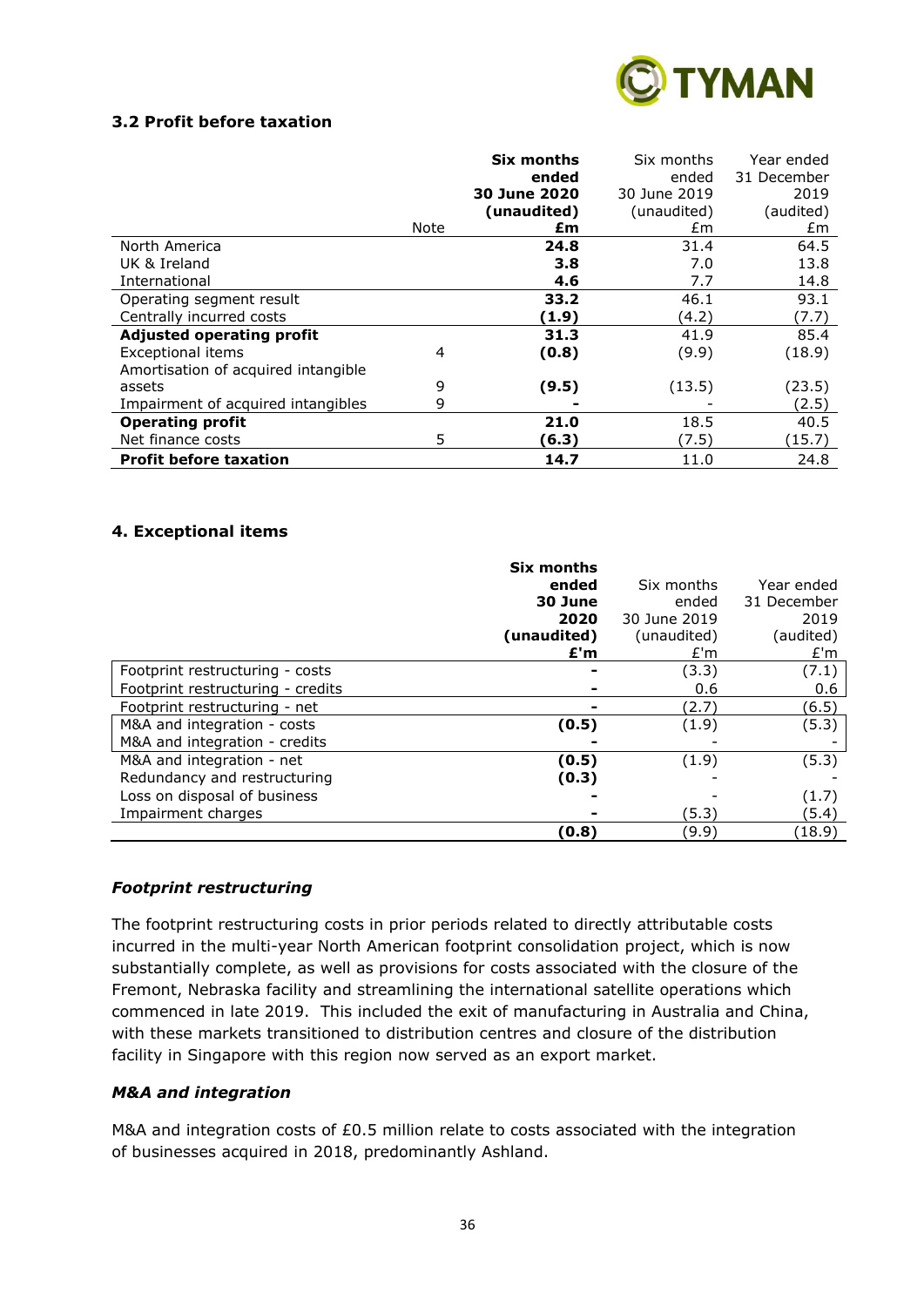### 3.2 Profit before taxation

| | Note | **Six months ended 30 June 2020 (unaudited) £m** | Six months ended 30 June 2019 (unaudited) £m | Year ended 31 December 2019 (audited) £m |
|---|---|---|---|---|
| North America | | **24.8** | 31.4 | 64.5 |
| UK & Ireland | | **3.8** | 7.0 | 13.8 |
| International | | **4.6** | 7.7 | 14.8 |
| Operating segment result | | **33.2** | 46.1 | 93.1 |
| Centrally incurred costs | | **(1.9)** | (4.2) | (7.7) |
| **Adjusted operating profit** | | **31.3** | 41.9 | 85.4 |
| Exceptional items | 4 | **(0.8)** | (9.9) | (18.9) |
| Amortisation of acquired intangible assets | 9 | **(9.5)** | (13.5) | (23.5) |
| Impairment of acquired intangibles | 9 | **-** | - | (2.5) |
| **Operating profit** | | **21.0** | 18.5 | 40.5 |
| Net finance costs | 5 | **(6.3)** | (7.5) | (15.7) |
| **Profit before taxation** | | **14.7** | 11.0 | 24.8 |

### 4. Exceptional items

| | **Six months ended 30 June 2020 (unaudited) £'m** | Six months ended 30 June 2019 (unaudited) £'m | Year ended 31 December 2019 (audited) £'m |
|---|---|---|---|
| Footprint restructuring - costs | **-** | (3.3) | (7.1) |
| Footprint restructuring - credits | **-** | 0.6 | 0.6 |
| Footprint restructuring - net | **-** | (2.7) | (6.5) |
| M&A and integration - costs | **(0.5)** | (1.9) | (5.3) |
| M&A and integration - credits | **-** | - | - |
| M&A and integration - net | **(0.5)** | (1.9) | (5.3) |
| Redundancy and restructuring | **(0.3)** | - | - |
| Loss on disposal of business | **-** | - | (1.7) |
| Impairment charges | **-** | (5.3) | (5.4) |
| | **(0.8)** | (9.9) | (18.9) |

#### *Footprint restructuring*

The footprint restructuring costs in prior periods related to directly attributable costs incurred in the multi-year North American footprint consolidation project, which is now substantially complete, as well as provisions for costs associated with the closure of the Fremont, Nebraska facility and streamlining the international satellite operations which commenced in late 2019. This included the exit of manufacturing in Australia and China, with these markets transitioned to distribution centres and closure of the distribution facility in Singapore with this region now served as an export market.

#### *M&A and integration*

M&A and integration costs of £0.5 million relate to costs associated with the integration of businesses acquired in 2018, predominantly Ashland.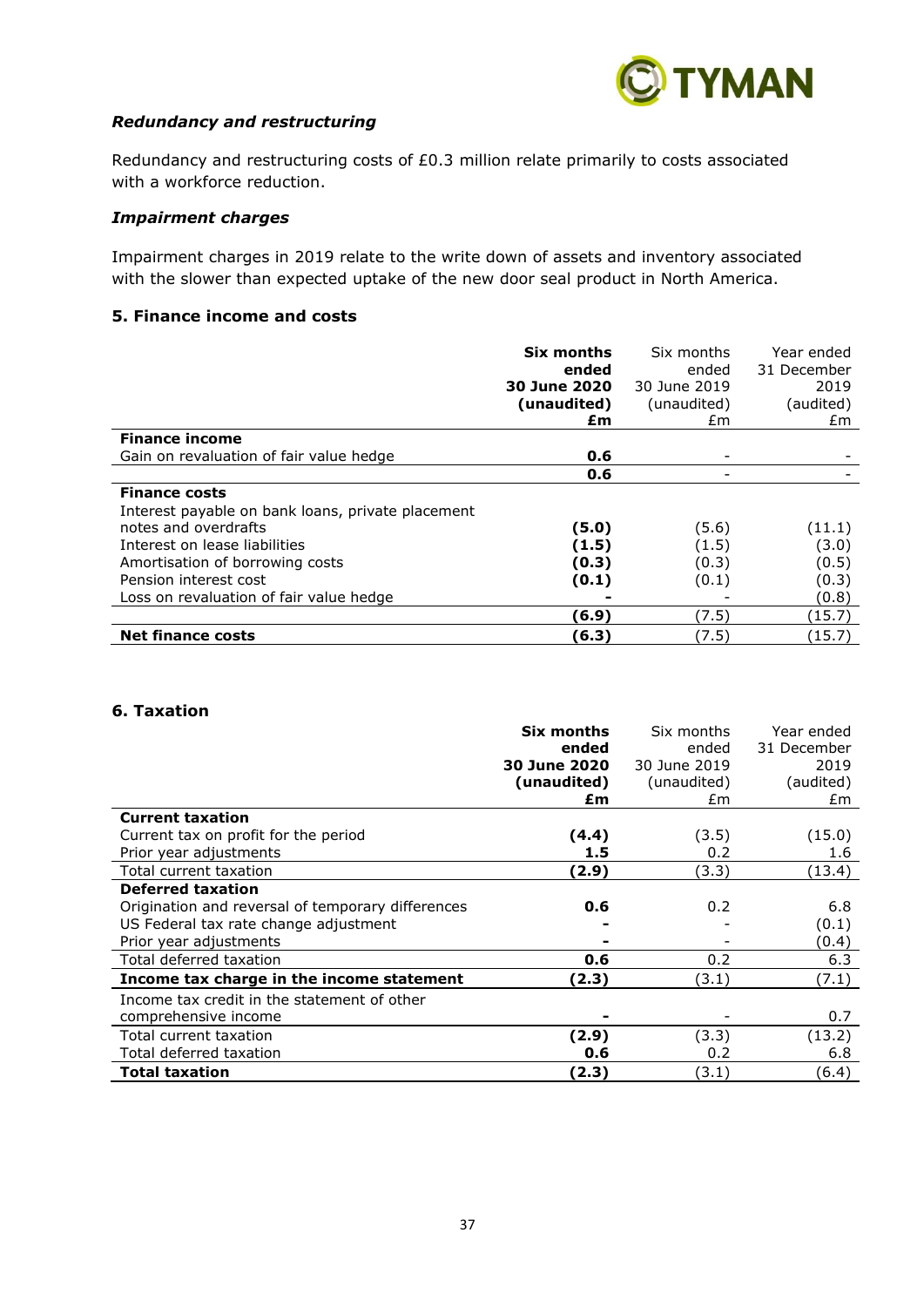### *Redundancy and restructuring*

Redundancy and restructuring costs of £0.3 million relate primarily to costs associated with a workforce reduction.

### *Impairment charges*

Impairment charges in 2019 relate to the write down of assets and inventory associated with the slower than expected uptake of the new door seal product in North America.

## 5. Finance income and costs

| | **Six months ended 30 June 2020 (unaudited) £m** | Six months ended 30 June 2019 (unaudited) £m | Year ended 31 December 2019 (audited) £m |
|---|---|---|---|
| **Finance income** | | | |
| Gain on revaluation of fair value hedge | **0.6** | - | - |
| | **0.6** | - | - |
| **Finance costs** | | | |
| Interest payable on bank loans, private placement notes and overdrafts | **(5.0)** | (5.6) | (11.1) |
| Interest on lease liabilities | **(1.5)** | (1.5) | (3.0) |
| Amortisation of borrowing costs | **(0.3)** | (0.3) | (0.5) |
| Pension interest cost | **(0.1)** | (0.1) | (0.3) |
| Loss on revaluation of fair value hedge | **-** | - | (0.8) |
| | **(6.9)** | (7.5) | (15.7) |
| **Net finance costs** | **(6.3)** | (7.5) | (15.7) |

## 6. Taxation

| | **Six months ended 30 June 2020 (unaudited) £m** | Six months ended 30 June 2019 (unaudited) £m | Year ended 31 December 2019 (audited) £m |
|---|---|---|---|
| **Current taxation** | | | |
| Current tax on profit for the period | **(4.4)** | (3.5) | (15.0) |
| Prior year adjustments | **1.5** | 0.2 | 1.6 |
| Total current taxation | **(2.9)** | (3.3) | (13.4) |
| **Deferred taxation** | | | |
| Origination and reversal of temporary differences | **0.6** | 0.2 | 6.8 |
| US Federal tax rate change adjustment | **-** | - | (0.1) |
| Prior year adjustments | **-** | - | (0.4) |
| Total deferred taxation | **0.6** | 0.2 | 6.3 |
| **Income tax charge in the income statement** | **(2.3)** | (3.1) | (7.1) |
| Income tax credit in the statement of other comprehensive income | **-** | - | 0.7 |
| Total current taxation | **(2.9)** | (3.3) | (13.2) |
| Total deferred taxation | **0.6** | 0.2 | 6.8 |
| **Total taxation** | **(2.3)** | (3.1) | (6.4) |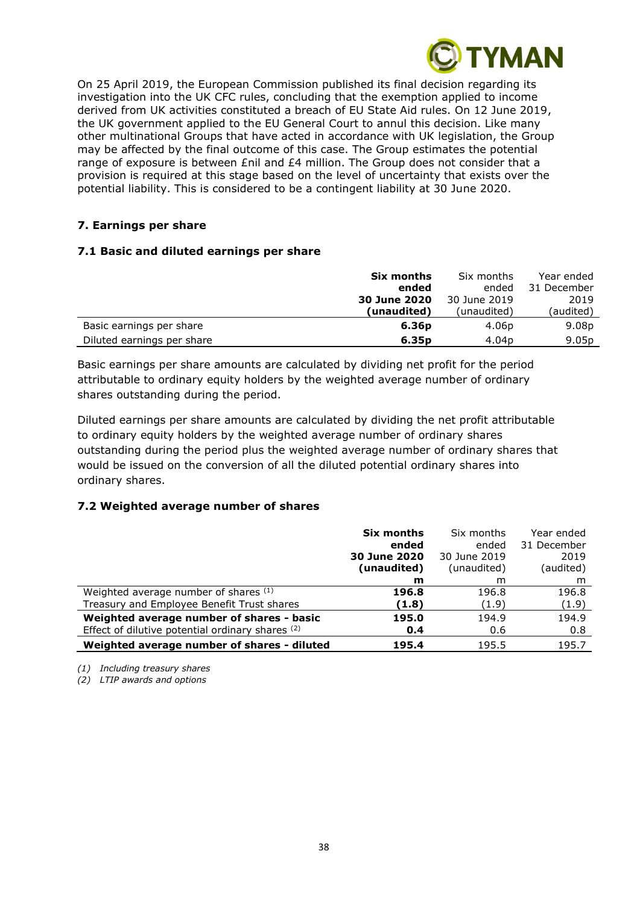On 25 April 2019, the European Commission published its final decision regarding its investigation into the UK CFC rules, concluding that the exemption applied to income derived from UK activities constituted a breach of EU State Aid rules. On 12 June 2019, the UK government applied to the EU General Court to annul this decision. Like many other multinational Groups that have acted in accordance with UK legislation, the Group may be affected by the final outcome of this case. The Group estimates the potential range of exposure is between £nil and £4 million. The Group does not consider that a provision is required at this stage based on the level of uncertainty that exists over the potential liability. This is considered to be a contingent liability at 30 June 2020.

## 7. Earnings per share

### 7.1 Basic and diluted earnings per share

| | **Six months ended 30 June 2020 (unaudited)** | Six months ended 30 June 2019 (unaudited) | Year ended 31 December 2019 (audited) |
|---|---|---|---|
| Basic earnings per share | **6.36p** | 4.06p | 9.08p |
| Diluted earnings per share | **6.35p** | 4.04p | 9.05p |

Basic earnings per share amounts are calculated by dividing net profit for the period attributable to ordinary equity holders by the weighted average number of ordinary shares outstanding during the period.

Diluted earnings per share amounts are calculated by dividing the net profit attributable to ordinary equity holders by the weighted average number of ordinary shares outstanding during the period plus the weighted average number of ordinary shares that would be issued on the conversion of all the diluted potential ordinary shares into ordinary shares.

### 7.2 Weighted average number of shares

| | **Six months ended 30 June 2020 (unaudited) m** | Six months ended 30 June 2019 (unaudited) m | Year ended 31 December 2019 (audited) m |
|---|---|---|---|
| Weighted average number of shares (1) | **196.8** | 196.8 | 196.8 |
| Treasury and Employee Benefit Trust shares | **(1.8)** | (1.9) | (1.9) |
| **Weighted average number of shares - basic** | **195.0** | 194.9 | 194.9 |
| Effect of dilutive potential ordinary shares (2) | **0.4** | 0.6 | 0.8 |
| **Weighted average number of shares - diluted** | **195.4** | 195.5 | 195.7 |

*(1) Including treasury shares*

*(2) LTIP awards and options*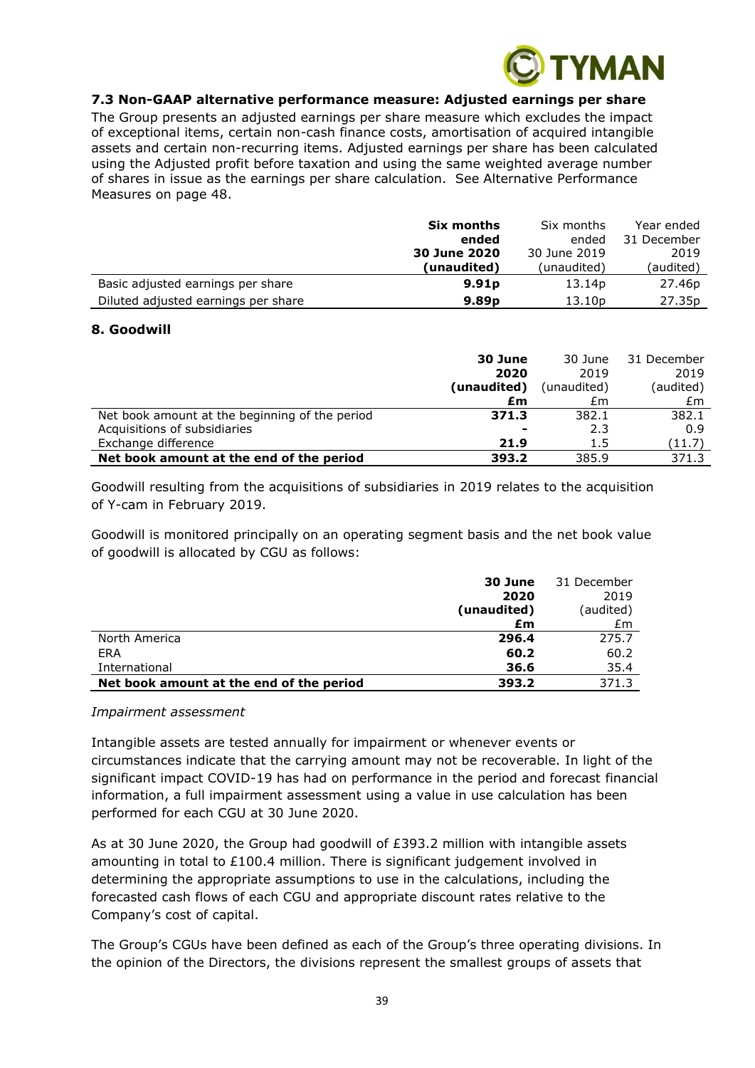### 7.3 Non-GAAP alternative performance measure: Adjusted earnings per share

The Group presents an adjusted earnings per share measure which excludes the impact of exceptional items, certain non-cash finance costs, amortisation of acquired intangible assets and certain non-recurring items. Adjusted earnings per share has been calculated using the Adjusted profit before taxation and using the same weighted average number of shares in issue as the earnings per share calculation. See Alternative Performance Measures on page 48.

| | **Six months ended 30 June 2020 (unaudited)** | Six months ended 30 June 2019 (unaudited) | Year ended 31 December 2019 (audited) |
|---|---|---|---|
| Basic adjusted earnings per share | **9.91p** | 13.14p | 27.46p |
| Diluted adjusted earnings per share | **9.89p** | 13.10p | 27.35p |

## 8. Goodwill

| | **30 June 2020 (unaudited) £m** | 30 June 2019 (unaudited) £m | 31 December 2019 (audited) £m |
|---|---|---|---|
| Net book amount at the beginning of the period | **371.3** | 382.1 | 382.1 |
| Acquisitions of subsidiaries | **-** | 2.3 | 0.9 |
| Exchange difference | **21.9** | 1.5 | (11.7) |
| **Net book amount at the end of the period** | **393.2** | 385.9 | 371.3 |

Goodwill resulting from the acquisitions of subsidiaries in 2019 relates to the acquisition of Y-cam in February 2019.

Goodwill is monitored principally on an operating segment basis and the net book value of goodwill is allocated by CGU as follows:

| | **30 June 2020 (unaudited) £m** | 31 December 2019 (audited) £m |
|---|---|---|
| North America | **296.4** | 275.7 |
| ERA | **60.2** | 60.2 |
| International | **36.6** | 35.4 |
| **Net book amount at the end of the period** | **393.2** | 371.3 |

*Impairment assessment*

Intangible assets are tested annually for impairment or whenever events or circumstances indicate that the carrying amount may not be recoverable. In light of the significant impact COVID-19 has had on performance in the period and forecast financial information, a full impairment assessment using a value in use calculation has been performed for each CGU at 30 June 2020.

As at 30 June 2020, the Group had goodwill of £393.2 million with intangible assets amounting in total to £100.4 million. There is significant judgement involved in determining the appropriate assumptions to use in the calculations, including the forecasted cash flows of each CGU and appropriate discount rates relative to the Company's cost of capital.

The Group's CGUs have been defined as each of the Group's three operating divisions. In the opinion of the Directors, the divisions represent the smallest groups of assets that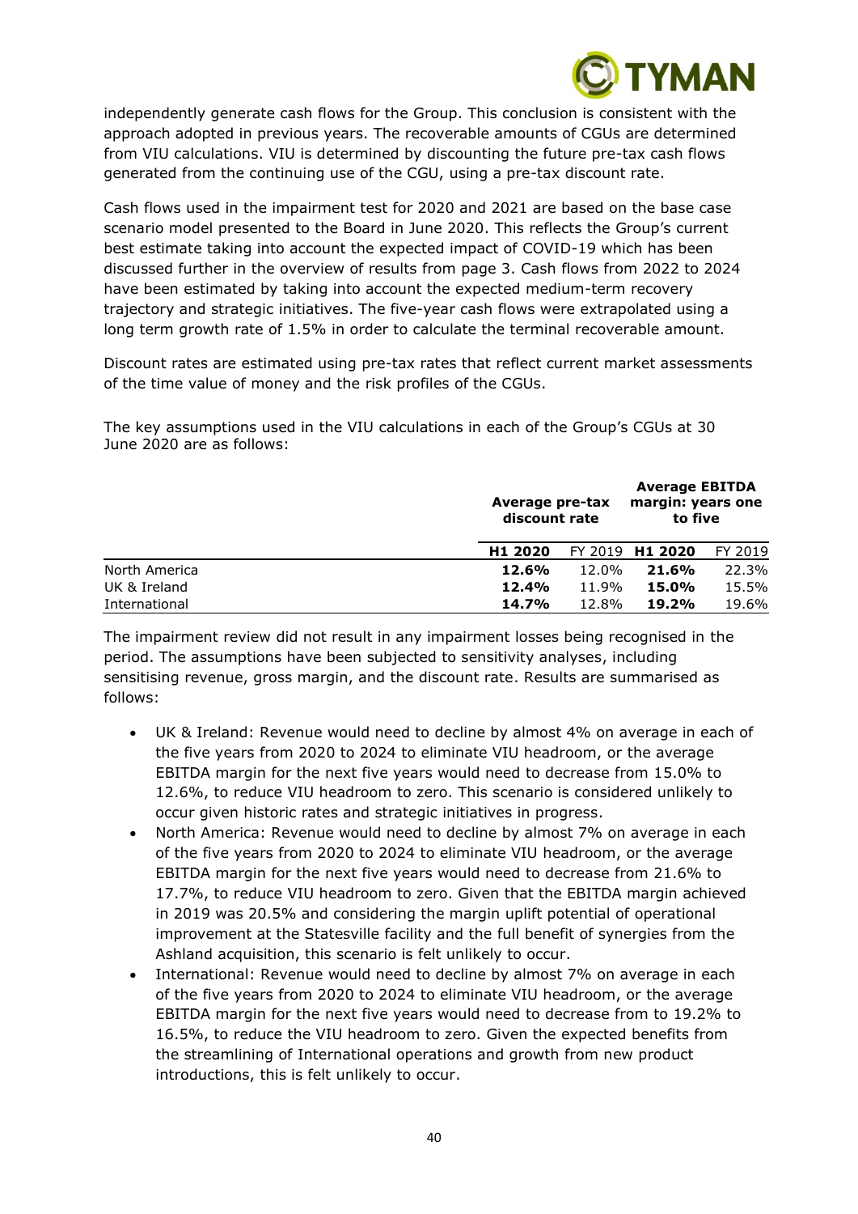independently generate cash flows for the Group. This conclusion is consistent with the approach adopted in previous years. The recoverable amounts of CGUs are determined from VIU calculations. VIU is determined by discounting the future pre-tax cash flows generated from the continuing use of the CGU, using a pre-tax discount rate.

Cash flows used in the impairment test for 2020 and 2021 are based on the base case scenario model presented to the Board in June 2020. This reflects the Group's current best estimate taking into account the expected impact of COVID-19 which has been discussed further in the overview of results from page 3. Cash flows from 2022 to 2024 have been estimated by taking into account the expected medium-term recovery trajectory and strategic initiatives. The five-year cash flows were extrapolated using a long term growth rate of 1.5% in order to calculate the terminal recoverable amount.

Discount rates are estimated using pre-tax rates that reflect current market assessments of the time value of money and the risk profiles of the CGUs.

The key assumptions used in the VIU calculations in each of the Group's CGUs at 30 June 2020 are as follows:

| | **Average pre-tax discount rate** | | **Average EBITDA margin: years one to five** | |
|---|---|---|---|---|
| | **H1 2020** | FY 2019 | **H1 2020** | FY 2019 |
| North America | **12.6%** | 12.0% | **21.6%** | 22.3% |
| UK & Ireland | **12.4%** | 11.9% | **15.0%** | 15.5% |
| International | **14.7%** | 12.8% | **19.2%** | 19.6% |

The impairment review did not result in any impairment losses being recognised in the period. The assumptions have been subjected to sensitivity analyses, including sensitising revenue, gross margin, and the discount rate. Results are summarised as follows:

- UK & Ireland: Revenue would need to decline by almost 4% on average in each of the five years from 2020 to 2024 to eliminate VIU headroom, or the average EBITDA margin for the next five years would need to decrease from 15.0% to 12.6%, to reduce VIU headroom to zero. This scenario is considered unlikely to occur given historic rates and strategic initiatives in progress.
- North America: Revenue would need to decline by almost 7% on average in each of the five years from 2020 to 2024 to eliminate VIU headroom, or the average EBITDA margin for the next five years would need to decrease from 21.6% to 17.7%, to reduce VIU headroom to zero. Given that the EBITDA margin achieved in 2019 was 20.5% and considering the margin uplift potential of operational improvement at the Statesville facility and the full benefit of synergies from the Ashland acquisition, this scenario is felt unlikely to occur.
- International: Revenue would need to decline by almost 7% on average in each of the five years from 2020 to 2024 to eliminate VIU headroom, or the average EBITDA margin for the next five years would need to decrease from to 19.2% to 16.5%, to reduce the VIU headroom to zero. Given the expected benefits from the streamlining of International operations and growth from new product introductions, this is felt unlikely to occur.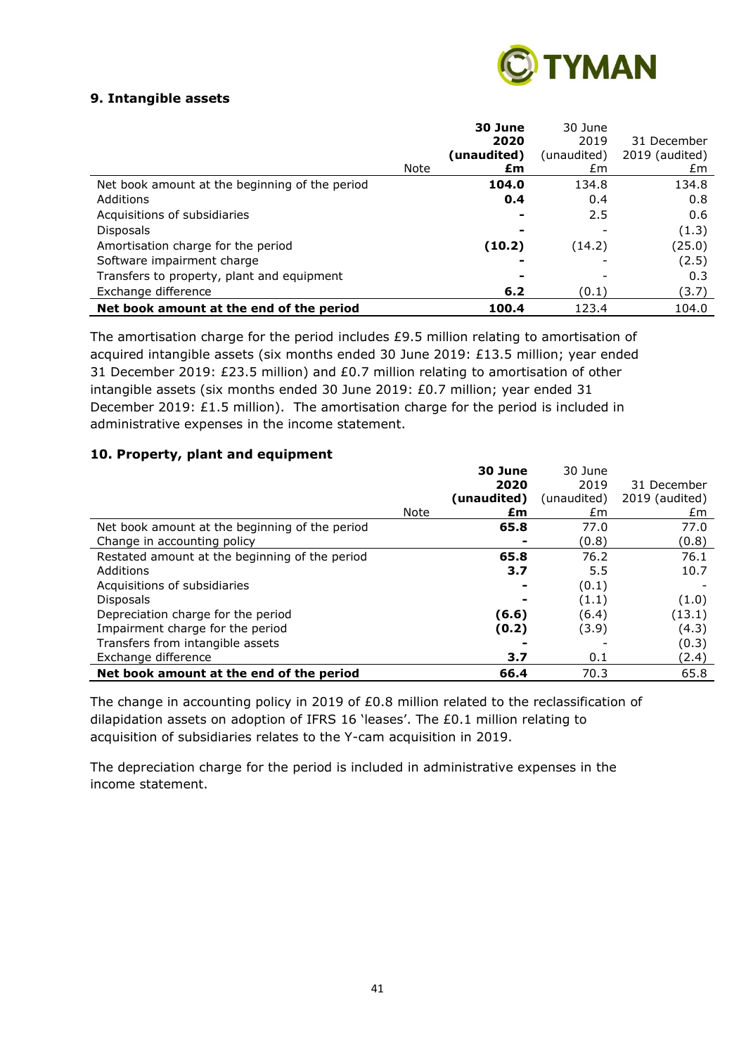## 9. Intangible assets

| | Note | **30 June 2020 (unaudited) £m** | 30 June 2019 (unaudited) £m | 31 December 2019 (audited) £m |
|---|---|---|---|---|
| Net book amount at the beginning of the period | | **104.0** | 134.8 | 134.8 |
| Additions | | **0.4** | 0.4 | 0.8 |
| Acquisitions of subsidiaries | | **-** | 2.5 | 0.6 |
| Disposals | | **-** | - | (1.3) |
| Amortisation charge for the period | | **(10.2)** | (14.2) | (25.0) |
| Software impairment charge | | **-** | - | (2.5) |
| Transfers to property, plant and equipment | | **-** | - | 0.3 |
| Exchange difference | | **6.2** | (0.1) | (3.7) |
| **Net book amount at the end of the period** | | **100.4** | 123.4 | 104.0 |

The amortisation charge for the period includes £9.5 million relating to amortisation of acquired intangible assets (six months ended 30 June 2019: £13.5 million; year ended 31 December 2019: £23.5 million) and £0.7 million relating to amortisation of other intangible assets (six months ended 30 June 2019: £0.7 million; year ended 31 December 2019: £1.5 million). The amortisation charge for the period is included in administrative expenses in the income statement.

## 10. Property, plant and equipment

| | Note | **30 June 2020 (unaudited) £m** | 30 June 2019 (unaudited) £m | 31 December 2019 (audited) £m |
|---|---|---|---|---|
| Net book amount at the beginning of the period | | **65.8** | 77.0 | 77.0 |
| Change in accounting policy | | **-** | (0.8) | (0.8) |
| Restated amount at the beginning of the period | | **65.8** | 76.2 | 76.1 |
| Additions | | **3.7** | 5.5 | 10.7 |
| Acquisitions of subsidiaries | | **-** | (0.1) | - |
| Disposals | | **-** | (1.1) | (1.0) |
| Depreciation charge for the period | | **(6.6)** | (6.4) | (13.1) |
| Impairment charge for the period | | **(0.2)** | (3.9) | (4.3) |
| Transfers from intangible assets | | **-** | - | (0.3) |
| Exchange difference | | **3.7** | 0.1 | (2.4) |
| **Net book amount at the end of the period** | | **66.4** | 70.3 | 65.8 |

The change in accounting policy in 2019 of £0.8 million related to the reclassification of dilapidation assets on adoption of IFRS 16 'leases'. The £0.1 million relating to acquisition of subsidiaries relates to the Y-cam acquisition in 2019.

The depreciation charge for the period is included in administrative expenses in the income statement.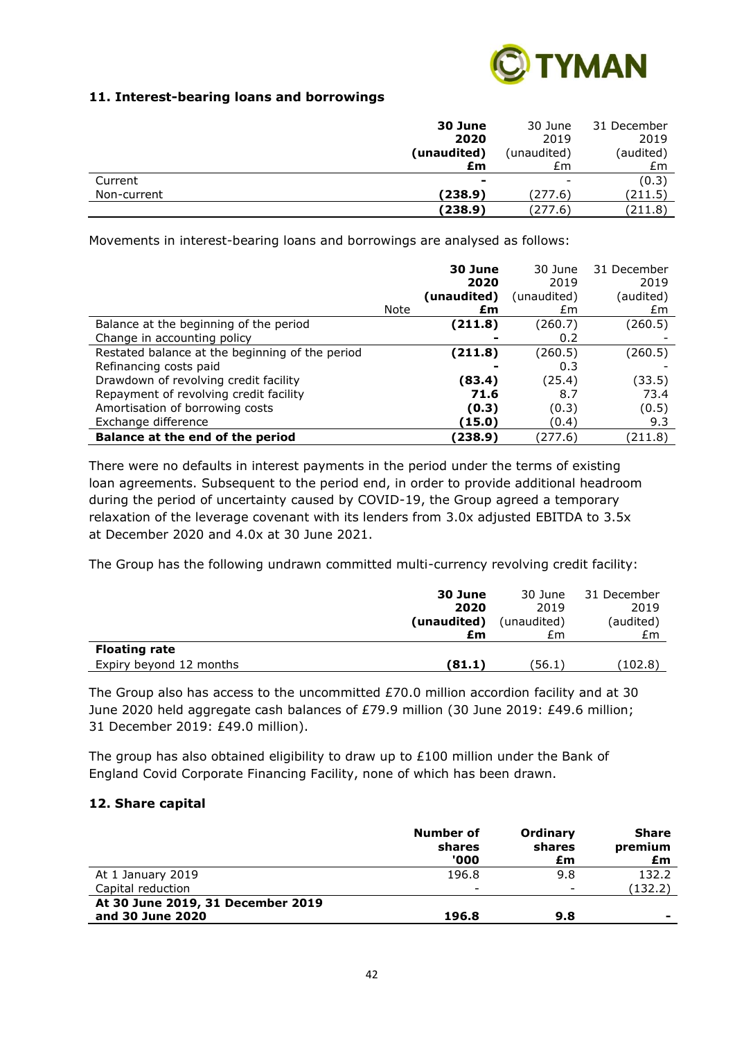## 11. Interest-bearing loans and borrowings

| | 30 June 2020 (unaudited) £m | 30 June 2019 (unaudited) £m | 31 December 2019 (audited) £m |
|---|---|---|---|
| Current | - | - | (0.3) |
| Non-current | (238.9) | (277.6) | (211.5) |
| | (238.9) | (277.6) | (211.8) |

Movements in interest-bearing loans and borrowings are analysed as follows:

| | Note | 30 June 2020 (unaudited) £m | 30 June 2019 (unaudited) £m | 31 December 2019 (audited) £m |
|---|---|---|---|---|
| Balance at the beginning of the period | | (211.8) | (260.7) | (260.5) |
| Change in accounting policy | | - | 0.2 | - |
| Restated balance at the beginning of the period | | (211.8) | (260.5) | (260.5) |
| Refinancing costs paid | | - | 0.3 | - |
| Drawdown of revolving credit facility | | (83.4) | (25.4) | (33.5) |
| Repayment of revolving credit facility | | 71.6 | 8.7 | 73.4 |
| Amortisation of borrowing costs | | (0.3) | (0.3) | (0.5) |
| Exchange difference | | (15.0) | (0.4) | 9.3 |
| **Balance at the end of the period** | | (238.9) | (277.6) | (211.8) |

There were no defaults in interest payments in the period under the terms of existing loan agreements. Subsequent to the period end, in order to provide additional headroom during the period of uncertainty caused by COVID-19, the Group agreed a temporary relaxation of the leverage covenant with its lenders from 3.0x adjusted EBITDA to 3.5x at December 2020 and 4.0x at 30 June 2021.

The Group has the following undrawn committed multi-currency revolving credit facility:

| | 30 June 2020 (unaudited) £m | 30 June 2019 (unaudited) £m | 31 December 2019 (audited) £m |
|---|---|---|---|
| **Floating rate** | | | |
| Expiry beyond 12 months | (81.1) | (56.1) | (102.8) |

The Group also has access to the uncommitted £70.0 million accordion facility and at 30 June 2020 held aggregate cash balances of £79.9 million (30 June 2019: £49.6 million; 31 December 2019: £49.0 million).

The group has also obtained eligibility to draw up to £100 million under the Bank of England Covid Corporate Financing Facility, none of which has been drawn.

## 12. Share capital

| | Number of shares '000 | Ordinary shares £m | Share premium £m |
|---|---|---|---|
| At 1 January 2019 | 196.8 | 9.8 | 132.2 |
| Capital reduction | - | - | (132.2) |
| **At 30 June 2019, 31 December 2019 and 30 June 2020** | 196.8 | 9.8 | - |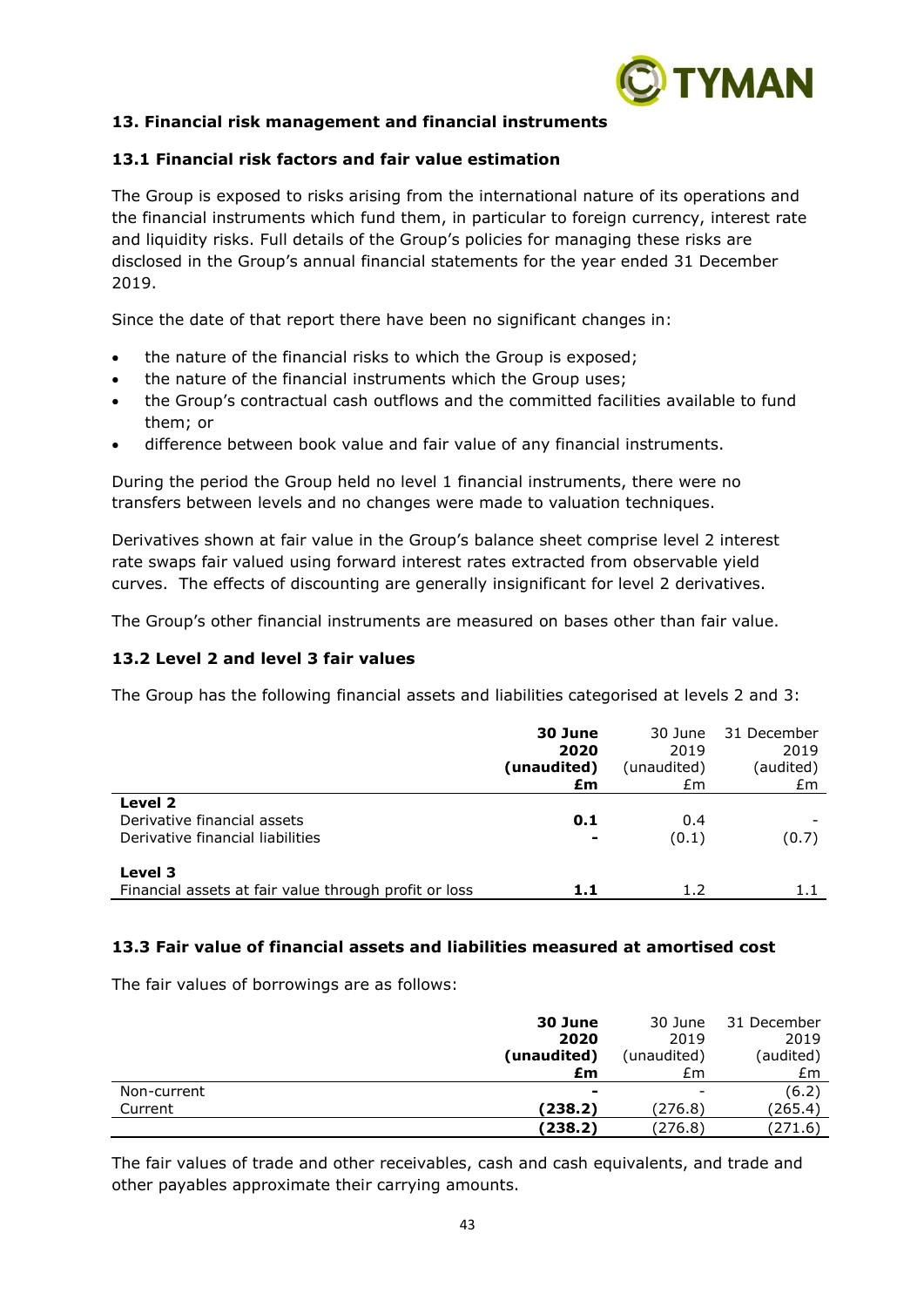## 13. Financial risk management and financial instruments

### 13.1 Financial risk factors and fair value estimation

The Group is exposed to risks arising from the international nature of its operations and the financial instruments which fund them, in particular to foreign currency, interest rate and liquidity risks. Full details of the Group's policies for managing these risks are disclosed in the Group's annual financial statements for the year ended 31 December 2019.

Since the date of that report there have been no significant changes in:

- the nature of the financial risks to which the Group is exposed;
- the nature of the financial instruments which the Group uses;
- the Group's contractual cash outflows and the committed facilities available to fund them; or
- difference between book value and fair value of any financial instruments.

During the period the Group held no level 1 financial instruments, there were no transfers between levels and no changes were made to valuation techniques.

Derivatives shown at fair value in the Group's balance sheet comprise level 2 interest rate swaps fair valued using forward interest rates extracted from observable yield curves. The effects of discounting are generally insignificant for level 2 derivatives.

The Group's other financial instruments are measured on bases other than fair value.

### 13.2 Level 2 and level 3 fair values

The Group has the following financial assets and liabilities categorised at levels 2 and 3:

| | **30 June 2020 (unaudited) £m** | 30 June 2019 (unaudited) £m | 31 December 2019 (audited) £m |
|---|---|---|---|
| **Level 2** | | | |
| Derivative financial assets | **0.1** | 0.4 | - |
| Derivative financial liabilities | **-** | (0.1) | (0.7) |
| **Level 3** | | | |
| Financial assets at fair value through profit or loss | **1.1** | 1.2 | 1.1 |

### 13.3 Fair value of financial assets and liabilities measured at amortised cost

The fair values of borrowings are as follows:

| | **30 June 2020 (unaudited) £m** | 30 June 2019 (unaudited) £m | 31 December 2019 (audited) £m |
|---|---|---|---|
| Non-current | **-** | - | (6.2) |
| Current | **(238.2)** | (276.8) | (265.4) |
| | **(238.2)** | (276.8) | (271.6) |

The fair values of trade and other receivables, cash and cash equivalents, and trade and other payables approximate their carrying amounts.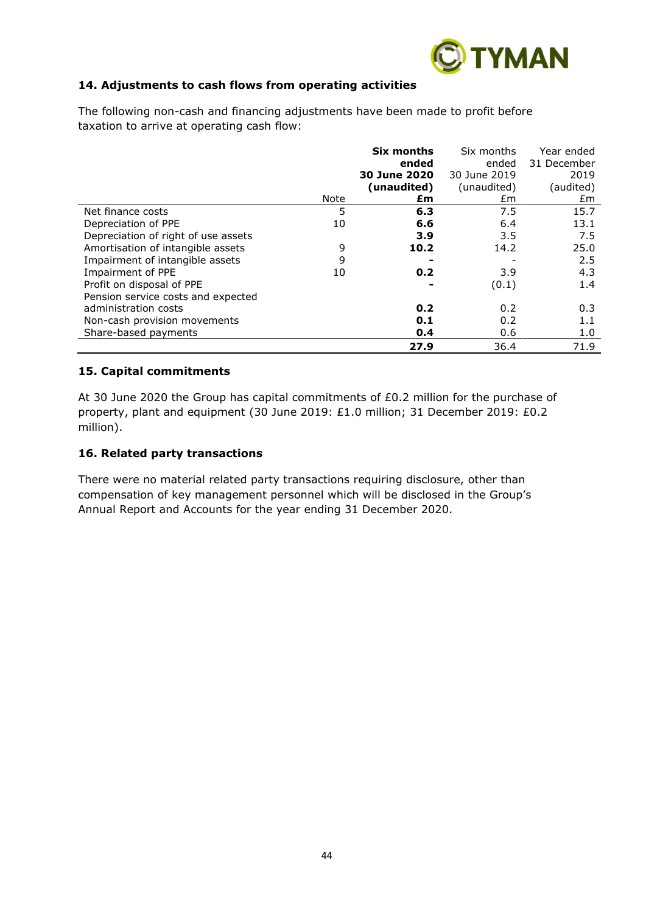## 14. Adjustments to cash flows from operating activities

The following non-cash and financing adjustments have been made to profit before taxation to arrive at operating cash flow:

| | Note | **Six months ended 30 June 2020 (unaudited) £m** | Six months ended 30 June 2019 (unaudited) £m | Year ended 31 December 2019 (audited) £m |
|---|---|---|---|---|
| Net finance costs | 5 | **6.3** | 7.5 | 15.7 |
| Depreciation of PPE | 10 | **6.6** | 6.4 | 13.1 |
| Depreciation of right of use assets | | **3.9** | 3.5 | 7.5 |
| Amortisation of intangible assets | 9 | **10.2** | 14.2 | 25.0 |
| Impairment of intangible assets | 9 | **-** | - | 2.5 |
| Impairment of PPE | 10 | **0.2** | 3.9 | 4.3 |
| Profit on disposal of PPE | | **-** | (0.1) | 1.4 |
| Pension service costs and expected administration costs | | **0.2** | 0.2 | 0.3 |
| Non-cash provision movements | | **0.1** | 0.2 | 1.1 |
| Share-based payments | | **0.4** | 0.6 | 1.0 |
| | | **27.9** | 36.4 | 71.9 |

## 15. Capital commitments

At 30 June 2020 the Group has capital commitments of £0.2 million for the purchase of property, plant and equipment (30 June 2019: £1.0 million; 31 December 2019: £0.2 million).

## 16. Related party transactions

There were no material related party transactions requiring disclosure, other than compensation of key management personnel which will be disclosed in the Group's Annual Report and Accounts for the year ending 31 December 2020.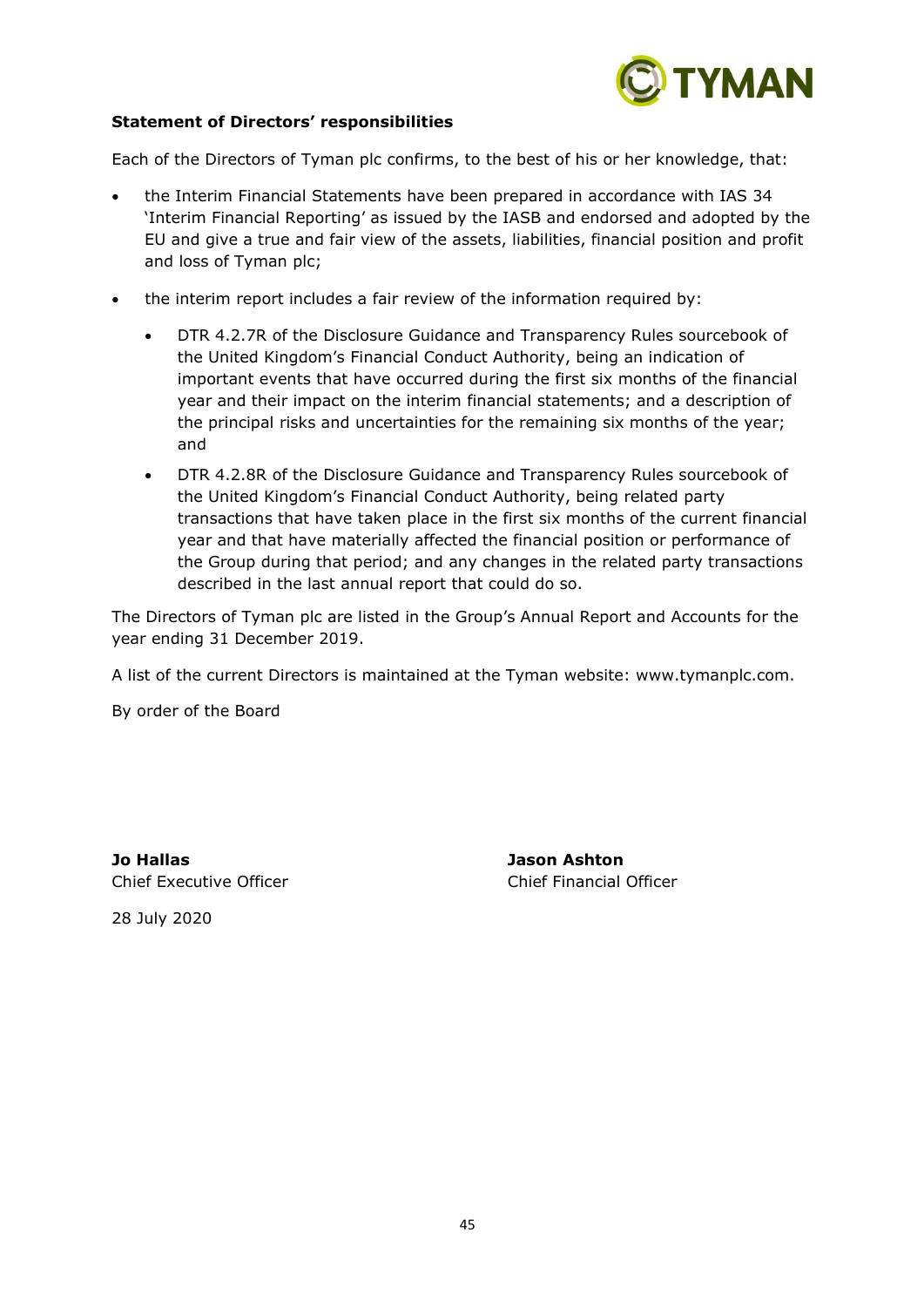**Statement of Directors' responsibilities**

Each of the Directors of Tyman plc confirms, to the best of his or her knowledge, that:

- the Interim Financial Statements have been prepared in accordance with IAS 34 'Interim Financial Reporting' as issued by the IASB and endorsed and adopted by the EU and give a true and fair view of the assets, liabilities, financial position and profit and loss of Tyman plc;
- the interim report includes a fair review of the information required by:
  - DTR 4.2.7R of the Disclosure Guidance and Transparency Rules sourcebook of the United Kingdom's Financial Conduct Authority, being an indication of important events that have occurred during the first six months of the financial year and their impact on the interim financial statements; and a description of the principal risks and uncertainties for the remaining six months of the year; and
  - DTR 4.2.8R of the Disclosure Guidance and Transparency Rules sourcebook of the United Kingdom's Financial Conduct Authority, being related party transactions that have taken place in the first six months of the current financial year and that have materially affected the financial position or performance of the Group during that period; and any changes in the related party transactions described in the last annual report that could do so.

The Directors of Tyman plc are listed in the Group's Annual Report and Accounts for the year ending 31 December 2019.

A list of the current Directors is maintained at the Tyman website: www.tymanplc.com.

By order of the Board

**Jo Hallas**
Chief Executive Officer

**Jason Ashton**
Chief Financial Officer

28 July 2020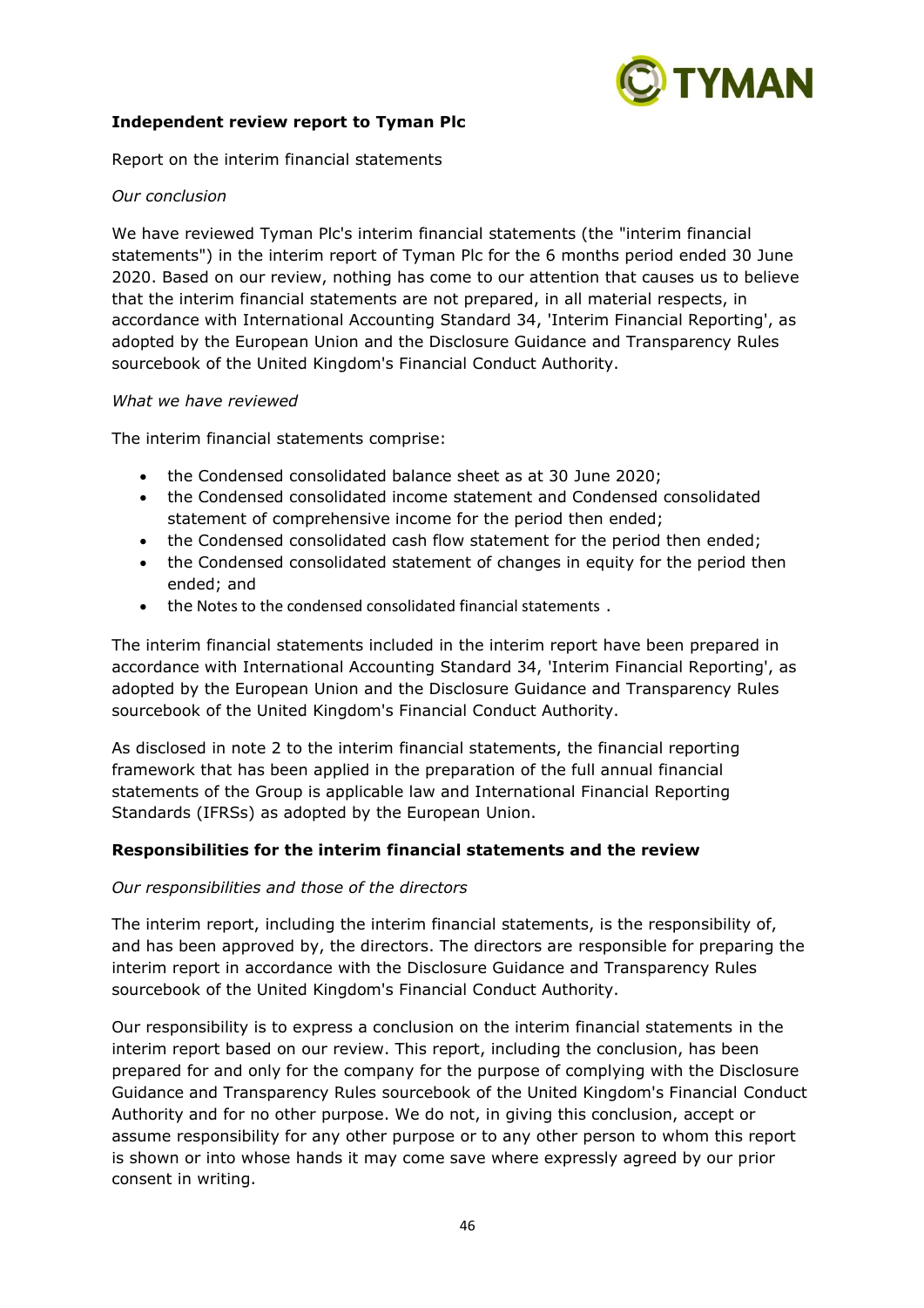**Independent review report to Tyman Plc**

Report on the interim financial statements

*Our conclusion*

We have reviewed Tyman Plc's interim financial statements (the "interim financial statements") in the interim report of Tyman Plc for the 6 months period ended 30 June 2020. Based on our review, nothing has come to our attention that causes us to believe that the interim financial statements are not prepared, in all material respects, in accordance with International Accounting Standard 34, 'Interim Financial Reporting', as adopted by the European Union and the Disclosure Guidance and Transparency Rules sourcebook of the United Kingdom's Financial Conduct Authority.

*What we have reviewed*

The interim financial statements comprise:

- the Condensed consolidated balance sheet as at 30 June 2020;
- the Condensed consolidated income statement and Condensed consolidated statement of comprehensive income for the period then ended;
- the Condensed consolidated cash flow statement for the period then ended;
- the Condensed consolidated statement of changes in equity for the period then ended; and
- the Notes to the condensed consolidated financial statements .

The interim financial statements included in the interim report have been prepared in accordance with International Accounting Standard 34, 'Interim Financial Reporting', as adopted by the European Union and the Disclosure Guidance and Transparency Rules sourcebook of the United Kingdom's Financial Conduct Authority.

As disclosed in note 2 to the interim financial statements, the financial reporting framework that has been applied in the preparation of the full annual financial statements of the Group is applicable law and International Financial Reporting Standards (IFRSs) as adopted by the European Union.

**Responsibilities for the interim financial statements and the review**

*Our responsibilities and those of the directors*

The interim report, including the interim financial statements, is the responsibility of, and has been approved by, the directors. The directors are responsible for preparing the interim report in accordance with the Disclosure Guidance and Transparency Rules sourcebook of the United Kingdom's Financial Conduct Authority.

Our responsibility is to express a conclusion on the interim financial statements in the interim report based on our review. This report, including the conclusion, has been prepared for and only for the company for the purpose of complying with the Disclosure Guidance and Transparency Rules sourcebook of the United Kingdom's Financial Conduct Authority and for no other purpose. We do not, in giving this conclusion, accept or assume responsibility for any other purpose or to any other person to whom this report is shown or into whose hands it may come save where expressly agreed by our prior consent in writing.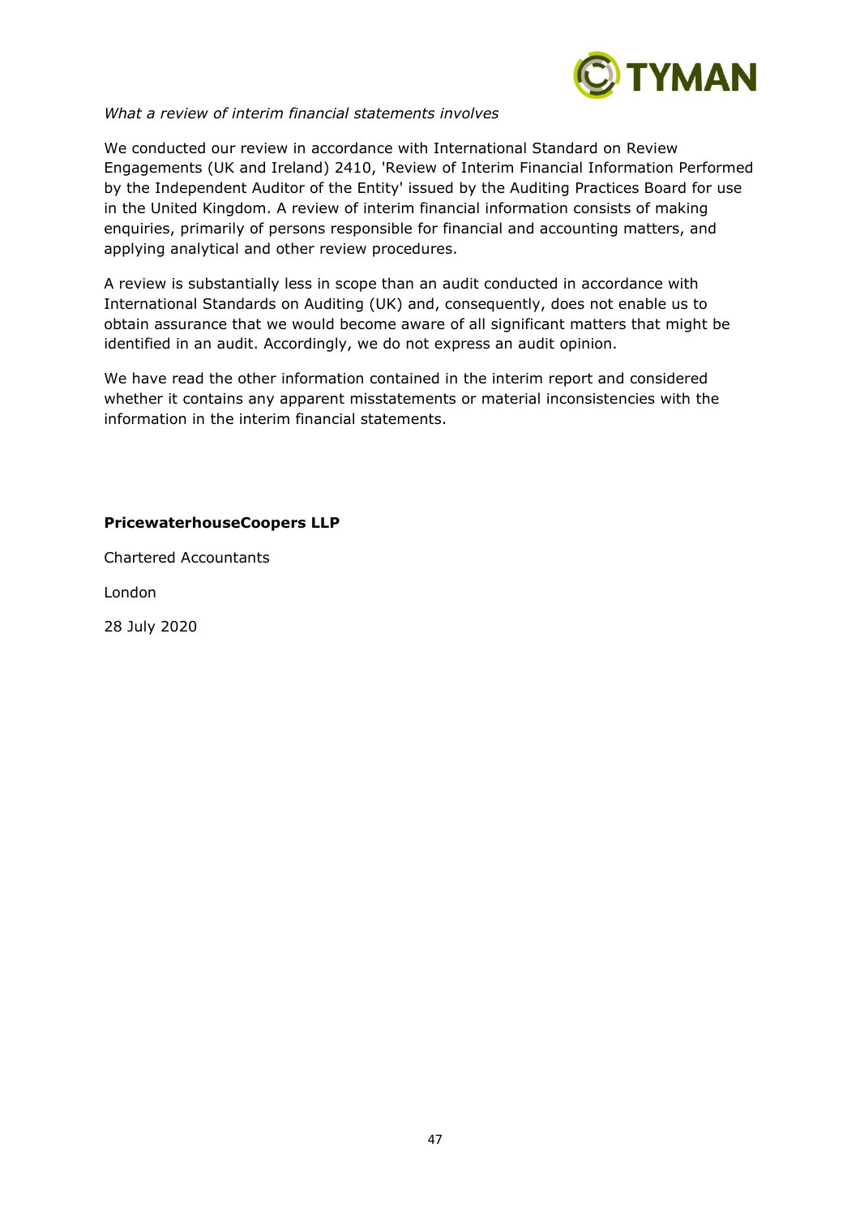*What a review of interim financial statements involves*

We conducted our review in accordance with International Standard on Review Engagements (UK and Ireland) 2410, 'Review of Interim Financial Information Performed by the Independent Auditor of the Entity' issued by the Auditing Practices Board for use in the United Kingdom. A review of interim financial information consists of making enquiries, primarily of persons responsible for financial and accounting matters, and applying analytical and other review procedures.

A review is substantially less in scope than an audit conducted in accordance with International Standards on Auditing (UK) and, consequently, does not enable us to obtain assurance that we would become aware of all significant matters that might be identified in an audit. Accordingly, we do not express an audit opinion.

We have read the other information contained in the interim report and considered whether it contains any apparent misstatements or material inconsistencies with the information in the interim financial statements.

**PricewaterhouseCoopers LLP**

Chartered Accountants

London

28 July 2020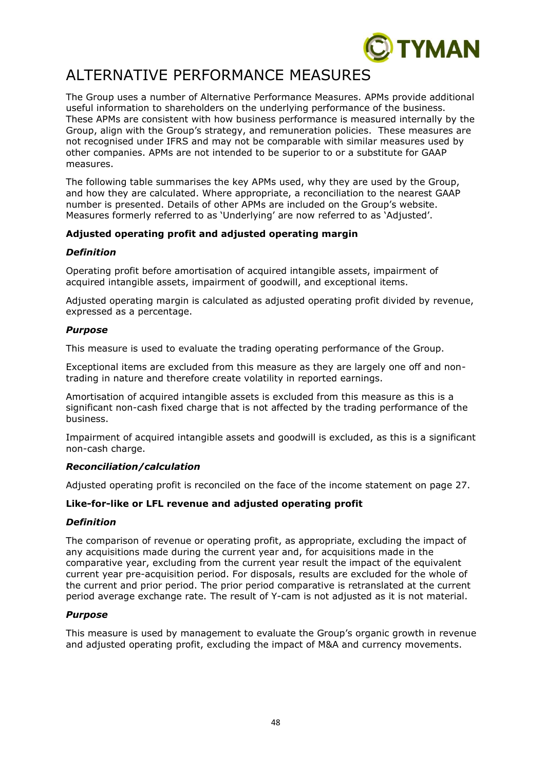# ALTERNATIVE PERFORMANCE MEASURES

The Group uses a number of Alternative Performance Measures. APMs provide additional useful information to shareholders on the underlying performance of the business. These APMs are consistent with how business performance is measured internally by the Group, align with the Group's strategy, and remuneration policies. These measures are not recognised under IFRS and may not be comparable with similar measures used by other companies. APMs are not intended to be superior to or a substitute for GAAP measures.

The following table summarises the key APMs used, why they are used by the Group, and how they are calculated. Where appropriate, a reconciliation to the nearest GAAP number is presented. Details of other APMs are included on the Group's website. Measures formerly referred to as 'Underlying' are now referred to as 'Adjusted'.

**Adjusted operating profit and adjusted operating margin**

***Definition***

Operating profit before amortisation of acquired intangible assets, impairment of acquired intangible assets, impairment of goodwill, and exceptional items.

Adjusted operating margin is calculated as adjusted operating profit divided by revenue, expressed as a percentage.

***Purpose***

This measure is used to evaluate the trading operating performance of the Group.

Exceptional items are excluded from this measure as they are largely one off and non-trading in nature and therefore create volatility in reported earnings.

Amortisation of acquired intangible assets is excluded from this measure as this is a significant non-cash fixed charge that is not affected by the trading performance of the business.

Impairment of acquired intangible assets and goodwill is excluded, as this is a significant non-cash charge.

***Reconciliation/calculation***

Adjusted operating profit is reconciled on the face of the income statement on page 27.

**Like-for-like or LFL revenue and adjusted operating profit**

***Definition***

The comparison of revenue or operating profit, as appropriate, excluding the impact of any acquisitions made during the current year and, for acquisitions made in the comparative year, excluding from the current year result the impact of the equivalent current year pre-acquisition period. For disposals, results are excluded for the whole of the current and prior period. The prior period comparative is retranslated at the current period average exchange rate. The result of Y-cam is not adjusted as it is not material.

***Purpose***

This measure is used by management to evaluate the Group's organic growth in revenue and adjusted operating profit, excluding the impact of M&A and currency movements.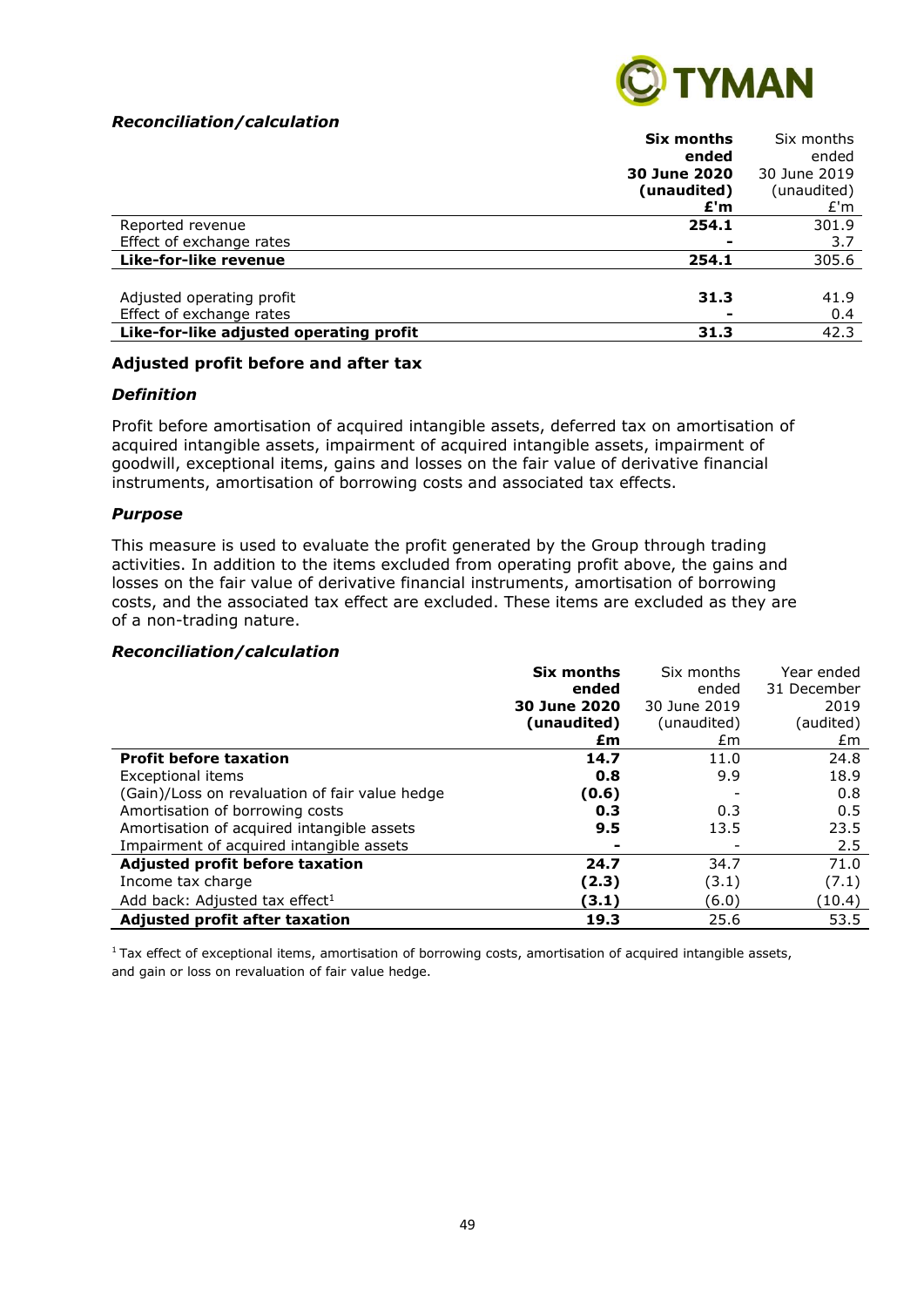### *Reconciliation/calculation*

| | **Six months ended 30 June 2020 (unaudited) £'m** | Six months ended 30 June 2019 (unaudited) £'m |
|---|---|---|
| Reported revenue | **254.1** | 301.9 |
| Effect of exchange rates | **-** | 3.7 |
| **Like-for-like revenue** | **254.1** | 305.6 |
| | | |
| Adjusted operating profit | **31.3** | 41.9 |
| Effect of exchange rates | **-** | 0.4 |
| **Like-for-like adjusted operating profit** | **31.3** | 42.3 |

### **Adjusted profit before and after tax**

#### *Definition*

Profit before amortisation of acquired intangible assets, deferred tax on amortisation of acquired intangible assets, impairment of acquired intangible assets, impairment of goodwill, exceptional items, gains and losses on the fair value of derivative financial instruments, amortisation of borrowing costs and associated tax effects.

#### *Purpose*

This measure is used to evaluate the profit generated by the Group through trading activities. In addition to the items excluded from operating profit above, the gains and losses on the fair value of derivative financial instruments, amortisation of borrowing costs, and the associated tax effect are excluded. These items are excluded as they are of a non-trading nature.

#### *Reconciliation/calculation*

| | **Six months ended 30 June 2020 (unaudited) £m** | Six months ended 30 June 2019 (unaudited) £m | Year ended 31 December 2019 (audited) £m |
|---|---|---|---|
| **Profit before taxation** | **14.7** | 11.0 | 24.8 |
| Exceptional items | **0.8** | 9.9 | 18.9 |
| (Gain)/Loss on revaluation of fair value hedge | **(0.6)** | - | 0.8 |
| Amortisation of borrowing costs | **0.3** | 0.3 | 0.5 |
| Amortisation of acquired intangible assets | **9.5** | 13.5 | 23.5 |
| Impairment of acquired intangible assets | **-** | - | 2.5 |
| **Adjusted profit before taxation** | **24.7** | 34.7 | 71.0 |
| Income tax charge | **(2.3)** | (3.1) | (7.1) |
| Add back: Adjusted tax effect[1] | **(3.1)** | (6.0) | (10.4) |
| **Adjusted profit after taxation** | **19.3** | 25.6 | 53.5 |

[1] Tax effect of exceptional items, amortisation of borrowing costs, amortisation of acquired intangible assets, and gain or loss on revaluation of fair value hedge.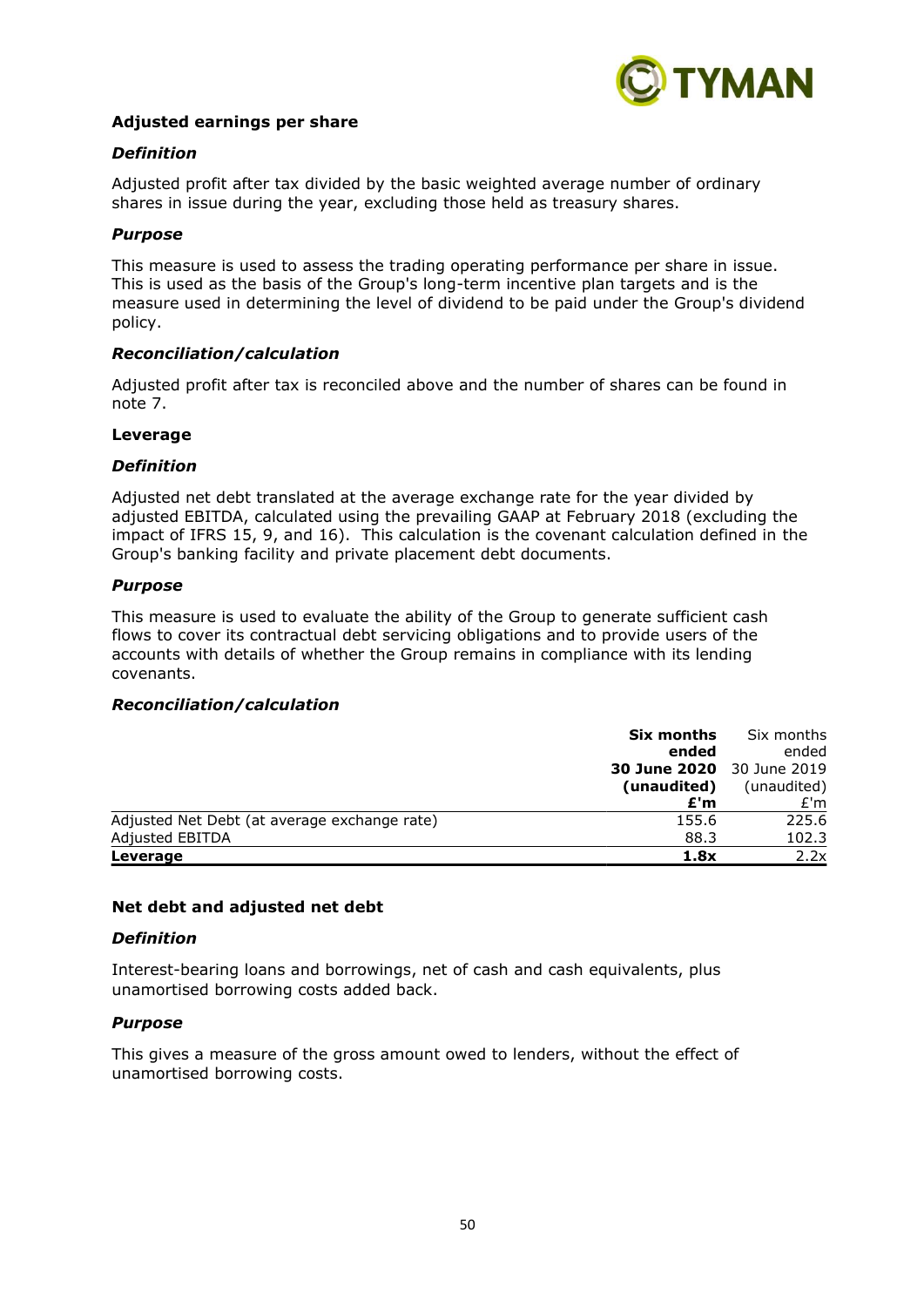**Adjusted earnings per share**

***Definition***

Adjusted profit after tax divided by the basic weighted average number of ordinary shares in issue during the year, excluding those held as treasury shares.

***Purpose***

This measure is used to assess the trading operating performance per share in issue. This is used as the basis of the Group's long-term incentive plan targets and is the measure used in determining the level of dividend to be paid under the Group's dividend policy.

***Reconciliation/calculation***

Adjusted profit after tax is reconciled above and the number of shares can be found in note 7.

**Leverage**

***Definition***

Adjusted net debt translated at the average exchange rate for the year divided by adjusted EBITDA, calculated using the prevailing GAAP at February 2018 (excluding the impact of IFRS 15, 9, and 16). This calculation is the covenant calculation defined in the Group's banking facility and private placement debt documents.

***Purpose***

This measure is used to evaluate the ability of the Group to generate sufficient cash flows to cover its contractual debt servicing obligations and to provide users of the accounts with details of whether the Group remains in compliance with its lending covenants.

***Reconciliation/calculation***

| | **Six months ended 30 June 2020 (unaudited) £'m** | Six months ended 30 June 2019 (unaudited) £'m |
|---|---|---|
| Adjusted Net Debt (at average exchange rate) | 155.6 | 225.6 |
| Adjusted EBITDA | 88.3 | 102.3 |
| **Leverage** | **1.8x** | 2.2x |

**Net debt and adjusted net debt**

***Definition***

Interest-bearing loans and borrowings, net of cash and cash equivalents, plus unamortised borrowing costs added back.

***Purpose***

This gives a measure of the gross amount owed to lenders, without the effect of unamortised borrowing costs.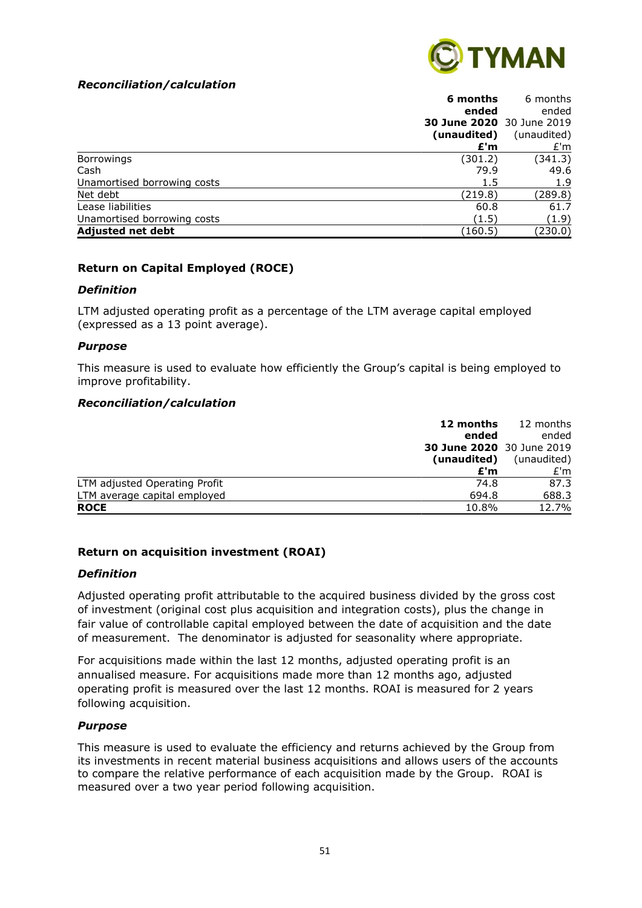***Reconciliation/calculation***

| | **6 months ended 30 June 2020 (unaudited) £'m** | 6 months ended 30 June 2019 (unaudited) £'m |
|---|---|---|
| Borrowings | (301.2) | (341.3) |
| Cash | 79.9 | 49.6 |
| Unamortised borrowing costs | 1.5 | 1.9 |
| Net debt | (219.8) | (289.8) |
| Lease liabilities | 60.8 | 61.7 |
| Unamortised borrowing costs | (1.5) | (1.9) |
| **Adjusted net debt** | (160.5) | (230.0) |

### Return on Capital Employed (ROCE)

***Definition***

LTM adjusted operating profit as a percentage of the LTM average capital employed (expressed as a 13 point average).

***Purpose***

This measure is used to evaluate how efficiently the Group's capital is being employed to improve profitability.

***Reconciliation/calculation***

| | **12 months ended 30 June 2020 (unaudited) £'m** | 12 months ended 30 June 2019 (unaudited) £'m |
|---|---|---|
| LTM adjusted Operating Profit | 74.8 | 87.3 |
| LTM average capital employed | 694.8 | 688.3 |
| **ROCE** | 10.8% | 12.7% |

### Return on acquisition investment (ROAI)

***Definition***

Adjusted operating profit attributable to the acquired business divided by the gross cost of investment (original cost plus acquisition and integration costs), plus the change in fair value of controllable capital employed between the date of acquisition and the date of measurement. The denominator is adjusted for seasonality where appropriate.

For acquisitions made within the last 12 months, adjusted operating profit is an annualised measure. For acquisitions made more than 12 months ago, adjusted operating profit is measured over the last 12 months. ROAI is measured for 2 years following acquisition.

***Purpose***

This measure is used to evaluate the efficiency and returns achieved by the Group from its investments in recent material business acquisitions and allows users of the accounts to compare the relative performance of each acquisition made by the Group. ROAI is measured over a two year period following acquisition.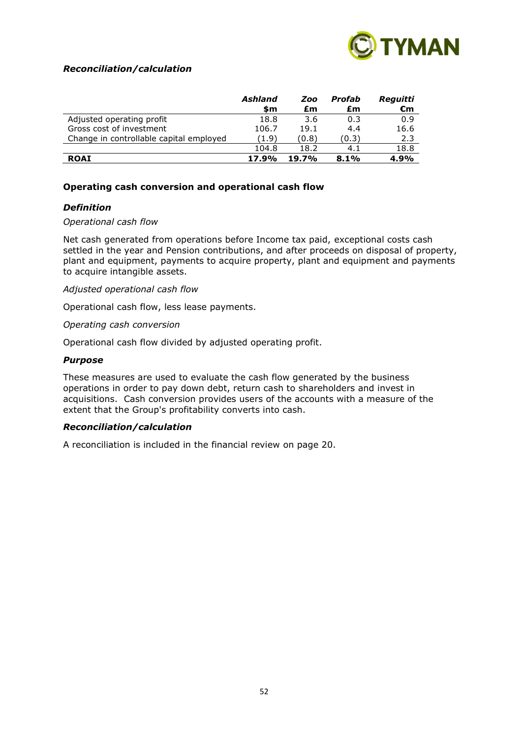### *Reconciliation/calculation*

| | *Ashland* $m | *Zoo* £m | *Profab* £m | *Reguitti* €m |
|---|---|---|---|---|
| Adjusted operating profit | 18.8 | 3.6 | 0.3 | 0.9 |
| Gross cost of investment | 106.7 | 19.1 | 4.4 | 16.6 |
| Change in controllable capital employed | (1.9) | (0.8) | (0.3) | 2.3 |
| | 104.8 | 18.2 | 4.1 | 18.8 |
| **ROAI** | **17.9%** | **19.7%** | **8.1%** | **4.9%** |

### **Operating cash conversion and operational cash flow**

#### ***Definition***

*Operational cash flow*

Net cash generated from operations before Income tax paid, exceptional costs cash settled in the year and Pension contributions, and after proceeds on disposal of property, plant and equipment, payments to acquire property, plant and equipment and payments to acquire intangible assets.

*Adjusted operational cash flow*

Operational cash flow, less lease payments.

*Operating cash conversion*

Operational cash flow divided by adjusted operating profit.

#### ***Purpose***

These measures are used to evaluate the cash flow generated by the business operations in order to pay down debt, return cash to shareholders and invest in acquisitions. Cash conversion provides users of the accounts with a measure of the extent that the Group's profitability converts into cash.

#### ***Reconciliation/calculation***

A reconciliation is included in the financial review on page 20.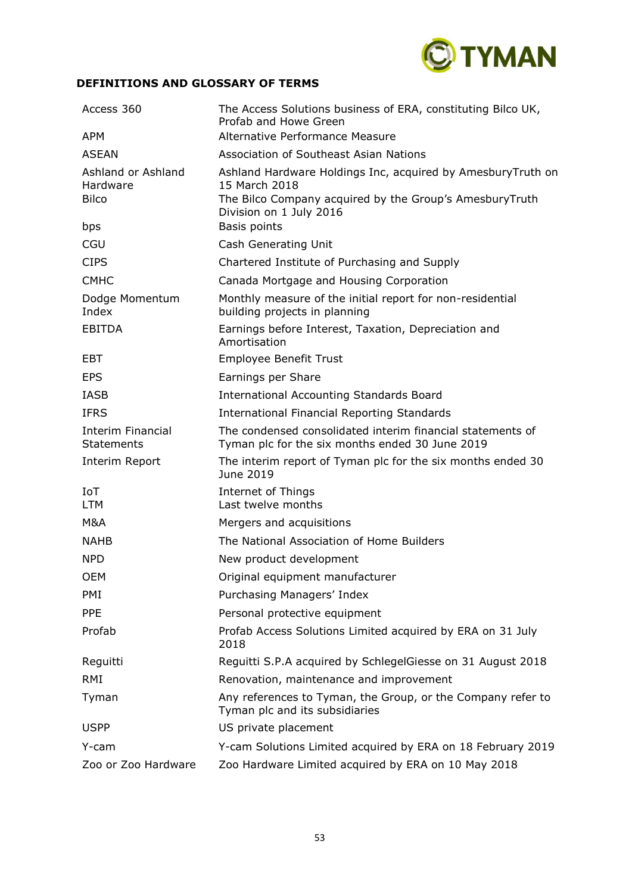**DEFINITIONS AND GLOSSARY OF TERMS**

| | |
|---|---|
| Access 360 | The Access Solutions business of ERA, constituting Bilco UK, Profab and Howe Green |
| APM | Alternative Performance Measure |
| ASEAN | Association of Southeast Asian Nations |
| Ashland or Ashland Hardware | Ashland Hardware Holdings Inc, acquired by AmesburyTruth on 15 March 2018 |
| Bilco | The Bilco Company acquired by the Group's AmesburyTruth Division on 1 July 2016 |
| bps | Basis points |
| CGU | Cash Generating Unit |
| CIPS | Chartered Institute of Purchasing and Supply |
| CMHC | Canada Mortgage and Housing Corporation |
| Dodge Momentum Index | Monthly measure of the initial report for non-residential building projects in planning |
| EBITDA | Earnings before Interest, Taxation, Depreciation and Amortisation |
| EBT | Employee Benefit Trust |
| EPS | Earnings per Share |
| IASB | International Accounting Standards Board |
| IFRS | International Financial Reporting Standards |
| Interim Financial Statements | The condensed consolidated interim financial statements of Tyman plc for the six months ended 30 June 2019 |
| Interim Report | The interim report of Tyman plc for the six months ended 30 June 2019 |
| IoT | Internet of Things |
| LTM | Last twelve months |
| M&A | Mergers and acquisitions |
| NAHB | The National Association of Home Builders |
| NPD | New product development |
| OEM | Original equipment manufacturer |
| PMI | Purchasing Managers' Index |
| PPE | Personal protective equipment |
| Profab | Profab Access Solutions Limited acquired by ERA on 31 July 2018 |
| Reguitti | Reguitti S.P.A acquired by SchlegelGiesse on 31 August 2018 |
| RMI | Renovation, maintenance and improvement |
| Tyman | Any references to Tyman, the Group, or the Company refer to Tyman plc and its subsidiaries |
| USPP | US private placement |
| Y-cam | Y-cam Solutions Limited acquired by ERA on 18 February 2019 |
| Zoo or Zoo Hardware | Zoo Hardware Limited acquired by ERA on 10 May 2018 |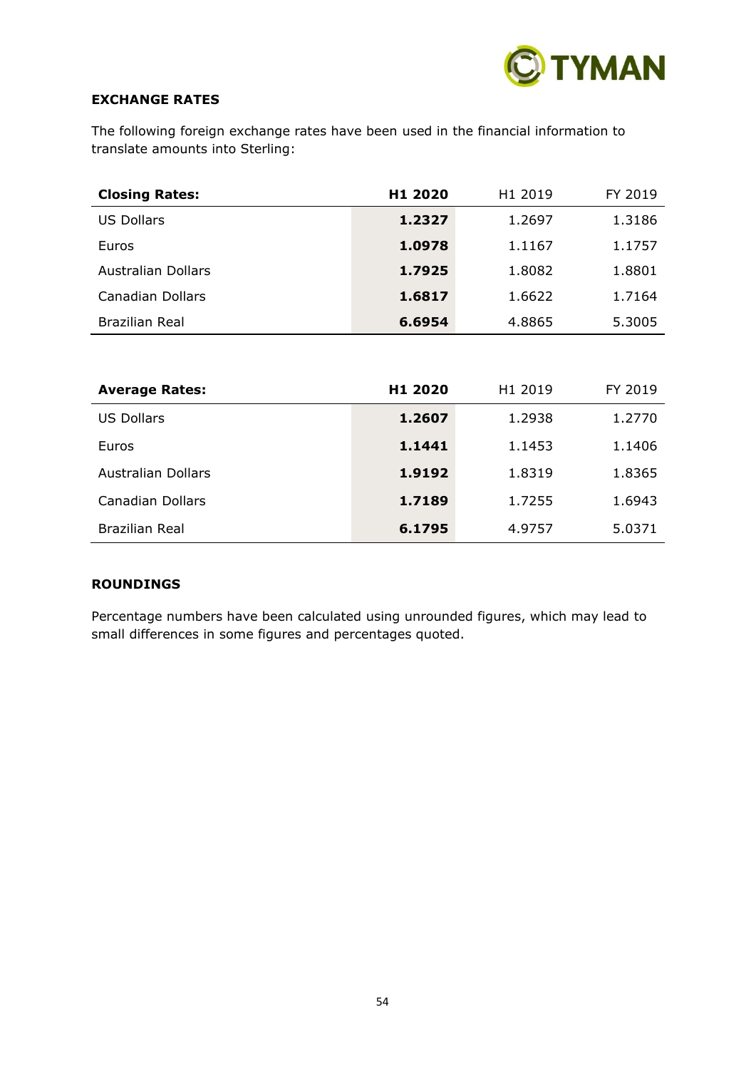## EXCHANGE RATES

The following foreign exchange rates have been used in the financial information to translate amounts into Sterling:

| Closing Rates: | H1 2020 | H1 2019 | FY 2019 |
|---|---|---|---|
| US Dollars | **1.2327** | 1.2697 | 1.3186 |
| Euros | **1.0978** | 1.1167 | 1.1757 |
| Australian Dollars | **1.7925** | 1.8082 | 1.8801 |
| Canadian Dollars | **1.6817** | 1.6622 | 1.7164 |
| Brazilian Real | **6.6954** | 4.8865 | 5.3005 |

| Average Rates: | H1 2020 | H1 2019 | FY 2019 |
|---|---|---|---|
| US Dollars | **1.2607** | 1.2938 | 1.2770 |
| Euros | **1.1441** | 1.1453 | 1.1406 |
| Australian Dollars | **1.9192** | 1.8319 | 1.8365 |
| Canadian Dollars | **1.7189** | 1.7255 | 1.6943 |
| Brazilian Real | **6.1795** | 4.9757 | 5.0371 |

## ROUNDINGS

Percentage numbers have been calculated using unrounded figures, which may lead to small differences in some figures and percentages quoted.